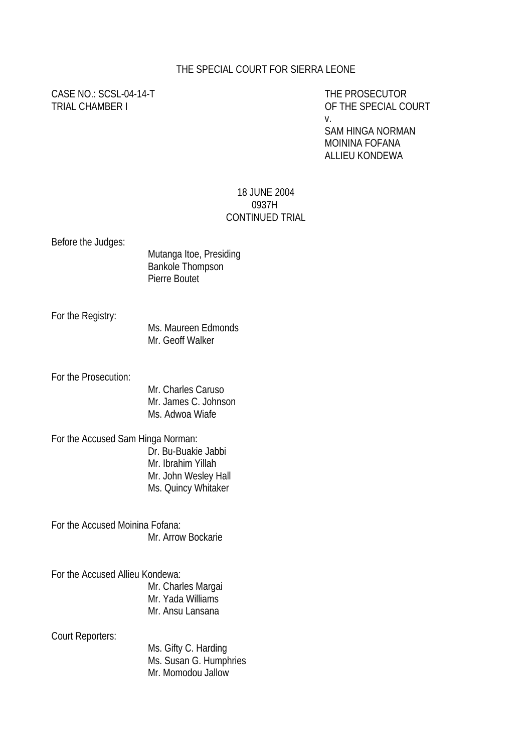THE SPECIAL COURT FOR SIERRA LEONE

CASE NO.: SCSL-04-14-T
TRIAL CHAMBER I

THE PROSECUTOR
OF THE SPECIAL COURT
v.
SAM HINGA NORMAN
MOININA FOFANA
ALLIEU KONDEWA

18 JUNE 2004
0937H
CONTINUED TRIAL

Before the Judges:

Mutanga Itoe, Presiding
Bankole Thompson
Pierre Boutet

For the Registry:

Ms. Maureen Edmonds
Mr. Geoff Walker

For the Prosecution:

Mr. Charles Caruso
Mr. James C. Johnson
Ms. Adwoa Wiafe

For the Accused Sam Hinga Norman:

Dr. Bu-Buakie Jabbi
Mr. Ibrahim Yillah
Mr. John Wesley Hall
Ms. Quincy Whitaker

For the Accused Moinina Fofana:

Mr. Arrow Bockarie

For the Accused Allieu Kondewa:

Mr. Charles Margai
Mr. Yada Williams
Mr. Ansu Lansana

Court Reporters:

Ms. Gifty C. Harding
Ms. Susan G. Humphries
Mr. Momodou Jallow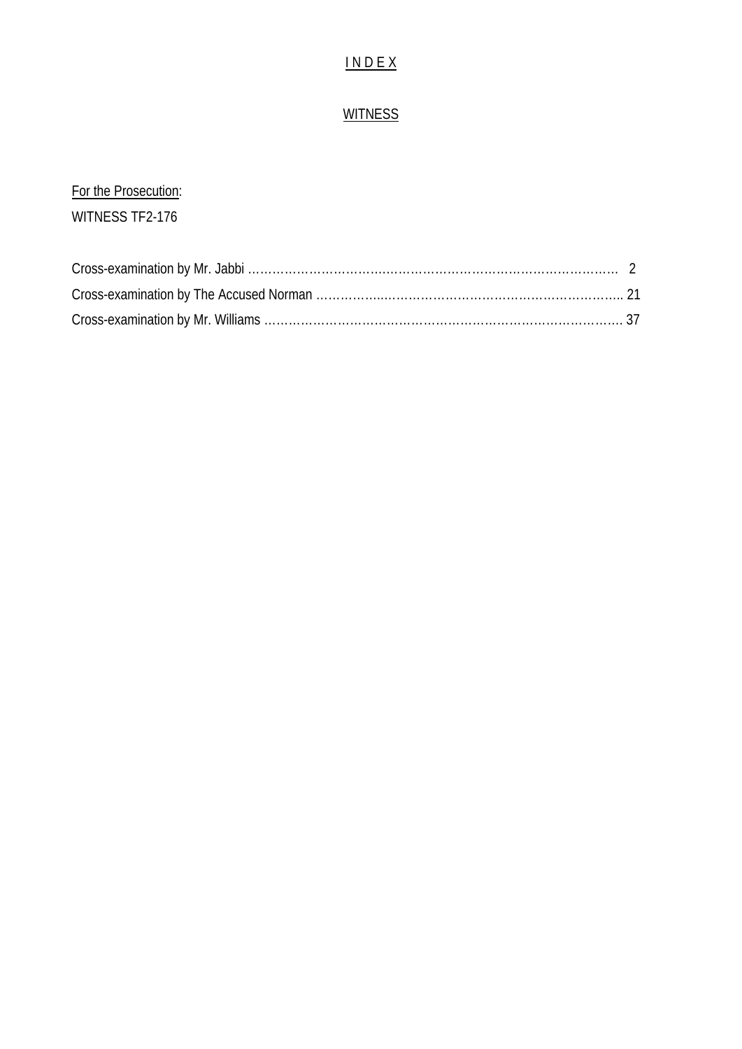# I N D E X

## WITNESS

For the Prosecution:

WITNESS TF2-176

Cross-examination by Mr. Jabbi ……………………………………………………………………………… 2

Cross-examination by The Accused Norman ……………………………………………………………….. 21

Cross-examination by Mr. Williams ………………………………………………………………………… 37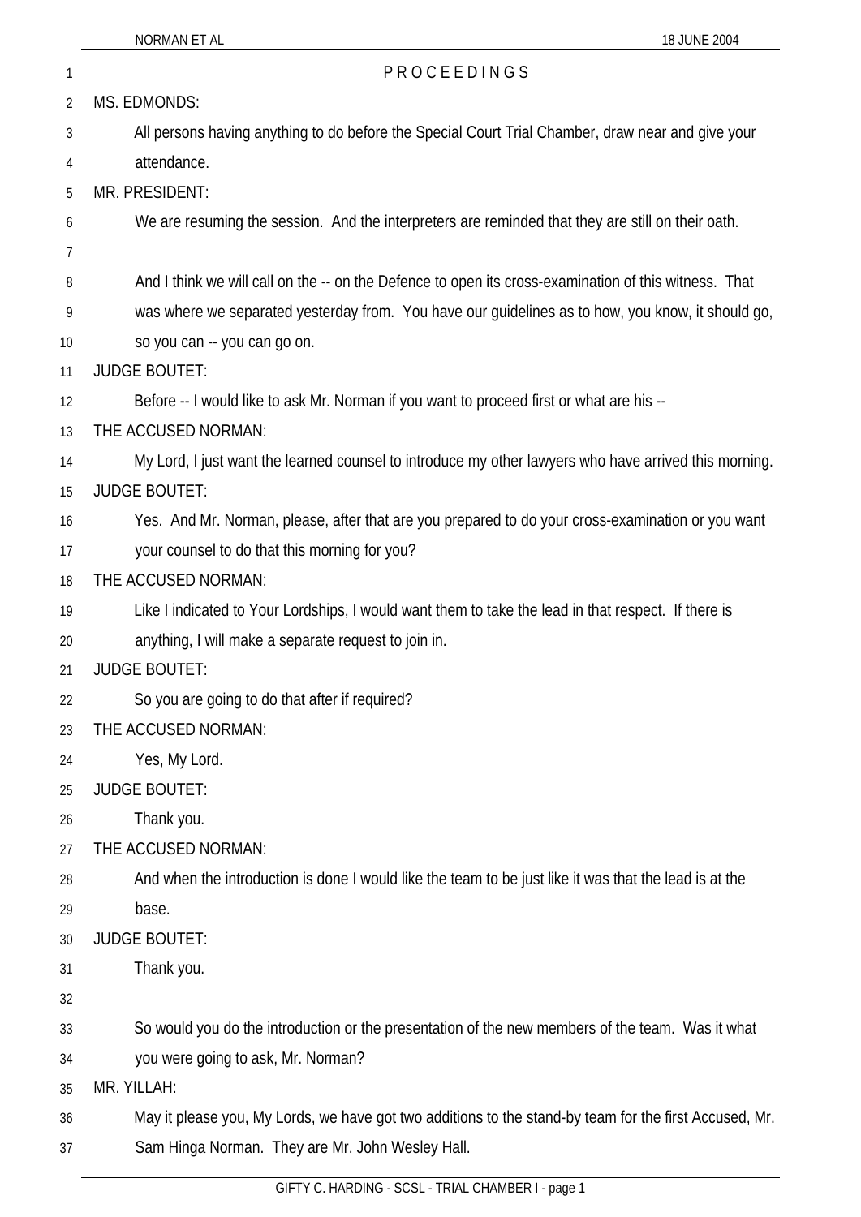PROCEEDINGS

MS. EDMONDS:

All persons having anything to do before the Special Court Trial Chamber, draw near and give your attendance.

MR. PRESIDENT:

We are resuming the session. And the interpreters are reminded that they are still on their oath.

And I think we will call on the -- on the Defence to open its cross-examination of this witness. That was where we separated yesterday from. You have our guidelines as to how, you know, it should go, so you can -- you can go on.

JUDGE BOUTET:

Before -- I would like to ask Mr. Norman if you want to proceed first or what are his --

THE ACCUSED NORMAN:

My Lord, I just want the learned counsel to introduce my other lawyers who have arrived this morning.

JUDGE BOUTET:

Yes. And Mr. Norman, please, after that are you prepared to do your cross-examination or you want your counsel to do that this morning for you?

THE ACCUSED NORMAN:

Like I indicated to Your Lordships, I would want them to take the lead in that respect. If there is anything, I will make a separate request to join in.

JUDGE BOUTET:

So you are going to do that after if required?

THE ACCUSED NORMAN:

Yes, My Lord.

JUDGE BOUTET:

Thank you.

THE ACCUSED NORMAN:

And when the introduction is done I would like the team to be just like it was that the lead is at the base.

JUDGE BOUTET:

Thank you.

So would you do the introduction or the presentation of the new members of the team. Was it what you were going to ask, Mr. Norman?

MR. YILLAH:

May it please you, My Lords, we have got two additions to the stand-by team for the first Accused, Mr. Sam Hinga Norman. They are Mr. John Wesley Hall.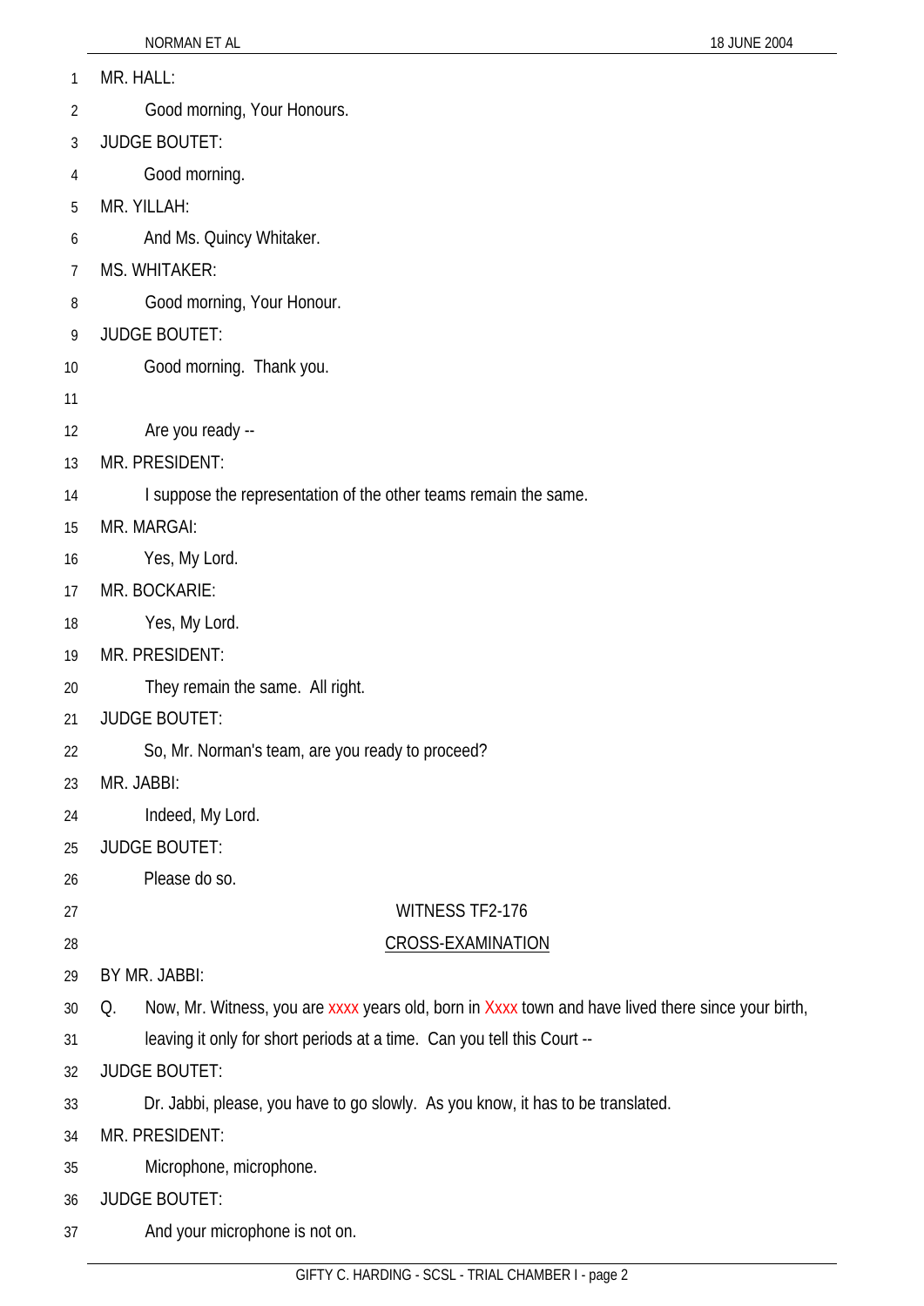MR. HALL:

Good morning, Your Honours.

JUDGE BOUTET:

Good morning.

MR. YILLAH:

And Ms. Quincy Whitaker.

MS. WHITAKER:

Good morning, Your Honour.

JUDGE BOUTET:

Good morning. Thank you.

Are you ready --

MR. PRESIDENT:

I suppose the representation of the other teams remain the same.

MR. MARGAI:

Yes, My Lord.

MR. BOCKARIE:

Yes, My Lord.

MR. PRESIDENT:

They remain the same. All right.

JUDGE BOUTET:

So, Mr. Norman's team, are you ready to proceed?

MR. JABBI:

Indeed, My Lord.

JUDGE BOUTET:

Please do so.

WITNESS TF2-176

CROSS-EXAMINATION

BY MR. JABBI:

Q. Now, Mr. Witness, you are xxxx years old, born in Xxxx town and have lived there since your birth, leaving it only for short periods at a time. Can you tell this Court --

JUDGE BOUTET:

Dr. Jabbi, please, you have to go slowly. As you know, it has to be translated.

MR. PRESIDENT:

Microphone, microphone.

JUDGE BOUTET:

And your microphone is not on.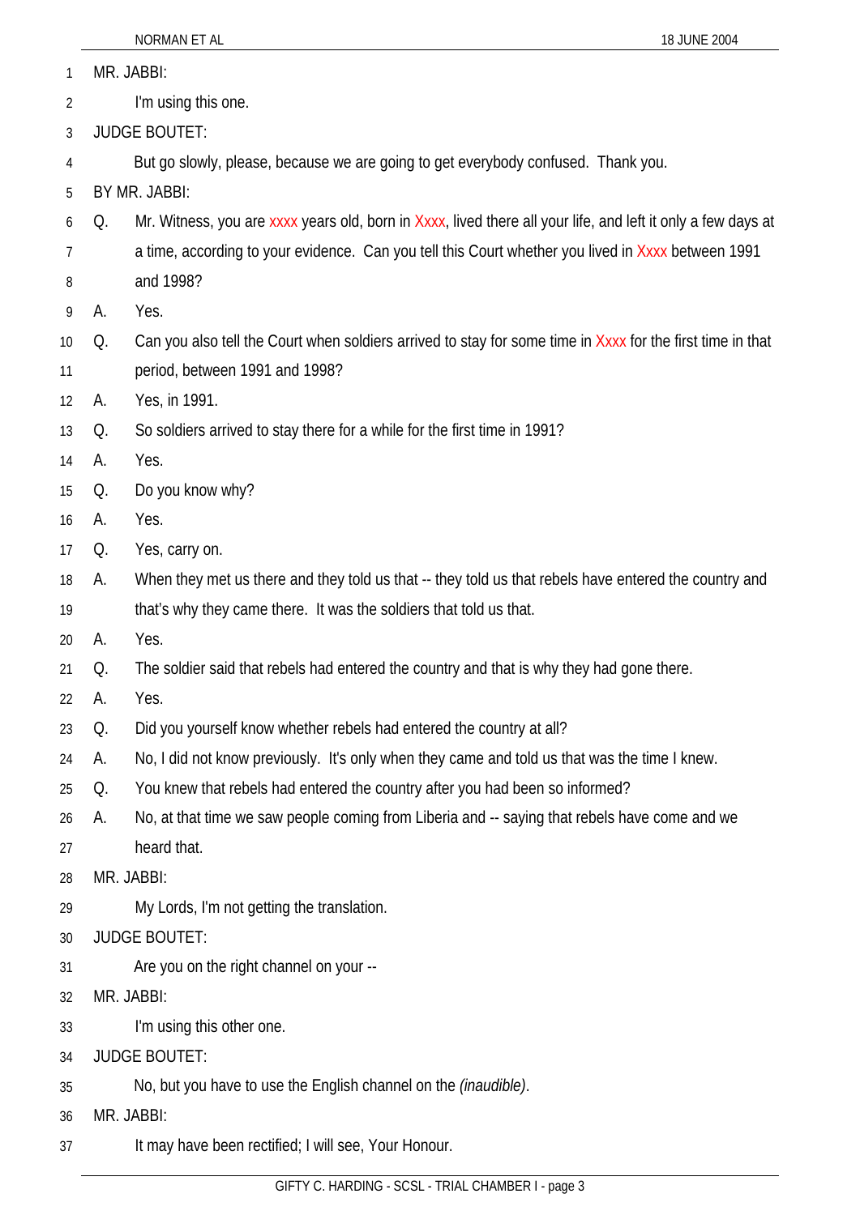MR. JABBI:

I'm using this one.

JUDGE BOUTET:

But go slowly, please, because we are going to get everybody confused. Thank you.

BY MR. JABBI:

Q. Mr. Witness, you are xxxx years old, born in Xxxx, lived there all your life, and left it only a few days at a time, according to your evidence. Can you tell this Court whether you lived in Xxxx between 1991 and 1998?

A. Yes.

Q. Can you also tell the Court when soldiers arrived to stay for some time in Xxxx for the first time in that period, between 1991 and 1998?

A. Yes, in 1991.

Q. So soldiers arrived to stay there for a while for the first time in 1991?

A. Yes.

Q. Do you know why?

A. Yes.

Q. Yes, carry on.

A. When they met us there and they told us that -- they told us that rebels have entered the country and that's why they came there. It was the soldiers that told us that.

A. Yes.

Q. The soldier said that rebels had entered the country and that is why they had gone there.

A. Yes.

Q. Did you yourself know whether rebels had entered the country at all?

A. No, I did not know previously. It's only when they came and told us that was the time I knew.

Q. You knew that rebels had entered the country after you had been so informed?

A. No, at that time we saw people coming from Liberia and -- saying that rebels have come and we heard that.

MR. JABBI:

My Lords, I'm not getting the translation.

JUDGE BOUTET:

Are you on the right channel on your --

MR. JABBI:

I'm using this other one.

JUDGE BOUTET:

No, but you have to use the English channel on the *(inaudible)*.

MR. JABBI:

It may have been rectified; I will see, Your Honour.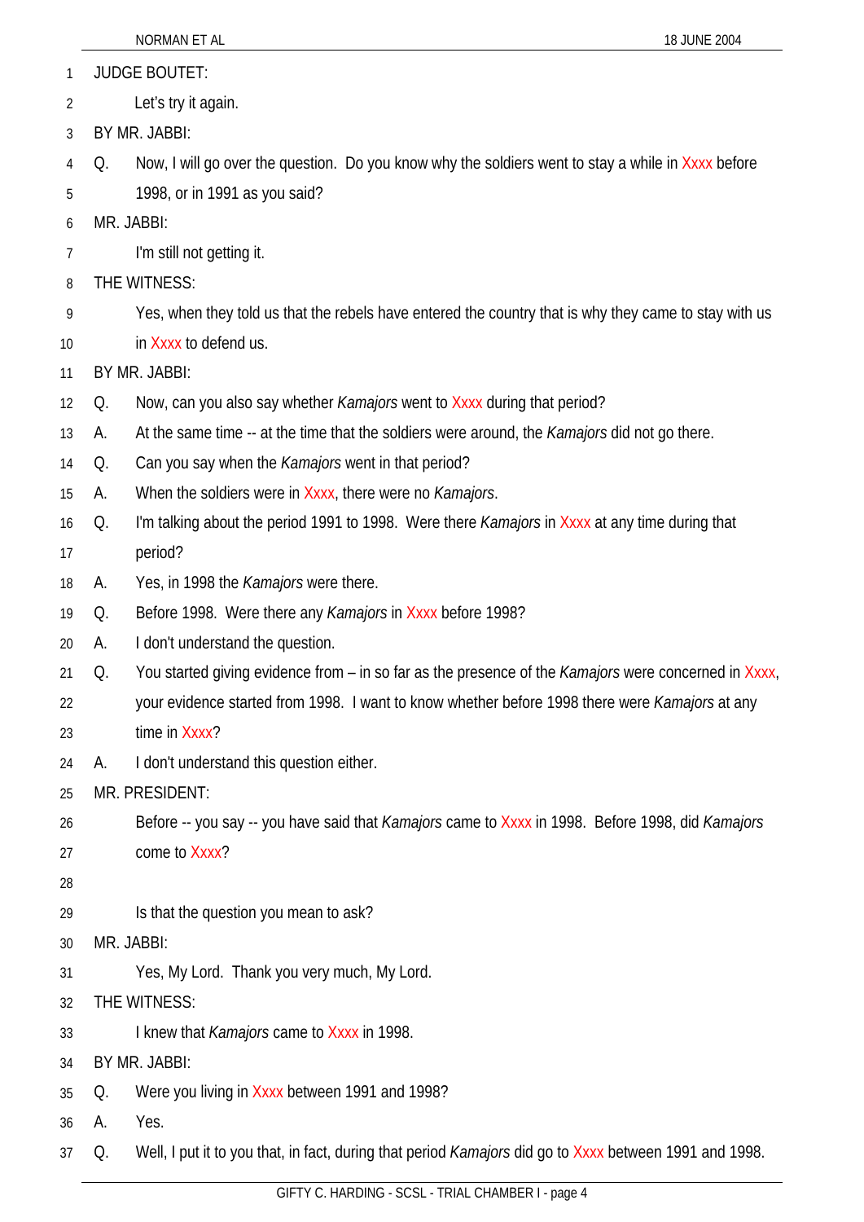JUDGE BOUTET:

Let's try it again.

BY MR. JABBI:

Q. Now, I will go over the question. Do you know why the soldiers went to stay a while in Xxxx before 1998, or in 1991 as you said?

MR. JABBI:

I'm still not getting it.

THE WITNESS:

Yes, when they told us that the rebels have entered the country that is why they came to stay with us in Xxxx to defend us.

BY MR. JABBI:

Q. Now, can you also say whether *Kamajors* went to Xxxx during that period?

A. At the same time -- at the time that the soldiers were around, the *Kamajors* did not go there.

Q. Can you say when the *Kamajors* went in that period?

A. When the soldiers were in Xxxx, there were no *Kamajors*.

Q. I'm talking about the period 1991 to 1998. Were there *Kamajors* in Xxxx at any time during that period?

A. Yes, in 1998 the *Kamajors* were there.

Q. Before 1998. Were there any *Kamajors* in Xxxx before 1998?

A. I don't understand the question.

Q. You started giving evidence from – in so far as the presence of the *Kamajors* were concerned in Xxxx, your evidence started from 1998. I want to know whether before 1998 there were *Kamajors* at any time in Xxxx?

A. I don't understand this question either.

MR. PRESIDENT:

Before -- you say -- you have said that *Kamajors* came to Xxxx in 1998. Before 1998, did *Kamajors* come to Xxxx?

Is that the question you mean to ask?

MR. JABBI:

Yes, My Lord. Thank you very much, My Lord.

THE WITNESS:

I knew that *Kamajors* came to Xxxx in 1998.

BY MR. JABBI:

Q. Were you living in Xxxx between 1991 and 1998?

A. Yes.

Q. Well, I put it to you that, in fact, during that period *Kamajors* did go to Xxxx between 1991 and 1998.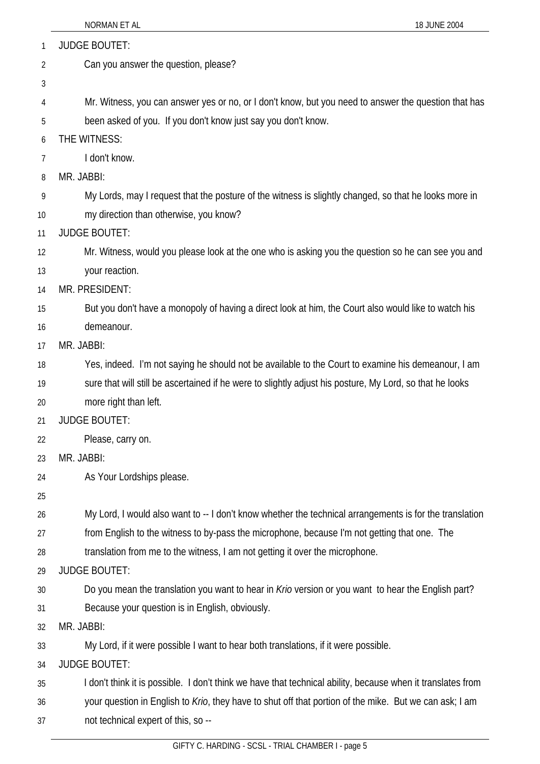JUDGE BOUTET:

Can you answer the question, please?

Mr. Witness, you can answer yes or no, or I don't know, but you need to answer the question that has been asked of you. If you don't know just say you don't know.

THE WITNESS:

I don't know.

MR. JABBI:

My Lords, may I request that the posture of the witness is slightly changed, so that he looks more in my direction than otherwise, you know?

JUDGE BOUTET:

Mr. Witness, would you please look at the one who is asking you the question so he can see you and your reaction.

MR. PRESIDENT:

But you don't have a monopoly of having a direct look at him, the Court also would like to watch his demeanour.

MR. JABBI:

Yes, indeed. I'm not saying he should not be available to the Court to examine his demeanour, I am sure that will still be ascertained if he were to slightly adjust his posture, My Lord, so that he looks more right than left.

JUDGE BOUTET:

Please, carry on.

MR. JABBI:

As Your Lordships please.

My Lord, I would also want to -- I don't know whether the technical arrangements is for the translation from English to the witness to by-pass the microphone, because I'm not getting that one. The translation from me to the witness, I am not getting it over the microphone.

JUDGE BOUTET:

Do you mean the translation you want to hear in *Krio* version or you want to hear the English part? Because your question is in English, obviously.

MR. JABBI:

My Lord, if it were possible I want to hear both translations, if it were possible.

JUDGE BOUTET:

I don't think it is possible. I don't think we have that technical ability, because when it translates from your question in English to *Krio*, they have to shut off that portion of the mike. But we can ask; I am not technical expert of this, so --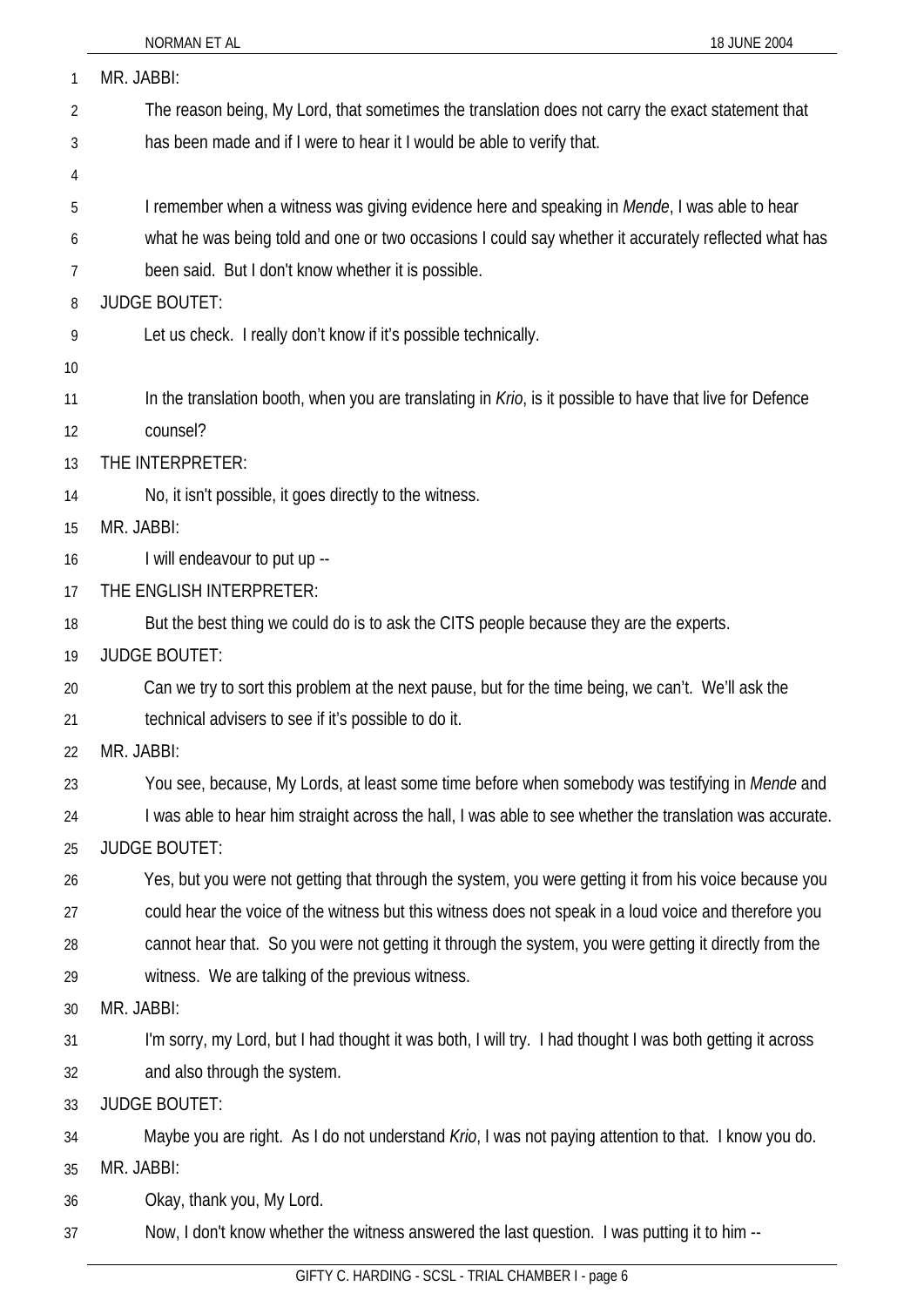MR. JABBI:

The reason being, My Lord, that sometimes the translation does not carry the exact statement that has been made and if I were to hear it I would be able to verify that.

I remember when a witness was giving evidence here and speaking in *Mende*, I was able to hear what he was being told and one or two occasions I could say whether it accurately reflected what has been said. But I don't know whether it is possible.

JUDGE BOUTET:

Let us check. I really don't know if it's possible technically.

In the translation booth, when you are translating in *Krio*, is it possible to have that live for Defence counsel?

THE INTERPRETER:

No, it isn't possible, it goes directly to the witness.

MR. JABBI:

I will endeavour to put up --

THE ENGLISH INTERPRETER:

But the best thing we could do is to ask the CITS people because they are the experts.

JUDGE BOUTET:

Can we try to sort this problem at the next pause, but for the time being, we can't. We'll ask the technical advisers to see if it's possible to do it.

MR. JABBI:

You see, because, My Lords, at least some time before when somebody was testifying in *Mende* and I was able to hear him straight across the hall, I was able to see whether the translation was accurate.

JUDGE BOUTET:

Yes, but you were not getting that through the system, you were getting it from his voice because you could hear the voice of the witness but this witness does not speak in a loud voice and therefore you cannot hear that. So you were not getting it through the system, you were getting it directly from the witness. We are talking of the previous witness.

MR. JABBI:

I'm sorry, my Lord, but I had thought it was both, I will try. I had thought I was both getting it across and also through the system.

JUDGE BOUTET:

Maybe you are right. As I do not understand *Krio*, I was not paying attention to that. I know you do.

MR. JABBI:

Okay, thank you, My Lord.

Now, I don't know whether the witness answered the last question. I was putting it to him --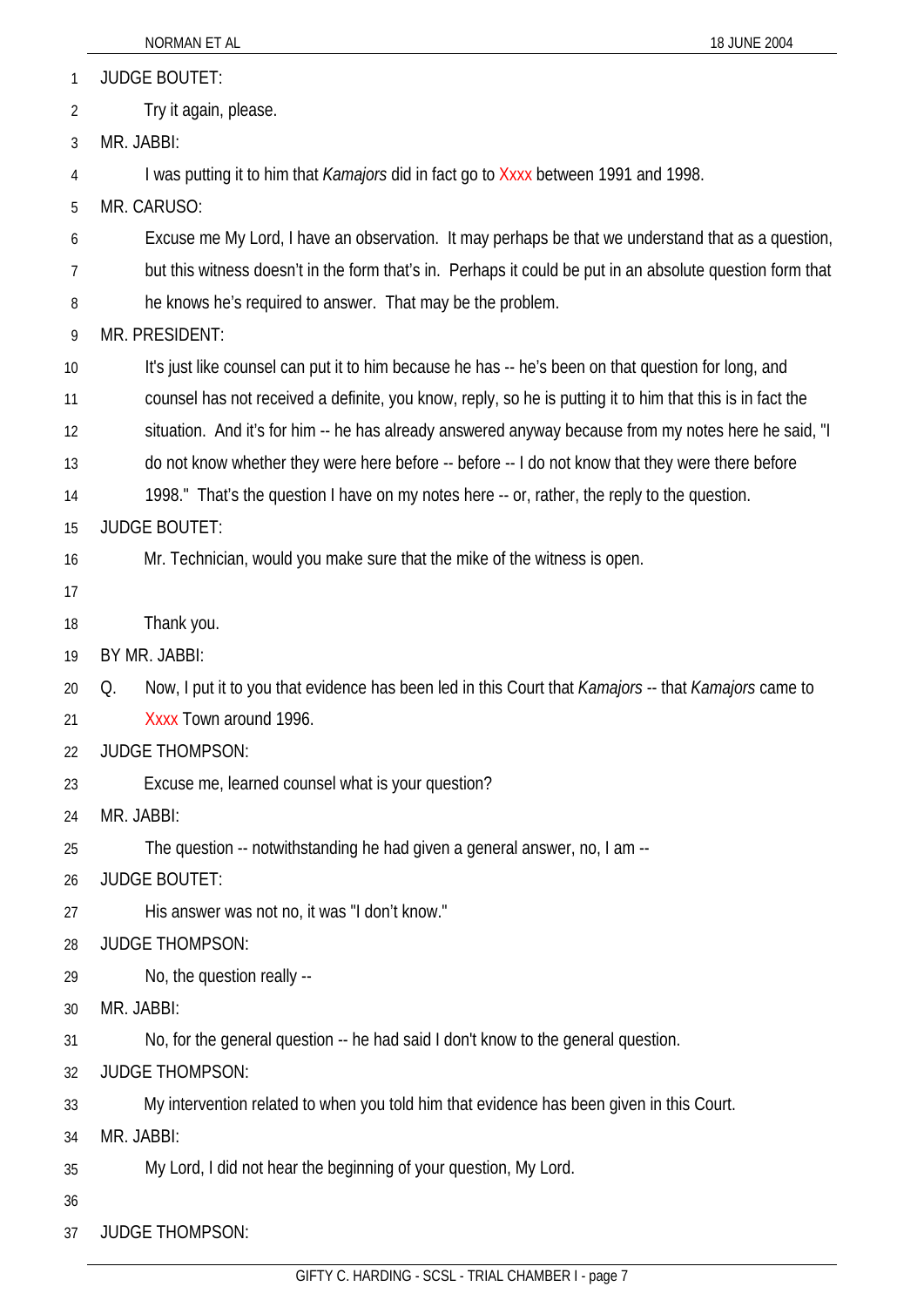JUDGE BOUTET:

Try it again, please.

MR. JABBI:

I was putting it to him that *Kamajors* did in fact go to Xxxx between 1991 and 1998.

MR. CARUSO:

Excuse me My Lord, I have an observation. It may perhaps be that we understand that as a question, but this witness doesn't in the form that's in. Perhaps it could be put in an absolute question form that he knows he's required to answer. That may be the problem.

MR. PRESIDENT:

It's just like counsel can put it to him because he has -- he's been on that question for long, and counsel has not received a definite, you know, reply, so he is putting it to him that this is in fact the situation. And it's for him -- he has already answered anyway because from my notes here he said, "I do not know whether they were here before -- before -- I do not know that they were there before 1998." That's the question I have on my notes here -- or, rather, the reply to the question.

JUDGE BOUTET:

Mr. Technician, would you make sure that the mike of the witness is open.

Thank you.

BY MR. JABBI:

Q. Now, I put it to you that evidence has been led in this Court that *Kamajors* -- that *Kamajors* came to Xxxx Town around 1996.

JUDGE THOMPSON:

Excuse me, learned counsel what is your question?

MR. JABBI:

The question -- notwithstanding he had given a general answer, no, I am --

JUDGE BOUTET:

His answer was not no, it was "I don't know."

JUDGE THOMPSON:

No, the question really --

MR. JABBI:

No, for the general question -- he had said I don't know to the general question.

JUDGE THOMPSON:

My intervention related to when you told him that evidence has been given in this Court.

MR. JABBI:

My Lord, I did not hear the beginning of your question, My Lord.

JUDGE THOMPSON: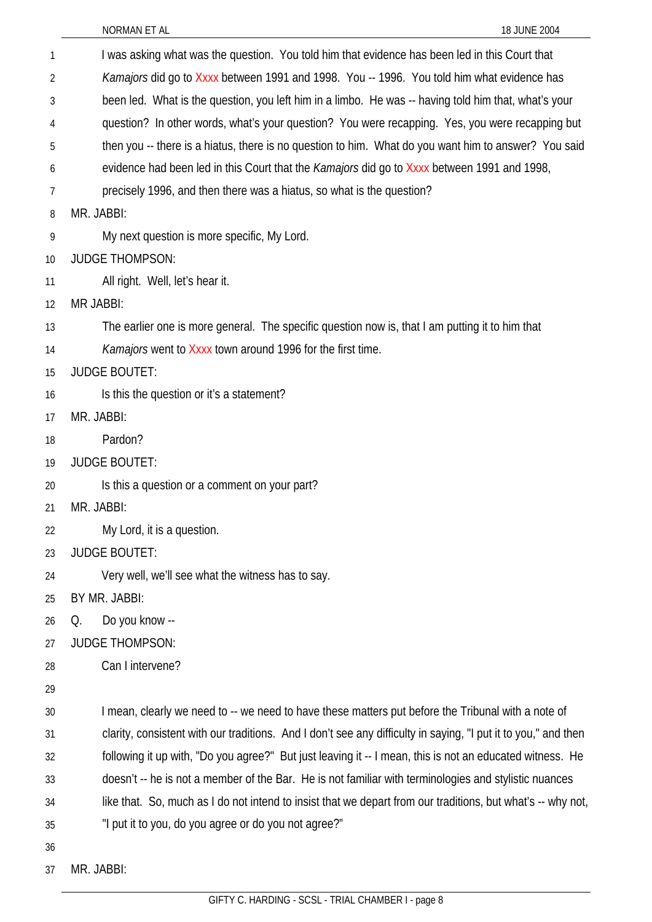I was asking what was the question. You told him that evidence has been led in this Court that *Kamajors* did go to Xxxx between 1991 and 1998. You -- 1996. You told him what evidence has been led. What is the question, you left him in a limbo. He was -- having told him that, what's your question? In other words, what's your question? You were recapping. Yes, you were recapping but then you -- there is a hiatus, there is no question to him. What do you want him to answer? You said evidence had been led in this Court that the *Kamajors* did go to Xxxx between 1991 and 1998, precisely 1996, and then there was a hiatus, so what is the question?

MR. JABBI:

My next question is more specific, My Lord.

JUDGE THOMPSON:

All right. Well, let's hear it.

MR JABBI:

The earlier one is more general. The specific question now is, that I am putting it to him that *Kamajors* went to Xxxx town around 1996 for the first time.

JUDGE BOUTET:

Is this the question or it's a statement?

MR. JABBI:

Pardon?

JUDGE BOUTET:

Is this a question or a comment on your part?

MR. JABBI:

My Lord, it is a question.

JUDGE BOUTET:

Very well, we'll see what the witness has to say.

BY MR. JABBI:

Q. Do you know --

JUDGE THOMPSON:

Can I intervene?

I mean, clearly we need to -- we need to have these matters put before the Tribunal with a note of clarity, consistent with our traditions. And I don't see any difficulty in saying, "I put it to you," and then following it up with, "Do you agree?" But just leaving it -- I mean, this is not an educated witness. He doesn't -- he is not a member of the Bar. He is not familiar with terminologies and stylistic nuances like that. So, much as I do not intend to insist that we depart from our traditions, but what's -- why not, "I put it to you, do you agree or do you not agree?"

MR. JABBI: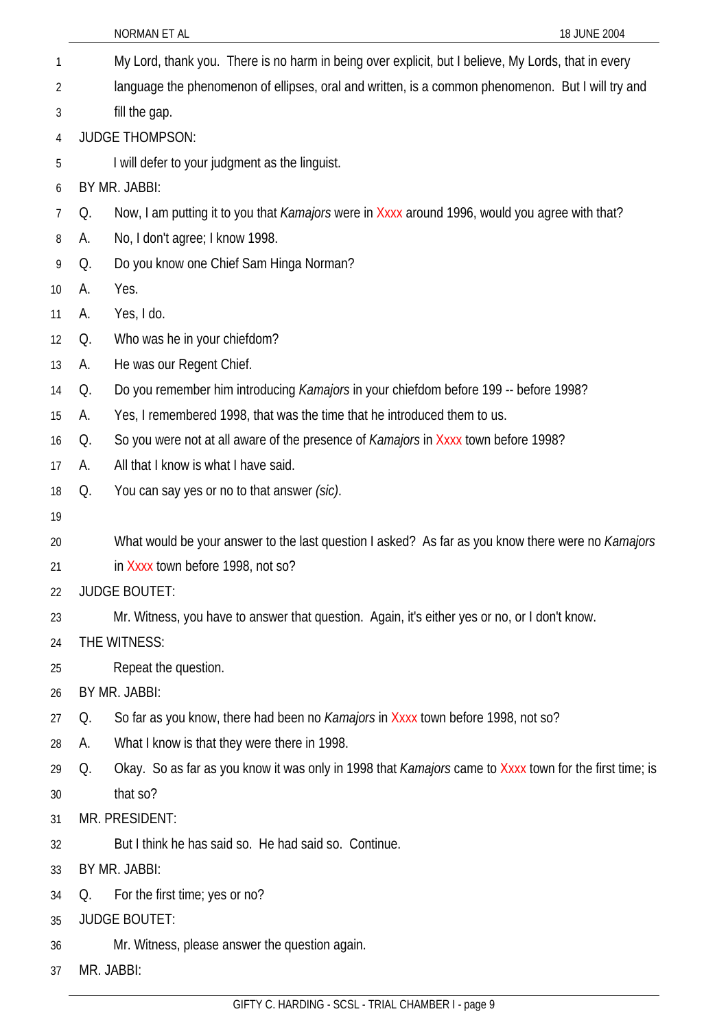My Lord, thank you. There is no harm in being over explicit, but I believe, My Lords, that in every language the phenomenon of ellipses, oral and written, is a common phenomenon. But I will try and fill the gap.

JUDGE THOMPSON:

I will defer to your judgment as the linguist.

BY MR. JABBI:

Q. Now, I am putting it to you that *Kamajors* were in Xxxx around 1996, would you agree with that?

A. No, I don't agree; I know 1998.

Q. Do you know one Chief Sam Hinga Norman?

A. Yes.

A. Yes, I do.

Q. Who was he in your chiefdom?

A. He was our Regent Chief.

Q. Do you remember him introducing *Kamajors* in your chiefdom before 199 -- before 1998?

A. Yes, I remembered 1998, that was the time that he introduced them to us.

Q. So you were not at all aware of the presence of *Kamajors* in Xxxx town before 1998?

A. All that I know is what I have said.

Q. You can say yes or no to that answer *(sic)*.

What would be your answer to the last question I asked? As far as you know there were no *Kamajors* in Xxxx town before 1998, not so?

JUDGE BOUTET:

Mr. Witness, you have to answer that question. Again, it's either yes or no, or I don't know.

THE WITNESS:

Repeat the question.

BY MR. JABBI:

Q. So far as you know, there had been no *Kamajors* in Xxxx town before 1998, not so?

A. What I know is that they were there in 1998.

Q. Okay. So as far as you know it was only in 1998 that *Kamajors* came to Xxxx town for the first time; is that so?

MR. PRESIDENT:

But I think he has said so. He had said so. Continue.

BY MR. JABBI:

Q. For the first time; yes or no?

JUDGE BOUTET:

Mr. Witness, please answer the question again.

MR. JABBI: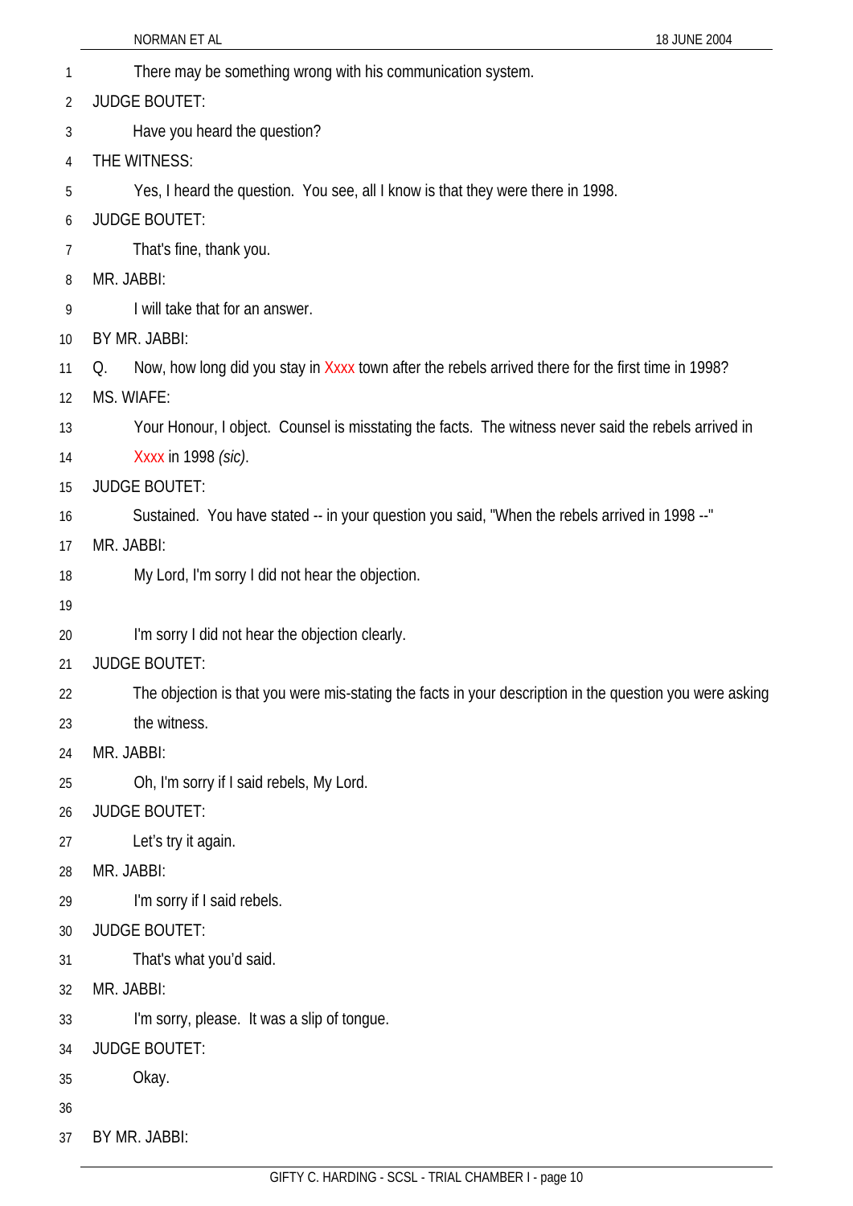There may be something wrong with his communication system.

JUDGE BOUTET:

Have you heard the question?

THE WITNESS:

Yes, I heard the question. You see, all I know is that they were there in 1998.

JUDGE BOUTET:

That's fine, thank you.

MR. JABBI:

I will take that for an answer.

BY MR. JABBI:

Q. Now, how long did you stay in Xxxx town after the rebels arrived there for the first time in 1998?

MS. WIAFE:

Your Honour, I object. Counsel is misstating the facts. The witness never said the rebels arrived in Xxxx in 1998 *(sic)*.

JUDGE BOUTET:

Sustained. You have stated -- in your question you said, "When the rebels arrived in 1998 --"

MR. JABBI:

My Lord, I'm sorry I did not hear the objection.

I'm sorry I did not hear the objection clearly.

JUDGE BOUTET:

The objection is that you were mis-stating the facts in your description in the question you were asking the witness.

MR. JABBI:

Oh, I'm sorry if I said rebels, My Lord.

JUDGE BOUTET:

Let's try it again.

MR. JABBI:

I'm sorry if I said rebels.

JUDGE BOUTET:

That's what you'd said.

MR. JABBI:

I'm sorry, please. It was a slip of tongue.

JUDGE BOUTET:

Okay.

BY MR. JABBI: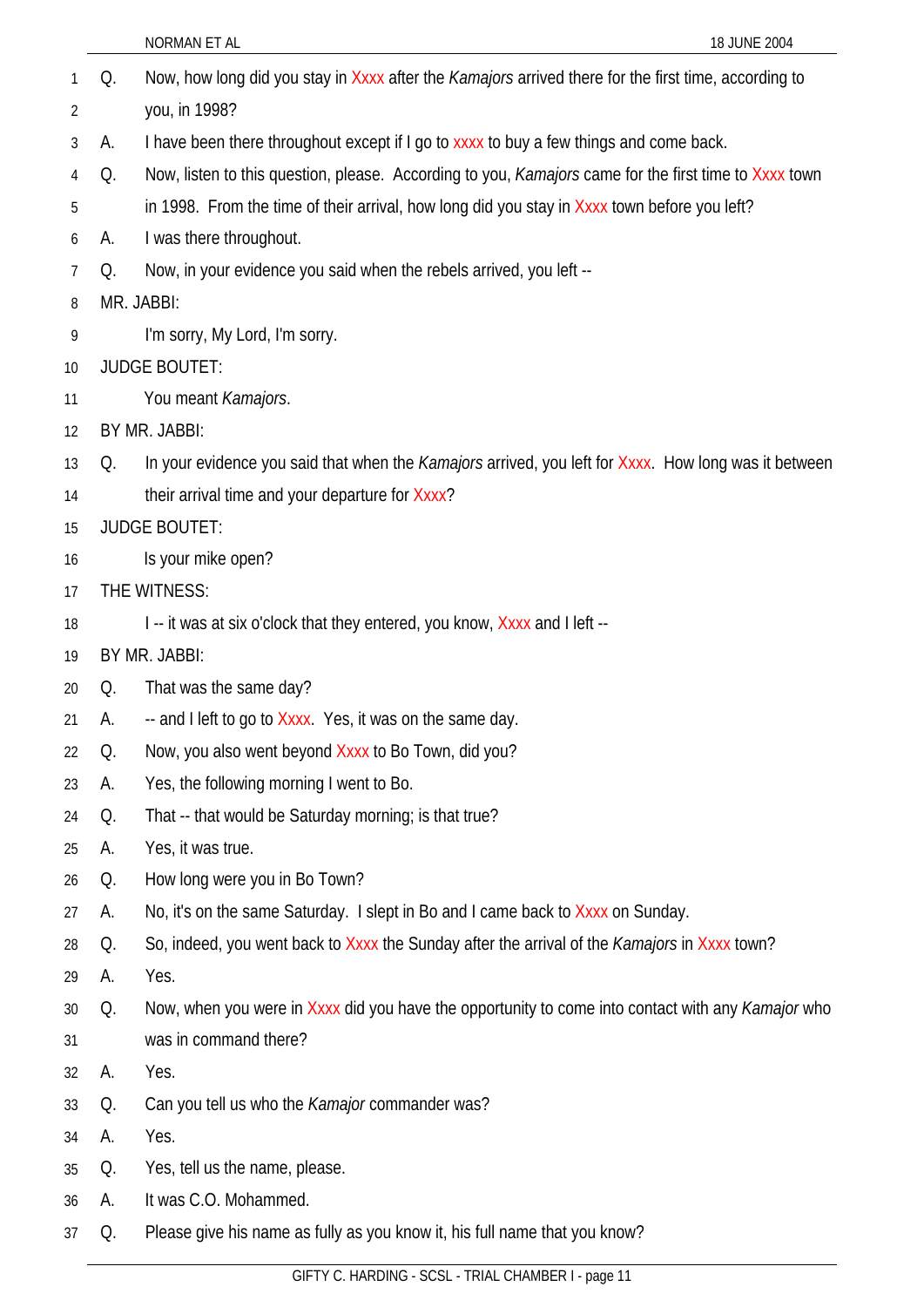Q. Now, how long did you stay in Xxxx after the *Kamajors* arrived there for the first time, according to you, in 1998?

A. I have been there throughout except if I go to xxxx to buy a few things and come back.

Q. Now, listen to this question, please. According to you, *Kamajors* came for the first time to Xxxx town in 1998. From the time of their arrival, how long did you stay in Xxxx town before you left?

A. I was there throughout.

Q. Now, in your evidence you said when the rebels arrived, you left --

MR. JABBI:

I'm sorry, My Lord, I'm sorry.

JUDGE BOUTET:

You meant *Kamajors*.

BY MR. JABBI:

Q. In your evidence you said that when the *Kamajors* arrived, you left for Xxxx. How long was it between their arrival time and your departure for Xxxx?

JUDGE BOUTET:

Is your mike open?

THE WITNESS:

I -- it was at six o'clock that they entered, you know, Xxxx and I left --

BY MR. JABBI:

Q. That was the same day?

A. -- and I left to go to Xxxx. Yes, it was on the same day.

Q. Now, you also went beyond Xxxx to Bo Town, did you?

A. Yes, the following morning I went to Bo.

Q. That -- that would be Saturday morning; is that true?

A. Yes, it was true.

Q. How long were you in Bo Town?

A. No, it's on the same Saturday. I slept in Bo and I came back to Xxxx on Sunday.

Q. So, indeed, you went back to Xxxx the Sunday after the arrival of the *Kamajors* in Xxxx town?

A. Yes.

Q. Now, when you were in Xxxx did you have the opportunity to come into contact with any *Kamajor* who was in command there?

A. Yes.

Q. Can you tell us who the *Kamajor* commander was?

A. Yes.

Q. Yes, tell us the name, please.

A. It was C.O. Mohammed.

Q. Please give his name as fully as you know it, his full name that you know?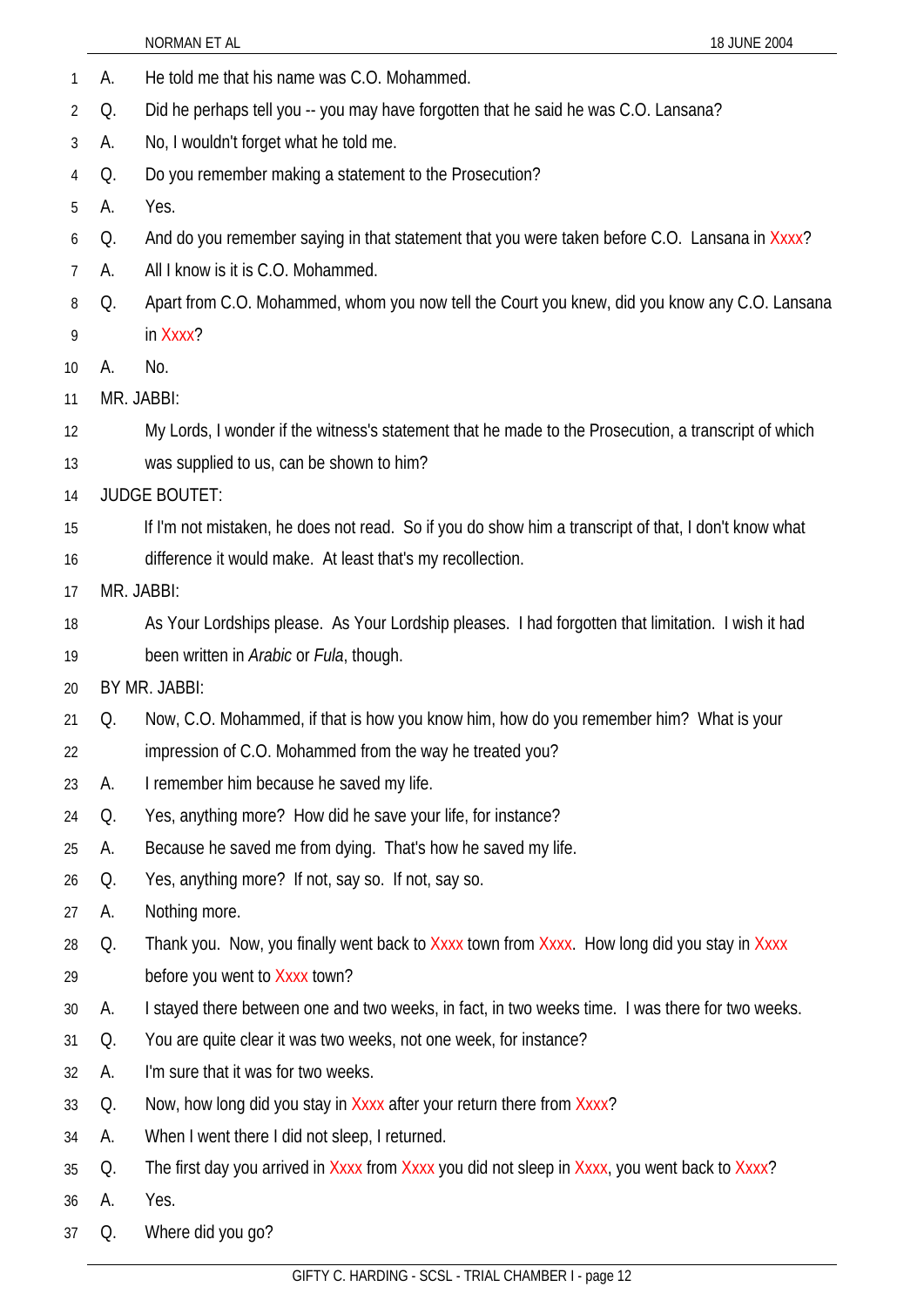A. He told me that his name was C.O. Mohammed.

Q. Did he perhaps tell you -- you may have forgotten that he said he was C.O. Lansana?

A. No, I wouldn't forget what he told me.

Q. Do you remember making a statement to the Prosecution?

A. Yes.

Q. And do you remember saying in that statement that you were taken before C.O. Lansana in Xxxx?

A. All I know is it is C.O. Mohammed.

Q. Apart from C.O. Mohammed, whom you now tell the Court you knew, did you know any C.O. Lansana in Xxxx?

A. No.

MR. JABBI:

My Lords, I wonder if the witness's statement that he made to the Prosecution, a transcript of which was supplied to us, can be shown to him?

JUDGE BOUTET:

If I'm not mistaken, he does not read. So if you do show him a transcript of that, I don't know what difference it would make. At least that's my recollection.

MR. JABBI:

As Your Lordships please. As Your Lordship pleases. I had forgotten that limitation. I wish it had been written in *Arabic* or *Fula*, though.

BY MR. JABBI:

Q. Now, C.O. Mohammed, if that is how you know him, how do you remember him? What is your impression of C.O. Mohammed from the way he treated you?

A. I remember him because he saved my life.

Q. Yes, anything more? How did he save your life, for instance?

A. Because he saved me from dying. That's how he saved my life.

Q. Yes, anything more? If not, say so. If not, say so.

A. Nothing more.

Q. Thank you. Now, you finally went back to Xxxx town from Xxxx. How long did you stay in Xxxx before you went to Xxxx town?

A. I stayed there between one and two weeks, in fact, in two weeks time. I was there for two weeks.

Q. You are quite clear it was two weeks, not one week, for instance?

A. I'm sure that it was for two weeks.

Q. Now, how long did you stay in Xxxx after your return there from Xxxx?

A. When I went there I did not sleep, I returned.

Q. The first day you arrived in Xxxx from Xxxx you did not sleep in Xxxx, you went back to Xxxx?

A. Yes.

Q. Where did you go?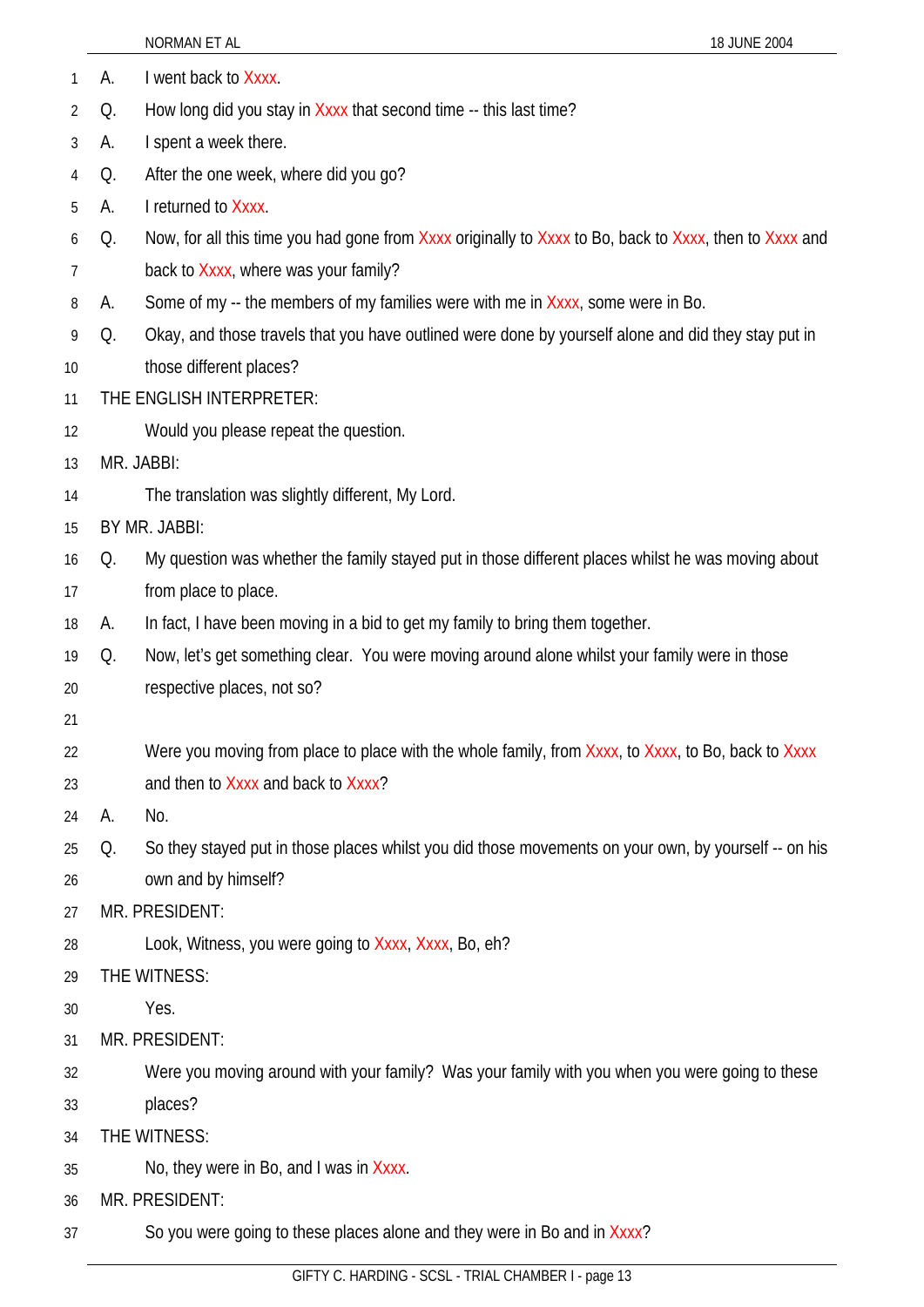A. I went back to Xxxx.

Q. How long did you stay in Xxxx that second time -- this last time?

A. I spent a week there.

Q. After the one week, where did you go?

A. I returned to Xxxx.

Q. Now, for all this time you had gone from Xxxx originally to Xxxx to Bo, back to Xxxx, then to Xxxx and back to Xxxx, where was your family?

A. Some of my -- the members of my families were with me in Xxxx, some were in Bo.

Q. Okay, and those travels that you have outlined were done by yourself alone and did they stay put in those different places?

THE ENGLISH INTERPRETER:

Would you please repeat the question.

MR. JABBI:

The translation was slightly different, My Lord.

BY MR. JABBI:

Q. My question was whether the family stayed put in those different places whilst he was moving about from place to place.

A. In fact, I have been moving in a bid to get my family to bring them together.

Q. Now, let's get something clear. You were moving around alone whilst your family were in those respective places, not so?

Were you moving from place to place with the whole family, from Xxxx, to Xxxx, to Bo, back to Xxxx and then to Xxxx and back to Xxxx?

A. No.

Q. So they stayed put in those places whilst you did those movements on your own, by yourself -- on his own and by himself?

MR. PRESIDENT:

Look, Witness, you were going to Xxxx, Xxxx, Bo, eh?

THE WITNESS:

Yes.

MR. PRESIDENT:

Were you moving around with your family? Was your family with you when you were going to these places?

THE WITNESS:

No, they were in Bo, and I was in Xxxx.

MR. PRESIDENT:

So you were going to these places alone and they were in Bo and in Xxxx?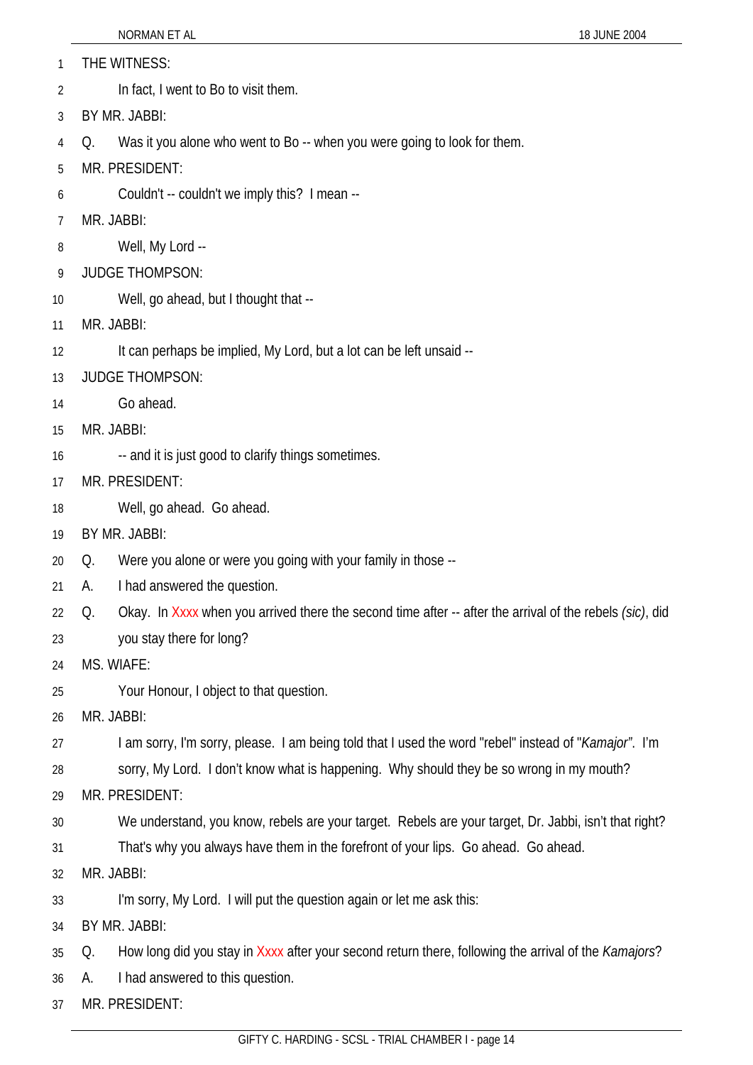1 THE WITNESS:

2 In fact, I went to Bo to visit them.

3 BY MR. JABBI:

4 Q. Was it you alone who went to Bo -- when you were going to look for them.

5 MR. PRESIDENT:

6 Couldn't -- couldn't we imply this? I mean --

7 MR. JABBI:

8 Well, My Lord --

9 JUDGE THOMPSON:

10 Well, go ahead, but I thought that --

11 MR. JABBI:

12 It can perhaps be implied, My Lord, but a lot can be left unsaid --

13 JUDGE THOMPSON:

14 Go ahead.

15 MR. JABBI:

16 -- and it is just good to clarify things sometimes.

17 MR. PRESIDENT:

18 Well, go ahead. Go ahead.

19 BY MR. JABBI:

20 Q. Were you alone or were you going with your family in those --

21 A. I had answered the question.

22 Q. Okay. In Xxxx when you arrived there the second time after -- after the arrival of the rebels *(sic)*, did

23 you stay there for long?

24 MS. WIAFE:

25 Your Honour, I object to that question.

26 MR. JABBI:

27 I am sorry, I'm sorry, please. I am being told that I used the word "rebel" instead of "*Kamajor*". I'm

28 sorry, My Lord. I don't know what is happening. Why should they be so wrong in my mouth?

29 MR. PRESIDENT:

30 We understand, you know, rebels are your target. Rebels are your target, Dr. Jabbi, isn't that right?

31 That's why you always have them in the forefront of your lips. Go ahead. Go ahead.

32 MR. JABBI:

33 I'm sorry, My Lord. I will put the question again or let me ask this:

34 BY MR. JABBI:

35 Q. How long did you stay in Xxxx after your second return there, following the arrival of the *Kamajors*?

36 A. I had answered to this question.

37 MR. PRESIDENT: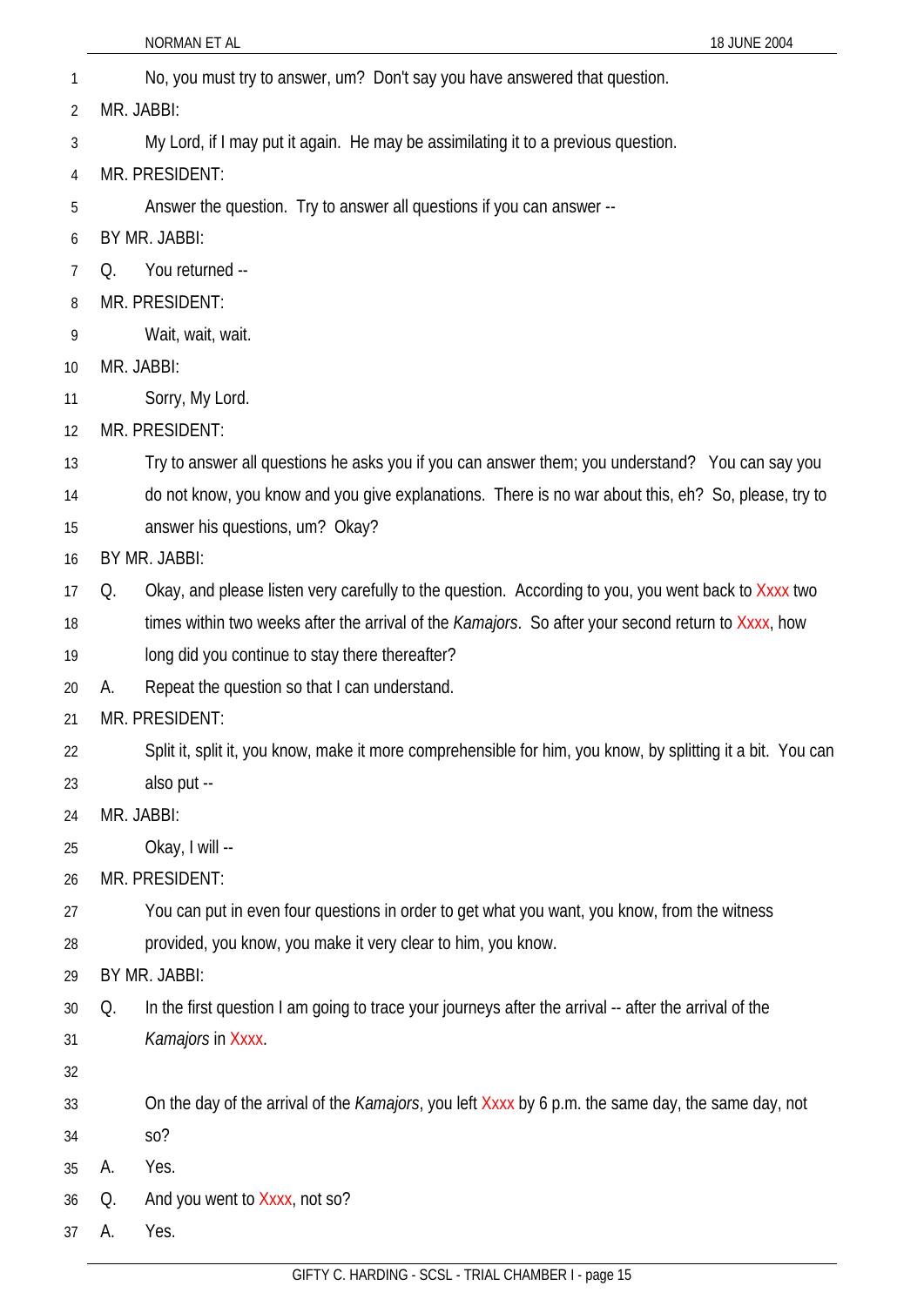No, you must try to answer, um? Don't say you have answered that question.

MR. JABBI:

My Lord, if I may put it again. He may be assimilating it to a previous question.

MR. PRESIDENT:

Answer the question. Try to answer all questions if you can answer --

BY MR. JABBI:

Q. You returned --

MR. PRESIDENT:

Wait, wait, wait.

MR. JABBI:

Sorry, My Lord.

MR. PRESIDENT:

Try to answer all questions he asks you if you can answer them; you understand? You can say you do not know, you know and you give explanations. There is no war about this, eh? So, please, try to answer his questions, um? Okay?

BY MR. JABBI:

Q. Okay, and please listen very carefully to the question. According to you, you went back to Xxxx two times within two weeks after the arrival of the *Kamajors*. So after your second return to Xxxx, how long did you continue to stay there thereafter?

A. Repeat the question so that I can understand.

MR. PRESIDENT:

Split it, split it, you know, make it more comprehensible for him, you know, by splitting it a bit. You can also put --

MR. JABBI:

Okay, I will --

MR. PRESIDENT:

You can put in even four questions in order to get what you want, you know, from the witness provided, you know, you make it very clear to him, you know.

BY MR. JABBI:

Q. In the first question I am going to trace your journeys after the arrival -- after the arrival of the *Kamajors* in Xxxx.

On the day of the arrival of the *Kamajors*, you left Xxxx by 6 p.m. the same day, the same day, not so?

A. Yes.

Q. And you went to Xxxx, not so?

A. Yes.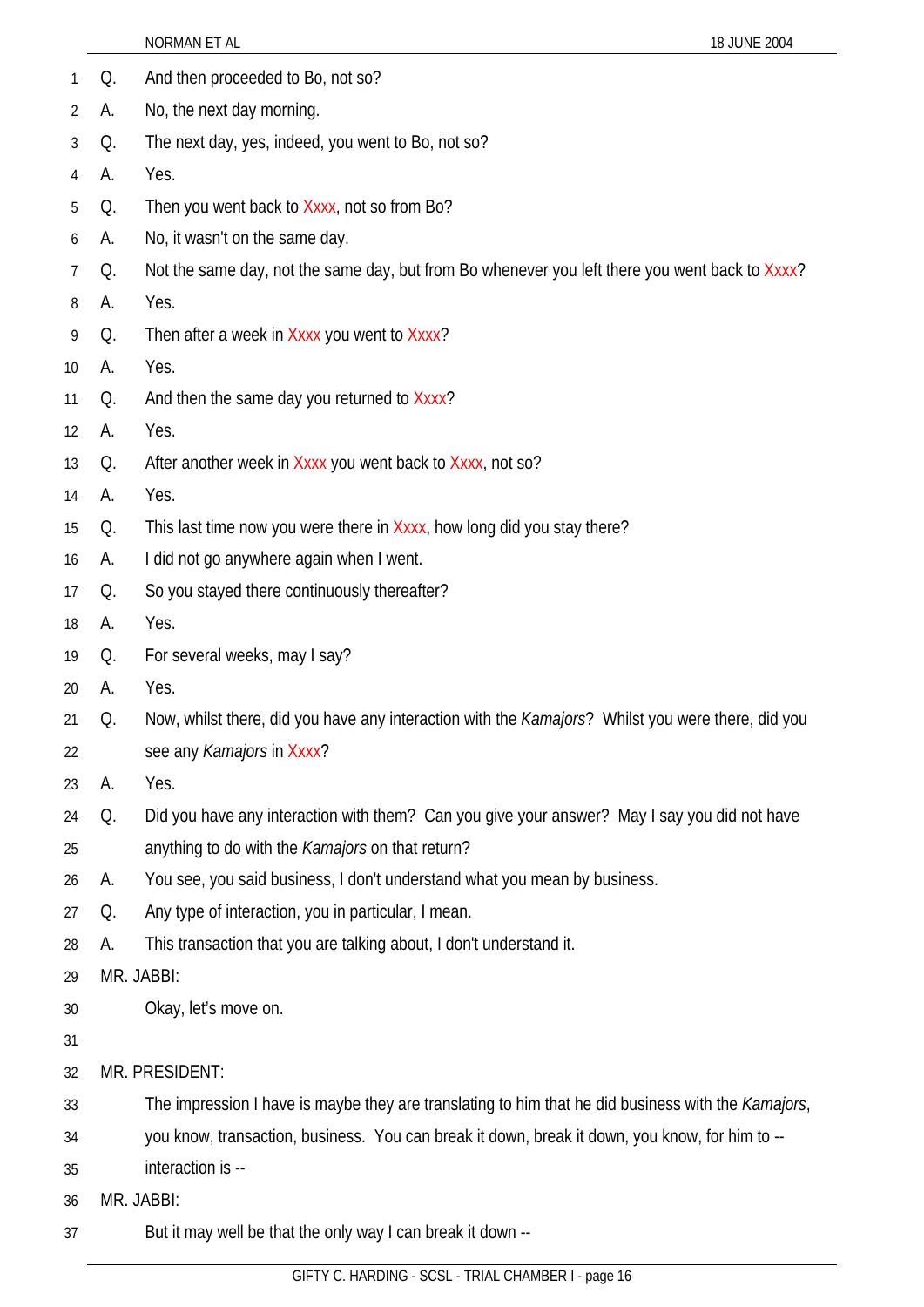Q. And then proceeded to Bo, not so?

A. No, the next day morning.

Q. The next day, yes, indeed, you went to Bo, not so?

A. Yes.

Q. Then you went back to Xxxx, not so from Bo?

A. No, it wasn't on the same day.

Q. Not the same day, not the same day, but from Bo whenever you left there you went back to Xxxx?

A. Yes.

Q. Then after a week in Xxxx you went to Xxxx?

A. Yes.

Q. And then the same day you returned to Xxxx?

A. Yes.

Q. After another week in Xxxx you went back to Xxxx, not so?

A. Yes.

Q. This last time now you were there in Xxxx, how long did you stay there?

A. I did not go anywhere again when I went.

Q. So you stayed there continuously thereafter?

A. Yes.

Q. For several weeks, may I say?

A. Yes.

Q. Now, whilst there, did you have any interaction with the *Kamajors*? Whilst you were there, did you see any *Kamajors* in Xxxx?

A. Yes.

Q. Did you have any interaction with them? Can you give your answer? May I say you did not have anything to do with the *Kamajors* on that return?

A. You see, you said business, I don't understand what you mean by business.

Q. Any type of interaction, you in particular, I mean.

A. This transaction that you are talking about, I don't understand it.

MR. JABBI:

Okay, let's move on.

MR. PRESIDENT:

The impression I have is maybe they are translating to him that he did business with the *Kamajors*, you know, transaction, business. You can break it down, break it down, you know, for him to -- interaction is --

MR. JABBI:

But it may well be that the only way I can break it down --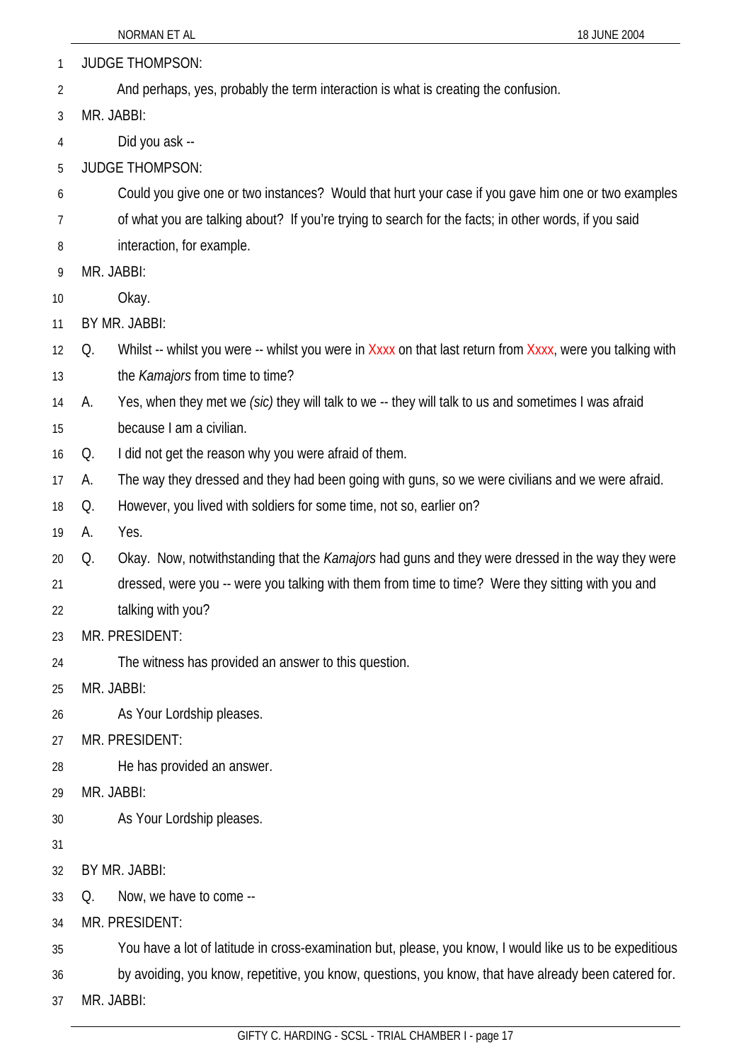JUDGE THOMPSON:

And perhaps, yes, probably the term interaction is what is creating the confusion.

MR. JABBI:

Did you ask --

JUDGE THOMPSON:

Could you give one or two instances? Would that hurt your case if you gave him one or two examples of what you are talking about? If you're trying to search for the facts; in other words, if you said interaction, for example.

MR. JABBI:

Okay.

BY MR. JABBI:

Q. Whilst -- whilst you were -- whilst you were in Xxxx on that last return from Xxxx, were you talking with the *Kamajors* from time to time?

A. Yes, when they met we *(sic)* they will talk to we -- they will talk to us and sometimes I was afraid because I am a civilian.

Q. I did not get the reason why you were afraid of them.

A. The way they dressed and they had been going with guns, so we were civilians and we were afraid.

Q. However, you lived with soldiers for some time, not so, earlier on?

A. Yes.

Q. Okay. Now, notwithstanding that the *Kamajors* had guns and they were dressed in the way they were dressed, were you -- were you talking with them from time to time? Were they sitting with you and talking with you?

MR. PRESIDENT:

The witness has provided an answer to this question.

MR. JABBI:

As Your Lordship pleases.

MR. PRESIDENT:

He has provided an answer.

MR. JABBI:

As Your Lordship pleases.

BY MR. JABBI:

Q. Now, we have to come --

MR. PRESIDENT:

You have a lot of latitude in cross-examination but, please, you know, I would like us to be expeditious by avoiding, you know, repetitive, you know, questions, you know, that have already been catered for.

MR. JABBI: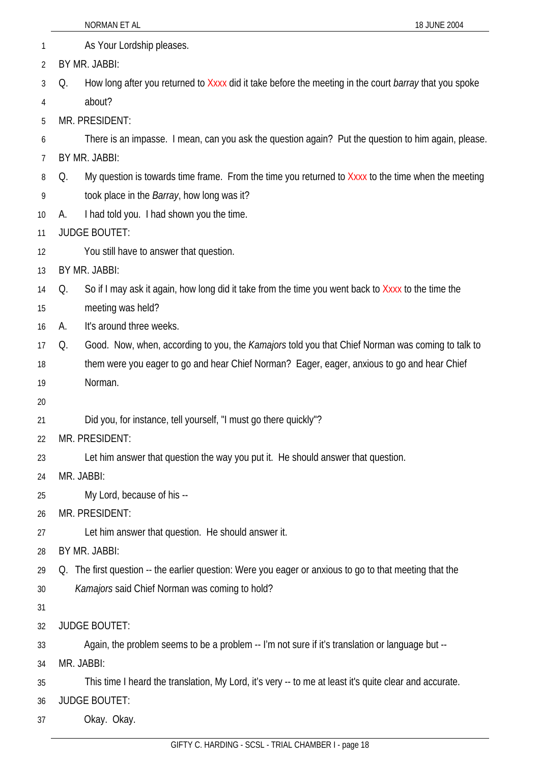As Your Lordship pleases.

BY MR. JABBI:

Q. How long after you returned to Xxxx did it take before the meeting in the court *barray* that you spoke about?

MR. PRESIDENT:

There is an impasse. I mean, can you ask the question again? Put the question to him again, please.

BY MR. JABBI:

Q. My question is towards time frame. From the time you returned to Xxxx to the time when the meeting took place in the *Barray*, how long was it?

A. I had told you. I had shown you the time.

JUDGE BOUTET:

You still have to answer that question.

BY MR. JABBI:

Q. So if I may ask it again, how long did it take from the time you went back to Xxxx to the time the meeting was held?

A. It's around three weeks.

Q. Good. Now, when, according to you, the *Kamajors* told you that Chief Norman was coming to talk to them were you eager to go and hear Chief Norman? Eager, eager, anxious to go and hear Chief Norman.

Did you, for instance, tell yourself, "I must go there quickly"?

MR. PRESIDENT:

Let him answer that question the way you put it. He should answer that question.

MR. JABBI:

My Lord, because of his --

MR. PRESIDENT:

Let him answer that question. He should answer it.

BY MR. JABBI:

Q. The first question -- the earlier question: Were you eager or anxious to go to that meeting that the *Kamajors* said Chief Norman was coming to hold?

JUDGE BOUTET:

Again, the problem seems to be a problem -- I'm not sure if it's translation or language but --

MR. JABBI:

This time I heard the translation, My Lord, it's very -- to me at least it's quite clear and accurate.

JUDGE BOUTET:

Okay. Okay.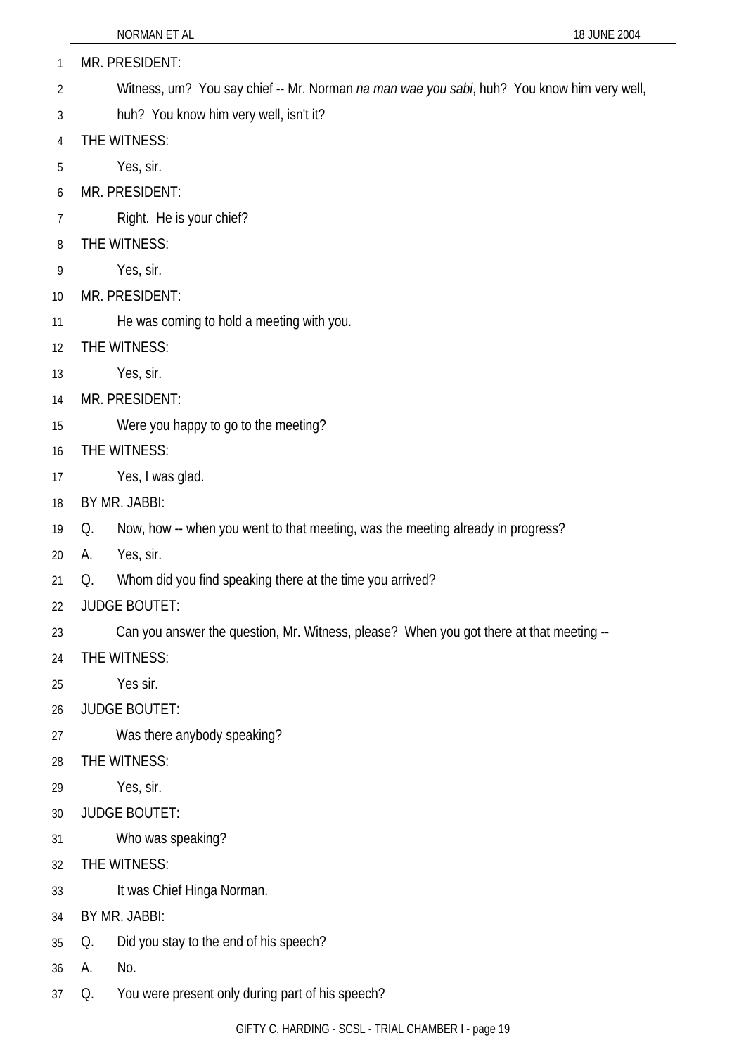MR. PRESIDENT:

Witness, um? You say chief -- Mr. Norman *na man wae you sabi*, huh? You know him very well, huh? You know him very well, isn't it?

THE WITNESS:

Yes, sir.

MR. PRESIDENT:

Right. He is your chief?

THE WITNESS:

Yes, sir.

MR. PRESIDENT:

He was coming to hold a meeting with you.

THE WITNESS:

Yes, sir.

MR. PRESIDENT:

Were you happy to go to the meeting?

THE WITNESS:

Yes, I was glad.

BY MR. JABBI:

Q. Now, how -- when you went to that meeting, was the meeting already in progress?

A. Yes, sir.

Q. Whom did you find speaking there at the time you arrived?

JUDGE BOUTET:

Can you answer the question, Mr. Witness, please? When you got there at that meeting --

THE WITNESS:

Yes sir.

JUDGE BOUTET:

Was there anybody speaking?

THE WITNESS:

Yes, sir.

JUDGE BOUTET:

Who was speaking?

THE WITNESS:

It was Chief Hinga Norman.

BY MR. JABBI:

Q. Did you stay to the end of his speech?

A. No.

Q. You were present only during part of his speech?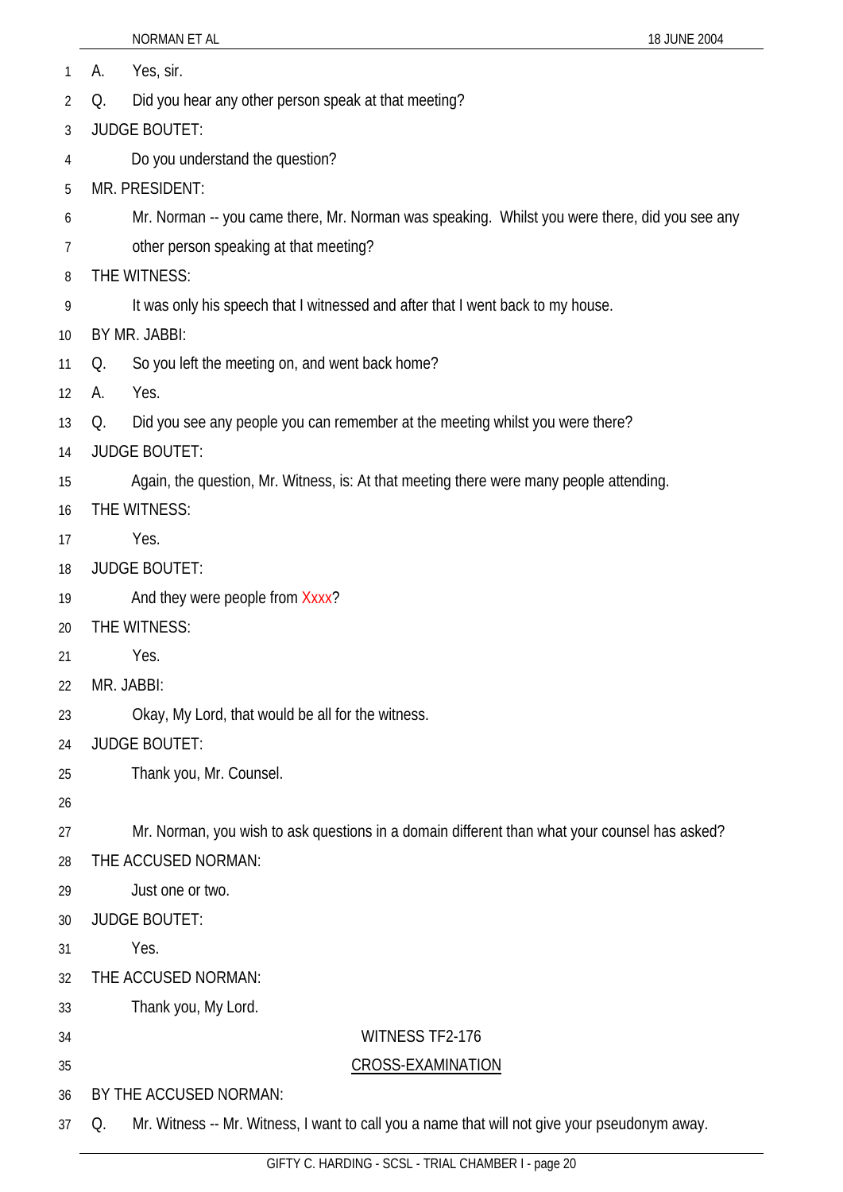A. Yes, sir.

Q. Did you hear any other person speak at that meeting?

JUDGE BOUTET:

Do you understand the question?

MR. PRESIDENT:

Mr. Norman -- you came there, Mr. Norman was speaking. Whilst you were there, did you see any other person speaking at that meeting?

THE WITNESS:

It was only his speech that I witnessed and after that I went back to my house.

BY MR. JABBI:

Q. So you left the meeting on, and went back home?

A. Yes.

Q. Did you see any people you can remember at the meeting whilst you were there?

JUDGE BOUTET:

Again, the question, Mr. Witness, is: At that meeting there were many people attending.

THE WITNESS:

Yes.

JUDGE BOUTET:

And they were people from Xxxx?

THE WITNESS:

Yes.

MR. JABBI:

Okay, My Lord, that would be all for the witness.

JUDGE BOUTET:

Thank you, Mr. Counsel.

Mr. Norman, you wish to ask questions in a domain different than what your counsel has asked?

THE ACCUSED NORMAN:

Just one or two.

JUDGE BOUTET:

Yes.

THE ACCUSED NORMAN:

Thank you, My Lord.

WITNESS TF2-176

CROSS-EXAMINATION

BY THE ACCUSED NORMAN:

Q. Mr. Witness -- Mr. Witness, I want to call you a name that will not give your pseudonym away.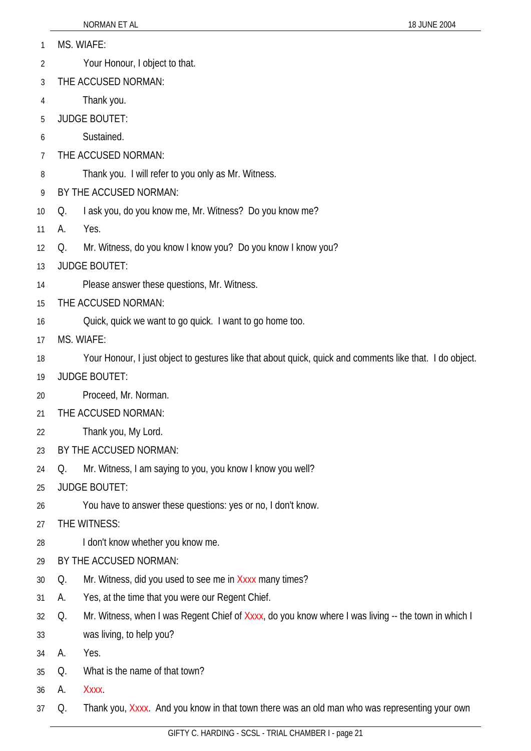MS. WIAFE:

Your Honour, I object to that.

THE ACCUSED NORMAN:

Thank you.

JUDGE BOUTET:

Sustained.

THE ACCUSED NORMAN:

Thank you. I will refer to you only as Mr. Witness.

BY THE ACCUSED NORMAN:

Q. I ask you, do you know me, Mr. Witness? Do you know me?

A. Yes.

Q. Mr. Witness, do you know I know you? Do you know I know you?

JUDGE BOUTET:

Please answer these questions, Mr. Witness.

THE ACCUSED NORMAN:

Quick, quick we want to go quick. I want to go home too.

MS. WIAFE:

Your Honour, I just object to gestures like that about quick, quick and comments like that. I do object.

JUDGE BOUTET:

Proceed, Mr. Norman.

THE ACCUSED NORMAN:

Thank you, My Lord.

BY THE ACCUSED NORMAN:

Q. Mr. Witness, I am saying to you, you know I know you well?

JUDGE BOUTET:

You have to answer these questions: yes or no, I don't know.

THE WITNESS:

I don't know whether you know me.

BY THE ACCUSED NORMAN:

Q. Mr. Witness, did you used to see me in Xxxx many times?

A. Yes, at the time that you were our Regent Chief.

Q. Mr. Witness, when I was Regent Chief of Xxxx, do you know where I was living -- the town in which I was living, to help you?

A. Yes.

Q. What is the name of that town?

A. Xxxx.

Q. Thank you, Xxxx. And you know in that town there was an old man who was representing your own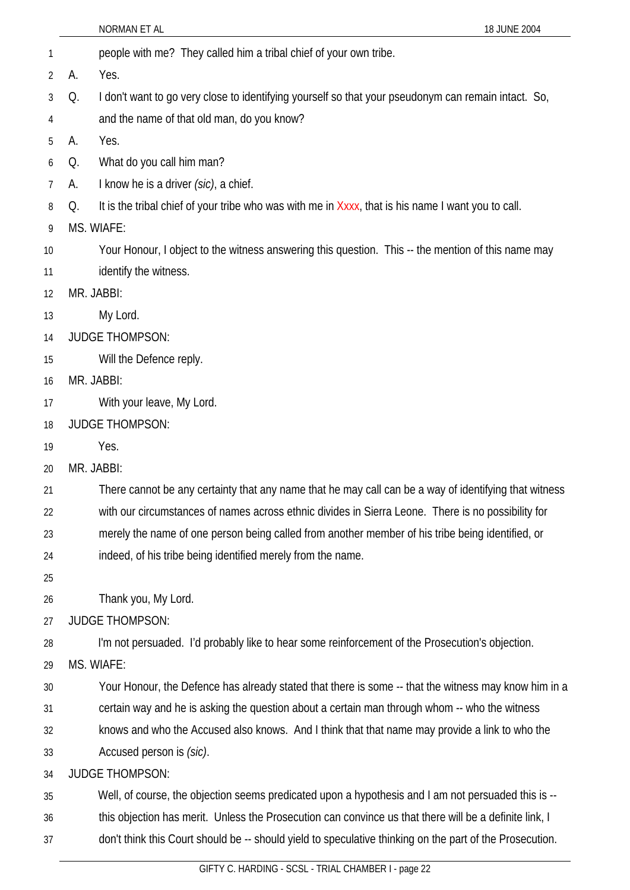people with me? They called him a tribal chief of your own tribe.

A. Yes.

Q. I don't want to go very close to identifying yourself so that your pseudonym can remain intact. So, and the name of that old man, do you know?

A. Yes.

Q. What do you call him man?

A. I know he is a driver *(sic)*, a chief.

Q. It is the tribal chief of your tribe who was with me in Xxxx, that is his name I want you to call.

MS. WIAFE:

Your Honour, I object to the witness answering this question. This -- the mention of this name may identify the witness.

MR. JABBI:

My Lord.

JUDGE THOMPSON:

Will the Defence reply.

MR. JABBI:

With your leave, My Lord.

JUDGE THOMPSON:

Yes.

MR. JABBI:

There cannot be any certainty that any name that he may call can be a way of identifying that witness with our circumstances of names across ethnic divides in Sierra Leone. There is no possibility for merely the name of one person being called from another member of his tribe being identified, or indeed, of his tribe being identified merely from the name.

Thank you, My Lord.

JUDGE THOMPSON:

I'm not persuaded. I'd probably like to hear some reinforcement of the Prosecution's objection.

MS. WIAFE:

Your Honour, the Defence has already stated that there is some -- that the witness may know him in a certain way and he is asking the question about a certain man through whom -- who the witness knows and who the Accused also knows. And I think that that name may provide a link to who the Accused person is *(sic)*.

JUDGE THOMPSON:

Well, of course, the objection seems predicated upon a hypothesis and I am not persuaded this is -- this objection has merit. Unless the Prosecution can convince us that there will be a definite link, I don't think this Court should be -- should yield to speculative thinking on the part of the Prosecution.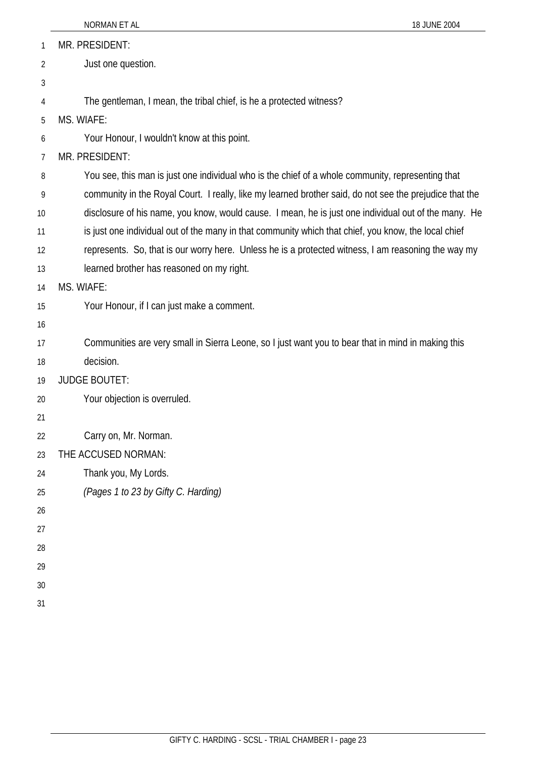MR. PRESIDENT:

Just one question.

The gentleman, I mean, the tribal chief, is he a protected witness?

MS. WIAFE:

Your Honour, I wouldn't know at this point.

MR. PRESIDENT:

You see, this man is just one individual who is the chief of a whole community, representing that community in the Royal Court. I really, like my learned brother said, do not see the prejudice that the disclosure of his name, you know, would cause. I mean, he is just one individual out of the many. He is just one individual out of the many in that community which that chief, you know, the local chief represents. So, that is our worry here. Unless he is a protected witness, I am reasoning the way my learned brother has reasoned on my right.

MS. WIAFE:

Your Honour, if I can just make a comment.

Communities are very small in Sierra Leone, so I just want you to bear that in mind in making this decision.

JUDGE BOUTET:

Your objection is overruled.

Carry on, Mr. Norman.

THE ACCUSED NORMAN:

Thank you, My Lords.

*(Pages 1 to 23 by Gifty C. Harding)*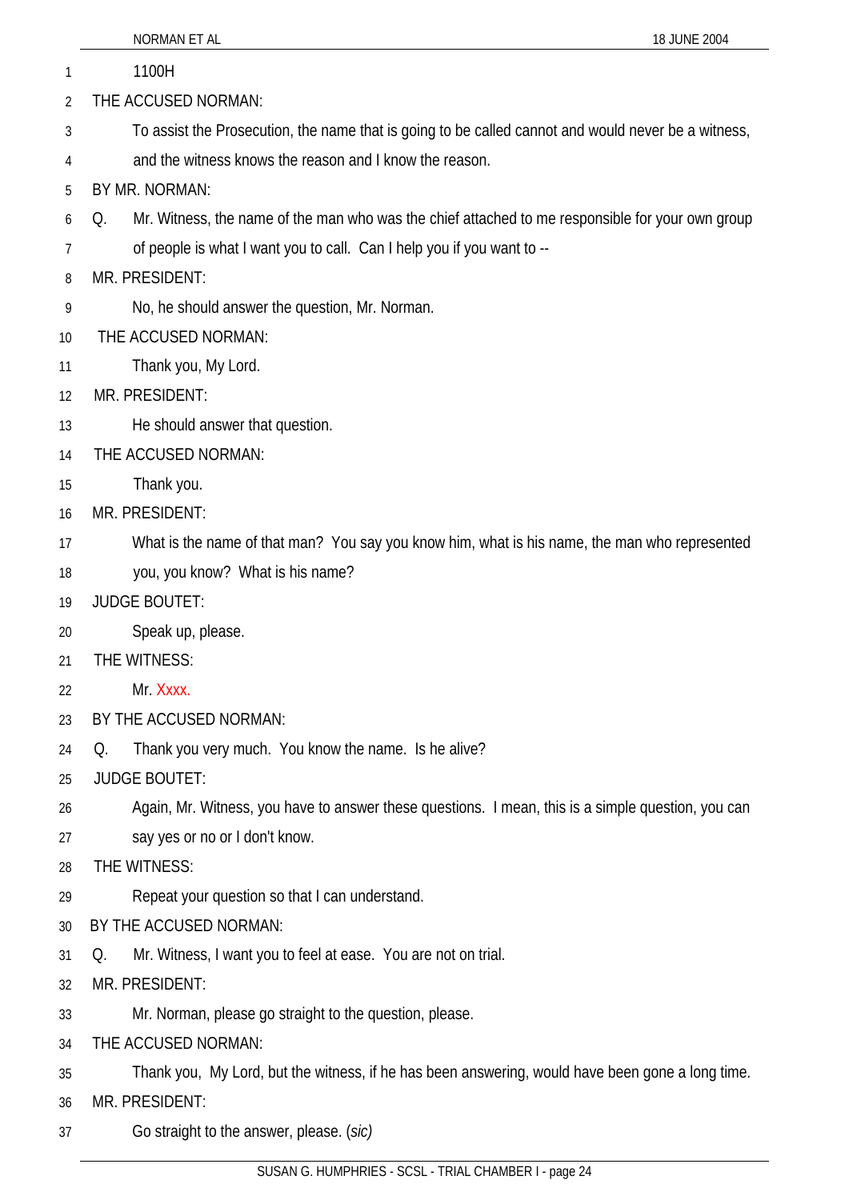1100H

THE ACCUSED NORMAN:

To assist the Prosecution, the name that is going to be called cannot and would never be a witness, and the witness knows the reason and I know the reason.

BY MR. NORMAN:

Q. Mr. Witness, the name of the man who was the chief attached to me responsible for your own group of people is what I want you to call. Can I help you if you want to --

MR. PRESIDENT:

No, he should answer the question, Mr. Norman.

THE ACCUSED NORMAN:

Thank you, My Lord.

MR. PRESIDENT:

He should answer that question.

THE ACCUSED NORMAN:

Thank you.

MR. PRESIDENT:

What is the name of that man? You say you know him, what is his name, the man who represented you, you know? What is his name?

JUDGE BOUTET:

Speak up, please.

THE WITNESS:

Mr. Xxxx.

BY THE ACCUSED NORMAN:

Q. Thank you very much. You know the name. Is he alive?

JUDGE BOUTET:

Again, Mr. Witness, you have to answer these questions. I mean, this is a simple question, you can say yes or no or I don't know.

THE WITNESS:

Repeat your question so that I can understand.

BY THE ACCUSED NORMAN:

Q. Mr. Witness, I want you to feel at ease. You are not on trial.

MR. PRESIDENT:

Mr. Norman, please go straight to the question, please.

THE ACCUSED NORMAN:

Thank you, My Lord, but the witness, if he has been answering, would have been gone a long time.

MR. PRESIDENT:

Go straight to the answer, please. (*sic)*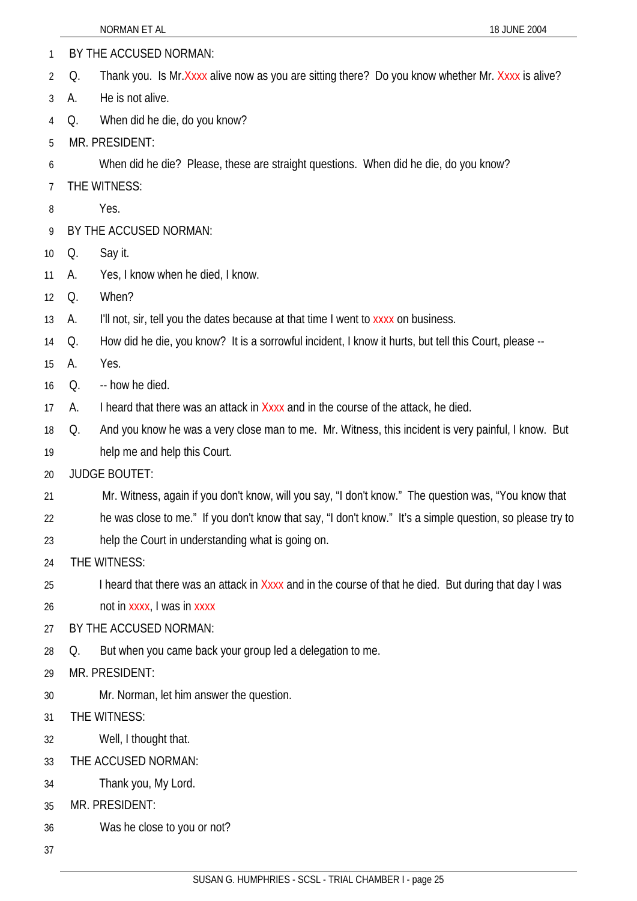BY THE ACCUSED NORMAN:

Q. Thank you. Is Mr.Xxxx alive now as you are sitting there? Do you know whether Mr. Xxxx is alive?

A. He is not alive.

Q. When did he die, do you know?

MR. PRESIDENT:

When did he die? Please, these are straight questions. When did he die, do you know?

THE WITNESS:

Yes.

BY THE ACCUSED NORMAN:

Q. Say it.

A. Yes, I know when he died, I know.

Q. When?

A. I'll not, sir, tell you the dates because at that time I went to xxxx on business.

Q. How did he die, you know? It is a sorrowful incident, I know it hurts, but tell this Court, please --

A. Yes.

Q. -- how he died.

A. I heard that there was an attack in Xxxx and in the course of the attack, he died.

Q. And you know he was a very close man to me. Mr. Witness, this incident is very painful, I know. But help me and help this Court.

JUDGE BOUTET:

Mr. Witness, again if you don't know, will you say, "I don't know." The question was, "You know that he was close to me." If you don't know that say, "I don't know." It's a simple question, so please try to help the Court in understanding what is going on.

THE WITNESS:

I heard that there was an attack in Xxxx and in the course of that he died. But during that day I was not in xxxx, I was in xxxx

BY THE ACCUSED NORMAN:

Q. But when you came back your group led a delegation to me.

MR. PRESIDENT:

Mr. Norman, let him answer the question.

THE WITNESS:

Well, I thought that.

THE ACCUSED NORMAN:

Thank you, My Lord.

MR. PRESIDENT:

Was he close to you or not?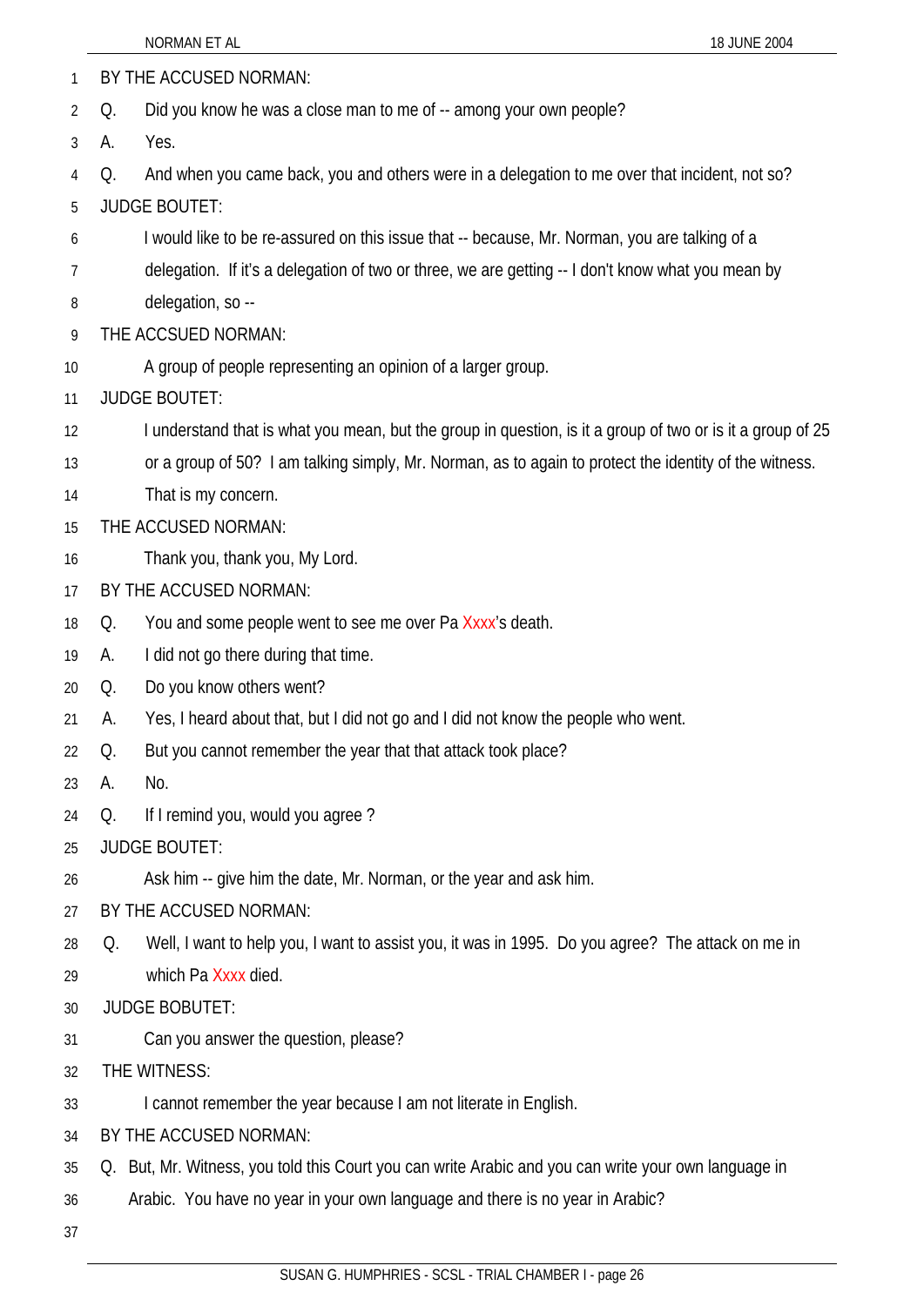BY THE ACCUSED NORMAN:

Q. Did you know he was a close man to me of -- among your own people?

A. Yes.

Q. And when you came back, you and others were in a delegation to me over that incident, not so?

JUDGE BOUTET:

I would like to be re-assured on this issue that -- because, Mr. Norman, you are talking of a delegation. If it's a delegation of two or three, we are getting -- I don't know what you mean by delegation, so --

THE ACCSUED NORMAN:

A group of people representing an opinion of a larger group.

JUDGE BOUTET:

I understand that is what you mean, but the group in question, is it a group of two or is it a group of 25 or a group of 50? I am talking simply, Mr. Norman, as to again to protect the identity of the witness. That is my concern.

THE ACCUSED NORMAN:

Thank you, thank you, My Lord.

BY THE ACCUSED NORMAN:

Q. You and some people went to see me over Pa Xxxx's death.

A. I did not go there during that time.

Q. Do you know others went?

A. Yes, I heard about that, but I did not go and I did not know the people who went.

Q. But you cannot remember the year that that attack took place?

A. No.

Q. If I remind you, would you agree ?

JUDGE BOUTET:

Ask him -- give him the date, Mr. Norman, or the year and ask him.

BY THE ACCUSED NORMAN:

Q. Well, I want to help you, I want to assist you, it was in 1995. Do you agree? The attack on me in which Pa Xxxx died.

JUDGE BOBUTET:

Can you answer the question, please?

THE WITNESS:

I cannot remember the year because I am not literate in English.

BY THE ACCUSED NORMAN:

Q. But, Mr. Witness, you told this Court you can write Arabic and you can write your own language in Arabic. You have no year in your own language and there is no year in Arabic?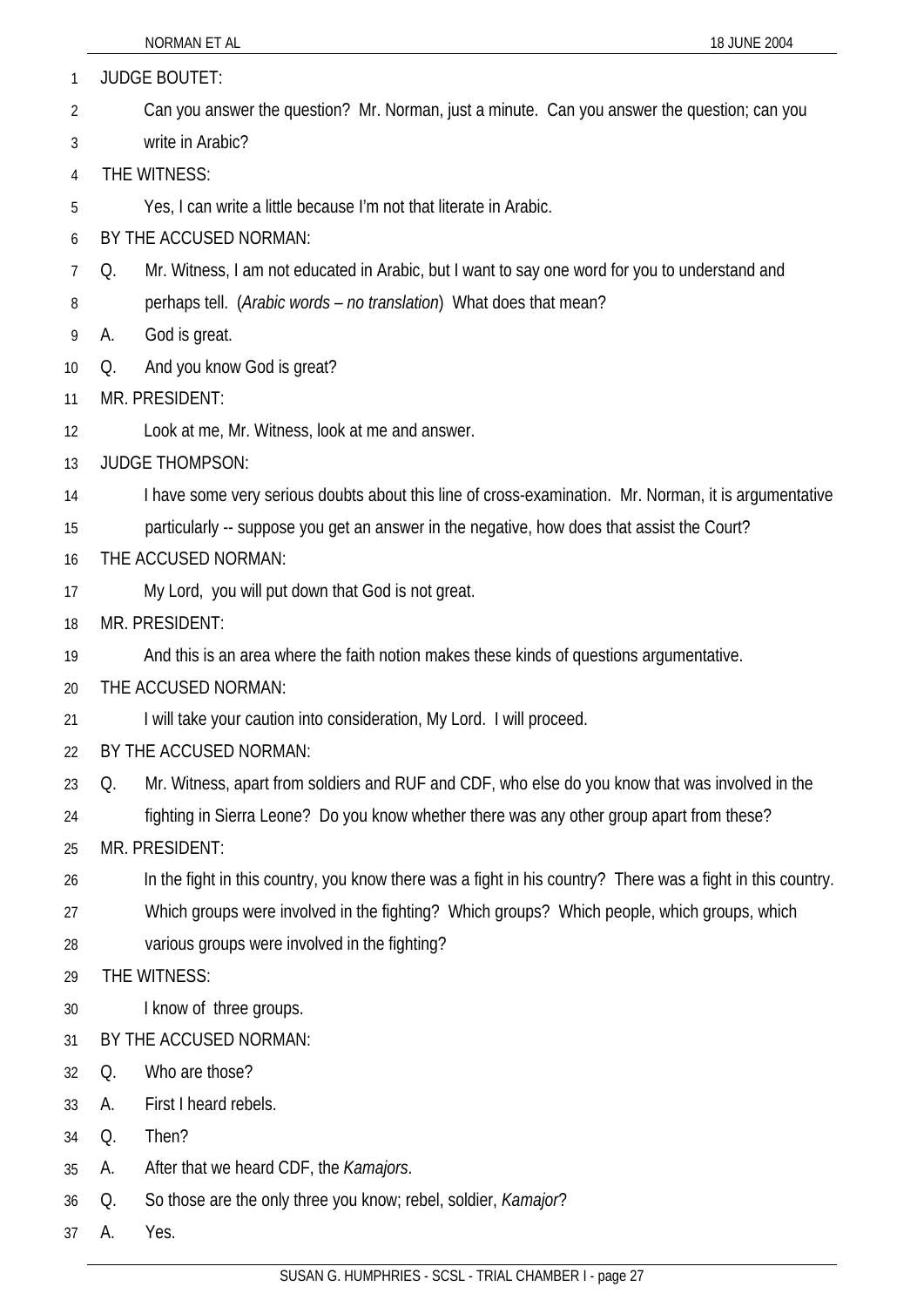JUDGE BOUTET:

Can you answer the question? Mr. Norman, just a minute. Can you answer the question; can you write in Arabic?

THE WITNESS:

Yes, I can write a little because I'm not that literate in Arabic.

BY THE ACCUSED NORMAN:

Q. Mr. Witness, I am not educated in Arabic, but I want to say one word for you to understand and perhaps tell. (*Arabic words – no translation*) What does that mean?

A. God is great.

Q. And you know God is great?

MR. PRESIDENT:

Look at me, Mr. Witness, look at me and answer.

JUDGE THOMPSON:

I have some very serious doubts about this line of cross-examination. Mr. Norman, it is argumentative particularly -- suppose you get an answer in the negative, how does that assist the Court?

THE ACCUSED NORMAN:

My Lord, you will put down that God is not great.

MR. PRESIDENT:

And this is an area where the faith notion makes these kinds of questions argumentative.

THE ACCUSED NORMAN:

I will take your caution into consideration, My Lord. I will proceed.

BY THE ACCUSED NORMAN:

Q. Mr. Witness, apart from soldiers and RUF and CDF, who else do you know that was involved in the fighting in Sierra Leone? Do you know whether there was any other group apart from these?

MR. PRESIDENT:

In the fight in this country, you know there was a fight in his country? There was a fight in this country. Which groups were involved in the fighting? Which groups? Which people, which groups, which various groups were involved in the fighting?

THE WITNESS:

I know of three groups.

BY THE ACCUSED NORMAN:

Q. Who are those?

A. First I heard rebels.

Q. Then?

A. After that we heard CDF, the *Kamajors*.

Q. So those are the only three you know; rebel, soldier, *Kamajor*?

A. Yes.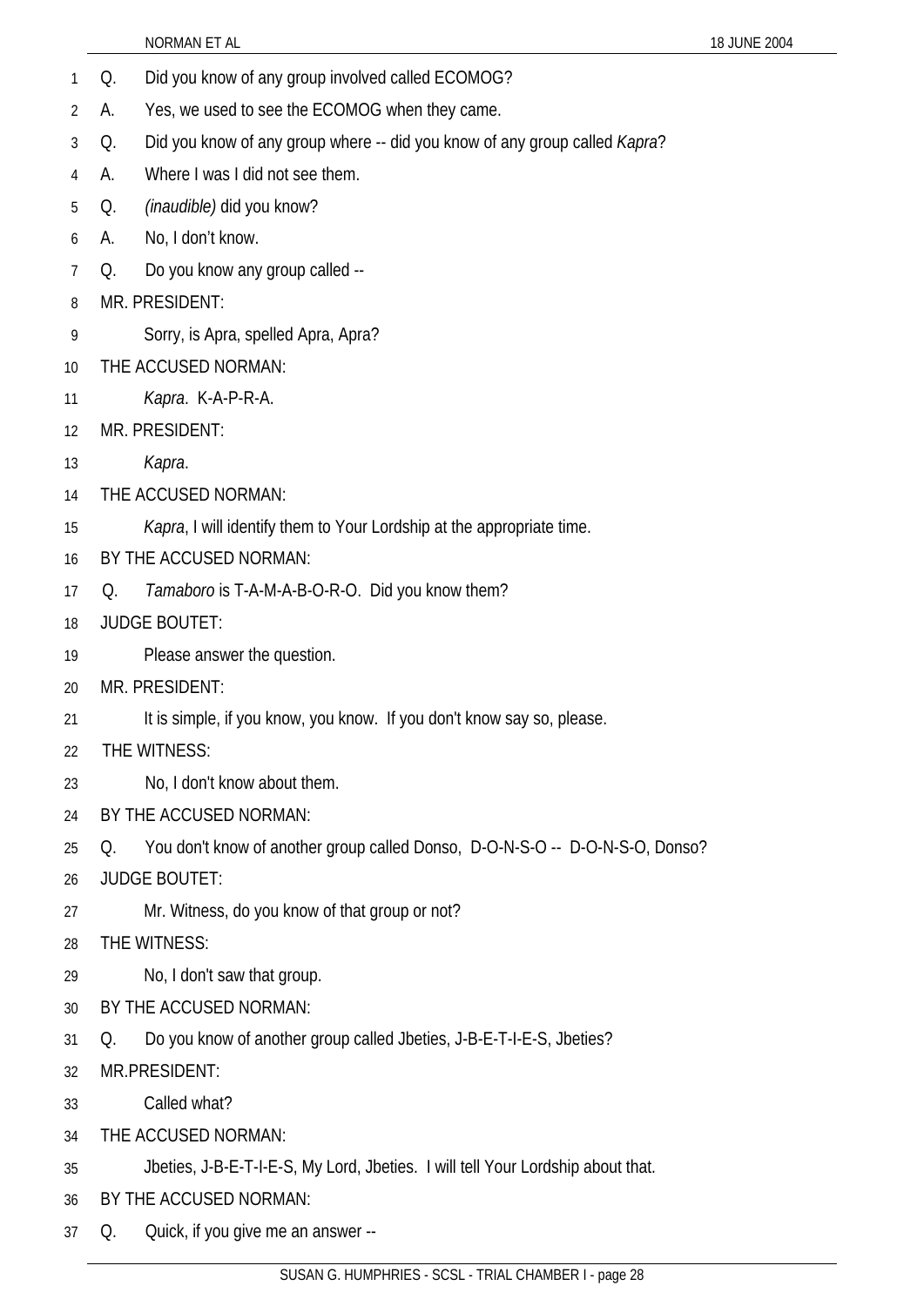Q. Did you know of any group involved called ECOMOG?

A. Yes, we used to see the ECOMOG when they came.

Q. Did you know of any group where -- did you know of any group called *Kapra*?

A. Where I was I did not see them.

Q. *(inaudible)* did you know?

A. No, I don't know.

Q. Do you know any group called --

MR. PRESIDENT:

Sorry, is Apra, spelled Apra, Apra?

THE ACCUSED NORMAN:

*Kapra*. K-A-P-R-A.

MR. PRESIDENT:

*Kapra*.

THE ACCUSED NORMAN:

*Kapra*, I will identify them to Your Lordship at the appropriate time.

BY THE ACCUSED NORMAN:

Q. *Tamaboro* is T-A-M-A-B-O-R-O. Did you know them?

JUDGE BOUTET:

Please answer the question.

MR. PRESIDENT:

It is simple, if you know, you know. If you don't know say so, please.

THE WITNESS:

No, I don't know about them.

BY THE ACCUSED NORMAN:

Q. You don't know of another group called Donso, D-O-N-S-O -- D-O-N-S-O, Donso?

JUDGE BOUTET:

Mr. Witness, do you know of that group or not?

THE WITNESS:

No, I don't saw that group.

BY THE ACCUSED NORMAN:

Q. Do you know of another group called Jbeties, J-B-E-T-I-E-S, Jbeties?

MR.PRESIDENT:

Called what?

THE ACCUSED NORMAN:

Jbeties, J-B-E-T-I-E-S, My Lord, Jbeties. I will tell Your Lordship about that.

BY THE ACCUSED NORMAN:

Q. Quick, if you give me an answer --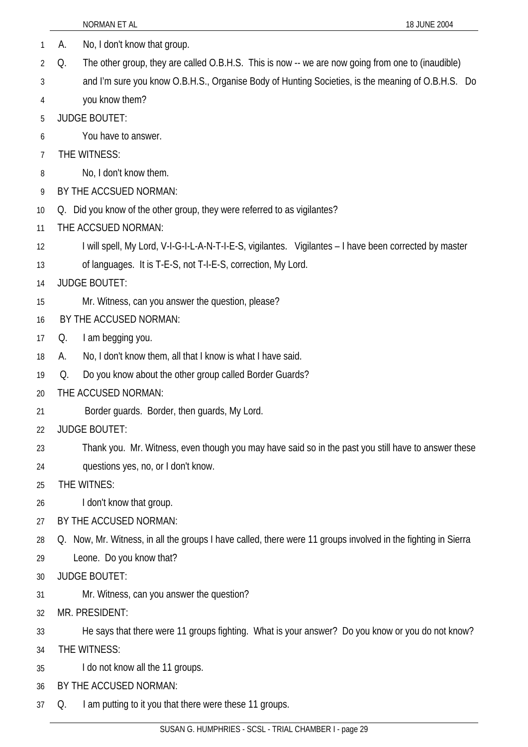1 A. No, I don't know that group.

2 Q. The other group, they are called O.B.H.S. This is now -- we are now going from one to (inaudible)

3 and I'm sure you know O.B.H.S., Organise Body of Hunting Societies, is the meaning of O.B.H.S. Do

4 you know them?

5 JUDGE BOUTET:

6 You have to answer.

7 THE WITNESS:

8 No, I don't know them.

9 BY THE ACCSUED NORMAN:

10 Q. Did you know of the other group, they were referred to as vigilantes?

11 THE ACCSUED NORMAN:

12 I will spell, My Lord, V-I-G-I-L-A-N-T-I-E-S, vigilantes. Vigilantes – I have been corrected by master

13 of languages. It is T-E-S, not T-I-E-S, correction, My Lord.

14 JUDGE BOUTET:

15 Mr. Witness, can you answer the question, please?

16 BY THE ACCUSED NORMAN:

17 Q. I am begging you.

18 A. No, I don't know them, all that I know is what I have said.

19 Q. Do you know about the other group called Border Guards?

20 THE ACCUSED NORMAN:

21 Border guards. Border, then guards, My Lord.

22 JUDGE BOUTET:

23 Thank you. Mr. Witness, even though you may have said so in the past you still have to answer these

24 questions yes, no, or I don't know.

25 THE WITNES:

26 I don't know that group.

27 BY THE ACCUSED NORMAN:

28 Q. Now, Mr. Witness, in all the groups I have called, there were 11 groups involved in the fighting in Sierra

29 Leone. Do you know that?

30 JUDGE BOUTET:

31 Mr. Witness, can you answer the question?

32 MR. PRESIDENT:

33 He says that there were 11 groups fighting. What is your answer? Do you know or you do not know?

34 THE WITNESS:

35 I do not know all the 11 groups.

36 BY THE ACCUSED NORMAN:

37 Q. I am putting to it you that there were these 11 groups.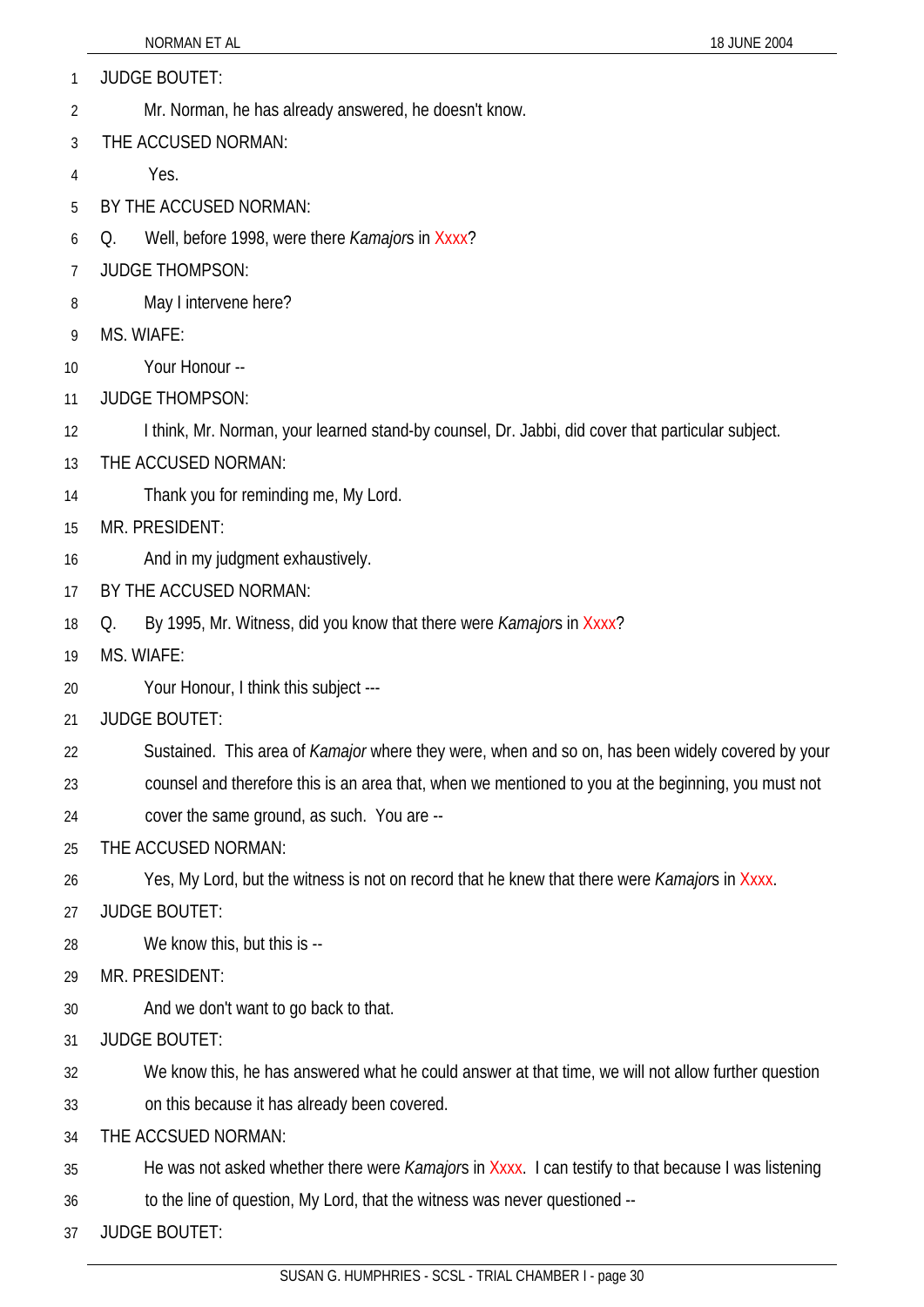JUDGE BOUTET:

Mr. Norman, he has already answered, he doesn't know.

THE ACCUSED NORMAN:

Yes.

BY THE ACCUSED NORMAN:

Q. Well, before 1998, were there *Kamajor*s in Xxxx?

JUDGE THOMPSON:

May I intervene here?

MS. WIAFE:

Your Honour --

JUDGE THOMPSON:

I think, Mr. Norman, your learned stand-by counsel, Dr. Jabbi, did cover that particular subject.

THE ACCUSED NORMAN:

Thank you for reminding me, My Lord.

MR. PRESIDENT:

And in my judgment exhaustively.

BY THE ACCUSED NORMAN:

Q. By 1995, Mr. Witness, did you know that there were *Kamajor*s in Xxxx?

MS. WIAFE:

Your Honour, I think this subject ---

JUDGE BOUTET:

Sustained. This area of *Kamajor* where they were, when and so on, has been widely covered by your counsel and therefore this is an area that, when we mentioned to you at the beginning, you must not cover the same ground, as such. You are --

THE ACCUSED NORMAN:

Yes, My Lord, but the witness is not on record that he knew that there were *Kamajor*s in Xxxx.

JUDGE BOUTET:

We know this, but this is --

MR. PRESIDENT:

And we don't want to go back to that.

JUDGE BOUTET:

We know this, he has answered what he could answer at that time, we will not allow further question on this because it has already been covered.

THE ACCSUED NORMAN:

He was not asked whether there were *Kamajor*s in Xxxx. I can testify to that because I was listening to the line of question, My Lord, that the witness was never questioned --

JUDGE BOUTET: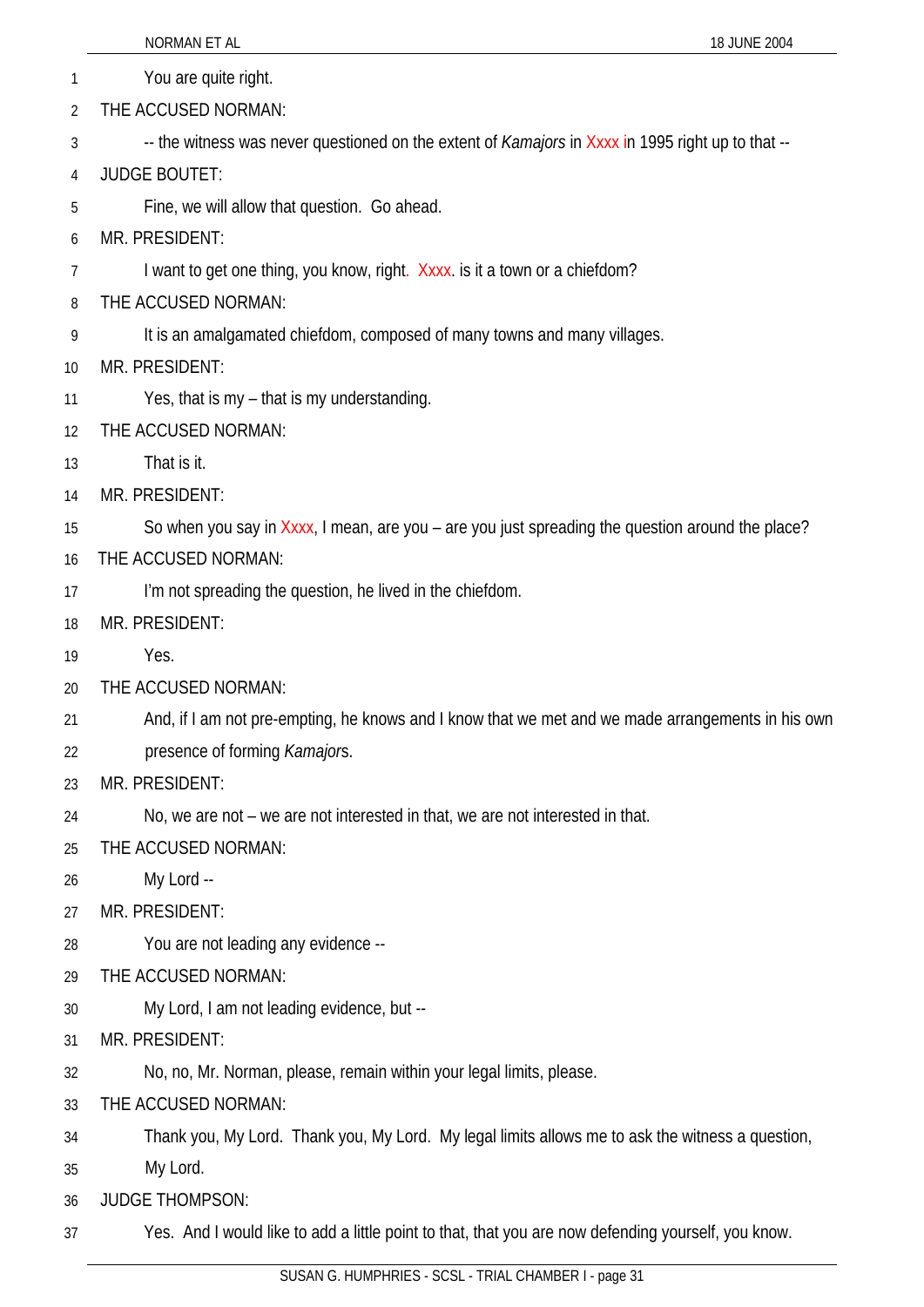You are quite right.

THE ACCUSED NORMAN:

-- the witness was never questioned on the extent of *Kamajors* in Xxxx in 1995 right up to that --

JUDGE BOUTET:

Fine, we will allow that question. Go ahead.

MR. PRESIDENT:

I want to get one thing, you know, right. Xxxx. is it a town or a chiefdom?

THE ACCUSED NORMAN:

It is an amalgamated chiefdom, composed of many towns and many villages.

MR. PRESIDENT:

Yes, that is my – that is my understanding.

THE ACCUSED NORMAN:

That is it.

MR. PRESIDENT:

So when you say in Xxxx, I mean, are you – are you just spreading the question around the place?

THE ACCUSED NORMAN:

I'm not spreading the question, he lived in the chiefdom.

MR. PRESIDENT:

Yes.

THE ACCUSED NORMAN:

And, if I am not pre-empting, he knows and I know that we met and we made arrangements in his own presence of forming *Kamajor*s.

MR. PRESIDENT:

No, we are not – we are not interested in that, we are not interested in that.

THE ACCUSED NORMAN:

My Lord --

MR. PRESIDENT:

You are not leading any evidence --

THE ACCUSED NORMAN:

My Lord, I am not leading evidence, but --

MR. PRESIDENT:

No, no, Mr. Norman, please, remain within your legal limits, please.

THE ACCUSED NORMAN:

Thank you, My Lord. Thank you, My Lord. My legal limits allows me to ask the witness a question, My Lord.

JUDGE THOMPSON:

Yes. And I would like to add a little point to that, that you are now defending yourself, you know.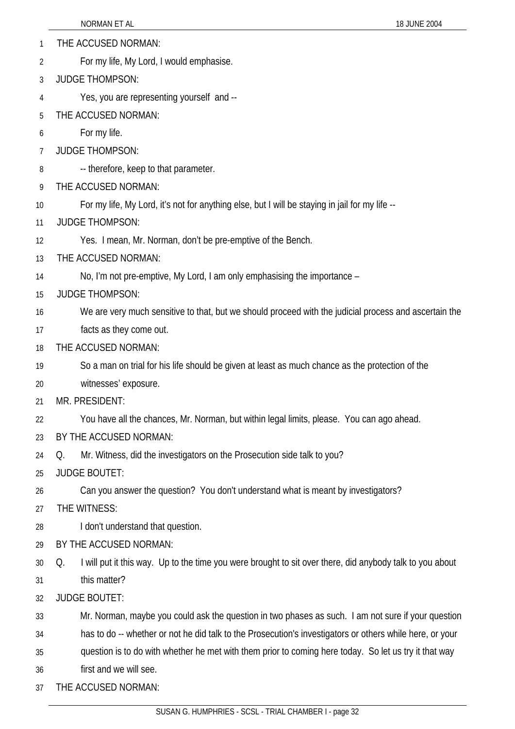THE ACCUSED NORMAN:

For my life, My Lord, I would emphasise.

JUDGE THOMPSON:

Yes, you are representing yourself and --

THE ACCUSED NORMAN:

For my life.

JUDGE THOMPSON:

-- therefore, keep to that parameter.

THE ACCUSED NORMAN:

For my life, My Lord, it's not for anything else, but I will be staying in jail for my life --

JUDGE THOMPSON:

Yes. I mean, Mr. Norman, don't be pre-emptive of the Bench.

THE ACCUSED NORMAN:

No, I'm not pre-emptive, My Lord, I am only emphasising the importance –

JUDGE THOMPSON:

We are very much sensitive to that, but we should proceed with the judicial process and ascertain the facts as they come out.

THE ACCUSED NORMAN:

So a man on trial for his life should be given at least as much chance as the protection of the witnesses' exposure.

MR. PRESIDENT:

You have all the chances, Mr. Norman, but within legal limits, please. You can ago ahead.

BY THE ACCUSED NORMAN:

Q. Mr. Witness, did the investigators on the Prosecution side talk to you?

JUDGE BOUTET:

Can you answer the question? You don't understand what is meant by investigators?

THE WITNESS:

I don't understand that question.

BY THE ACCUSED NORMAN:

Q. I will put it this way. Up to the time you were brought to sit over there, did anybody talk to you about this matter?

JUDGE BOUTET:

Mr. Norman, maybe you could ask the question in two phases as such. I am not sure if your question has to do -- whether or not he did talk to the Prosecution's investigators or others while here, or your question is to do with whether he met with them prior to coming here today. So let us try it that way first and we will see.

THE ACCUSED NORMAN: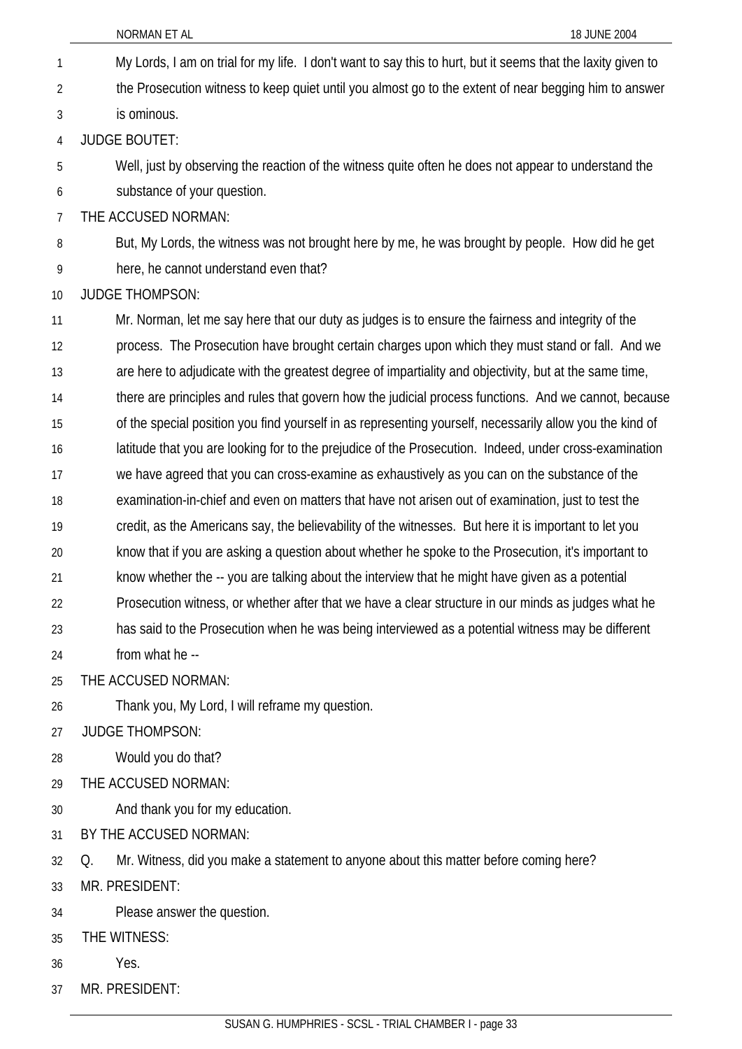My Lords, I am on trial for my life. I don't want to say this to hurt, but it seems that the laxity given to the Prosecution witness to keep quiet until you almost go to the extent of near begging him to answer is ominous.

JUDGE BOUTET:

Well, just by observing the reaction of the witness quite often he does not appear to understand the substance of your question.

THE ACCUSED NORMAN:

But, My Lords, the witness was not brought here by me, he was brought by people. How did he get here, he cannot understand even that?

JUDGE THOMPSON:

Mr. Norman, let me say here that our duty as judges is to ensure the fairness and integrity of the process. The Prosecution have brought certain charges upon which they must stand or fall. And we are here to adjudicate with the greatest degree of impartiality and objectivity, but at the same time, there are principles and rules that govern how the judicial process functions. And we cannot, because of the special position you find yourself in as representing yourself, necessarily allow you the kind of latitude that you are looking for to the prejudice of the Prosecution. Indeed, under cross-examination we have agreed that you can cross-examine as exhaustively as you can on the substance of the examination-in-chief and even on matters that have not arisen out of examination, just to test the credit, as the Americans say, the believability of the witnesses. But here it is important to let you know that if you are asking a question about whether he spoke to the Prosecution, it's important to know whether the -- you are talking about the interview that he might have given as a potential Prosecution witness, or whether after that we have a clear structure in our minds as judges what he has said to the Prosecution when he was being interviewed as a potential witness may be different from what he --

THE ACCUSED NORMAN:

Thank you, My Lord, I will reframe my question.

JUDGE THOMPSON:

Would you do that?

THE ACCUSED NORMAN:

And thank you for my education.

BY THE ACCUSED NORMAN:

Q. Mr. Witness, did you make a statement to anyone about this matter before coming here?

MR. PRESIDENT:

Please answer the question.

THE WITNESS:

Yes.

MR. PRESIDENT: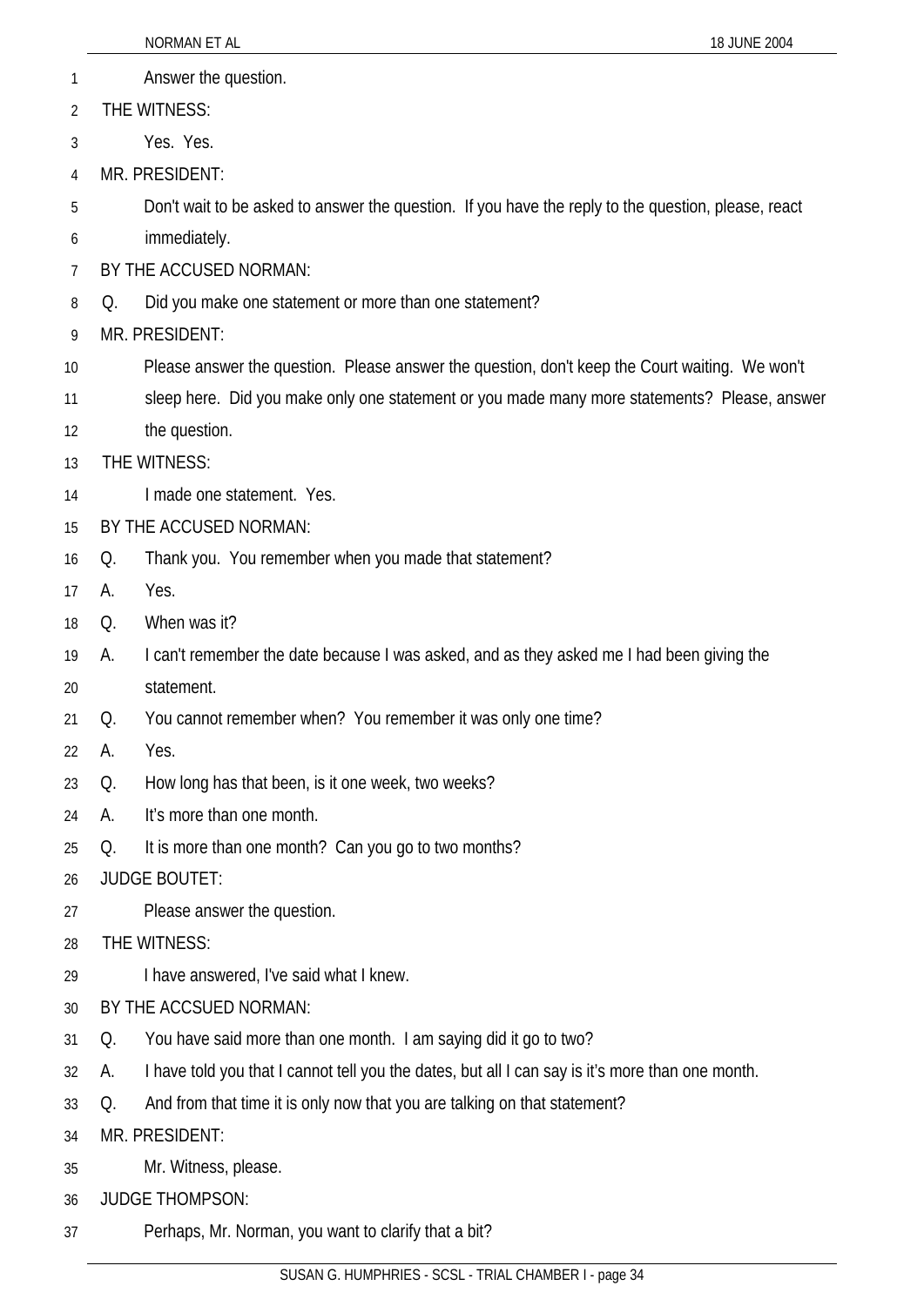Answer the question.

THE WITNESS:

Yes. Yes.

MR. PRESIDENT:

Don't wait to be asked to answer the question. If you have the reply to the question, please, react immediately.

BY THE ACCUSED NORMAN:

Q. Did you make one statement or more than one statement?

MR. PRESIDENT:

Please answer the question. Please answer the question, don't keep the Court waiting. We won't sleep here. Did you make only one statement or you made many more statements? Please, answer the question.

THE WITNESS:

I made one statement. Yes.

BY THE ACCUSED NORMAN:

Q. Thank you. You remember when you made that statement?

A. Yes.

Q. When was it?

A. I can't remember the date because I was asked, and as they asked me I had been giving the statement.

Q. You cannot remember when? You remember it was only one time?

A. Yes.

Q. How long has that been, is it one week, two weeks?

A. It's more than one month.

Q. It is more than one month? Can you go to two months?

JUDGE BOUTET:

Please answer the question.

THE WITNESS:

I have answered, I've said what I knew.

BY THE ACCSUED NORMAN:

Q. You have said more than one month. I am saying did it go to two?

A. I have told you that I cannot tell you the dates, but all I can say is it's more than one month.

Q. And from that time it is only now that you are talking on that statement?

MR. PRESIDENT:

Mr. Witness, please.

JUDGE THOMPSON:

Perhaps, Mr. Norman, you want to clarify that a bit?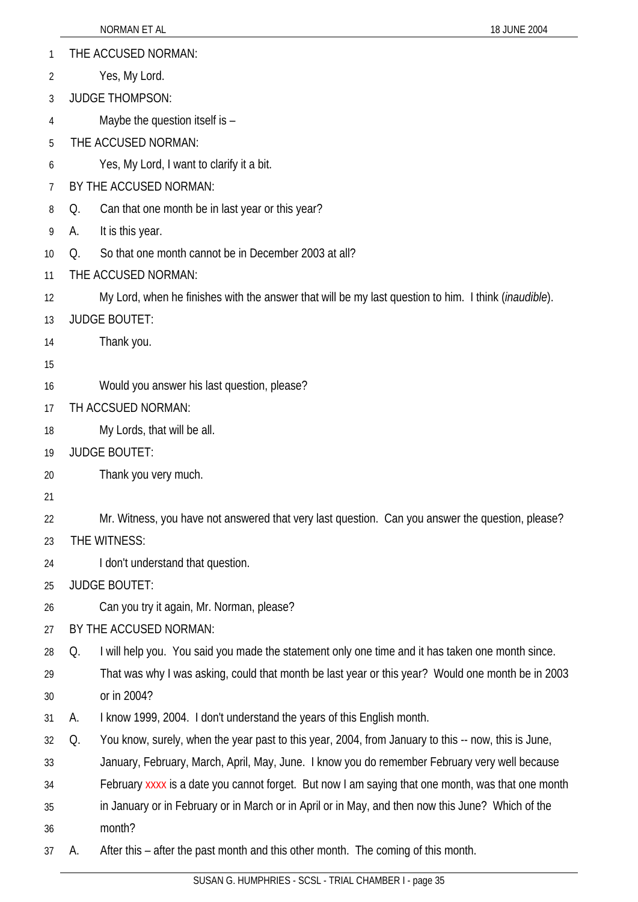THE ACCUSED NORMAN:

Yes, My Lord.

JUDGE THOMPSON:

Maybe the question itself is –

THE ACCUSED NORMAN:

Yes, My Lord, I want to clarify it a bit.

BY THE ACCUSED NORMAN:

Q. Can that one month be in last year or this year?

A. It is this year.

Q. So that one month cannot be in December 2003 at all?

THE ACCUSED NORMAN:

My Lord, when he finishes with the answer that will be my last question to him. I think (*inaudible*).

JUDGE BOUTET:

Thank you.

Would you answer his last question, please?

TH ACCSUED NORMAN:

My Lords, that will be all.

JUDGE BOUTET:

Thank you very much.

Mr. Witness, you have not answered that very last question. Can you answer the question, please?

THE WITNESS:

I don't understand that question.

JUDGE BOUTET:

Can you try it again, Mr. Norman, please?

BY THE ACCUSED NORMAN:

Q. I will help you. You said you made the statement only one time and it has taken one month since. That was why I was asking, could that month be last year or this year? Would one month be in 2003 or in 2004?

A. I know 1999, 2004. I don't understand the years of this English month.

Q. You know, surely, when the year past to this year, 2004, from January to this -- now, this is June, January, February, March, April, May, June. I know you do remember February very well because February xxxx is a date you cannot forget. But now I am saying that one month, was that one month in January or in February or in March or in April or in May, and then now this June? Which of the month?

A. After this – after the past month and this other month. The coming of this month.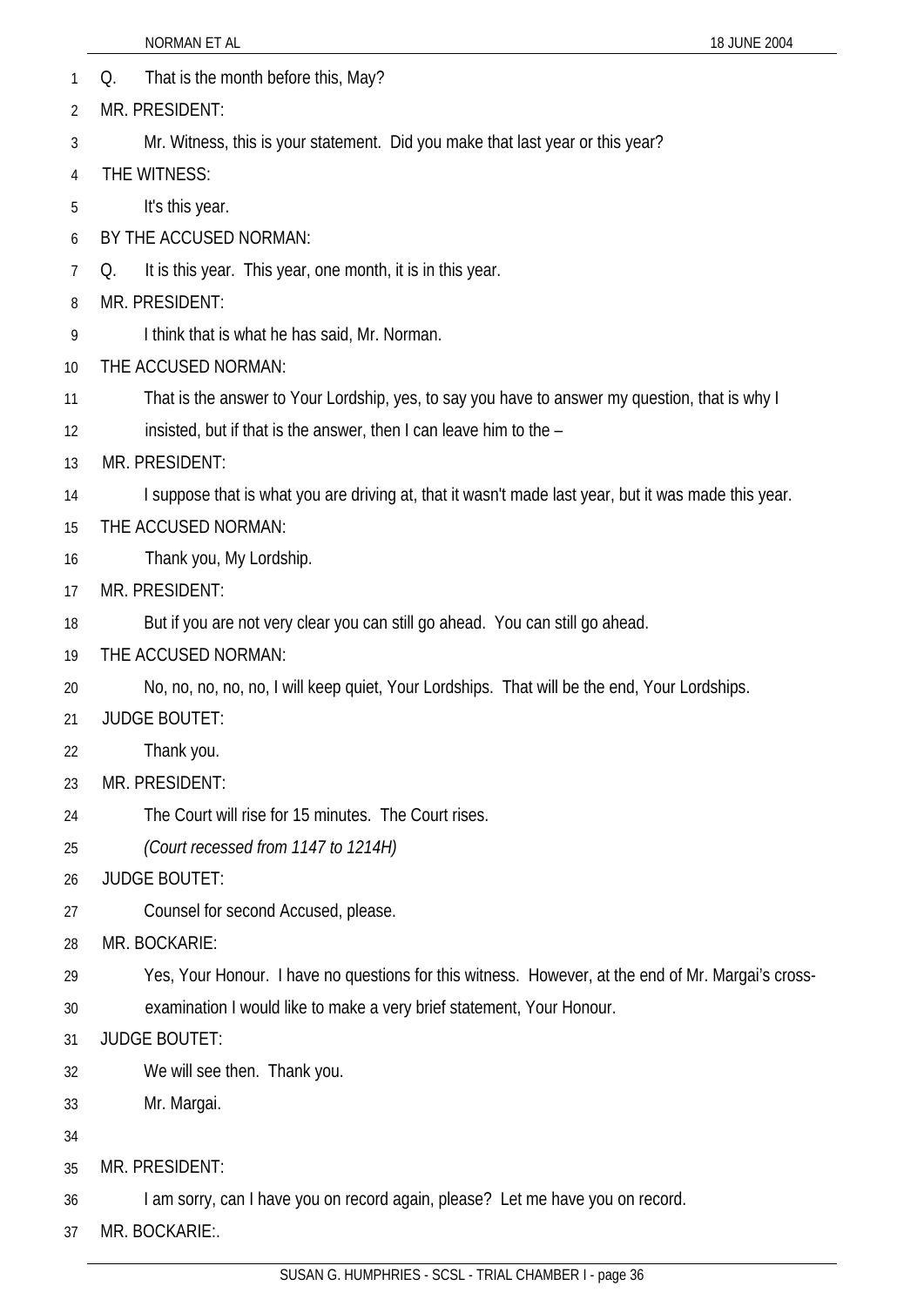Q. That is the month before this, May?

MR. PRESIDENT:

Mr. Witness, this is your statement. Did you make that last year or this year?

THE WITNESS:

It's this year.

BY THE ACCUSED NORMAN:

Q. It is this year. This year, one month, it is in this year.

MR. PRESIDENT:

I think that is what he has said, Mr. Norman.

THE ACCUSED NORMAN:

That is the answer to Your Lordship, yes, to say you have to answer my question, that is why I insisted, but if that is the answer, then I can leave him to the –

MR. PRESIDENT:

I suppose that is what you are driving at, that it wasn't made last year, but it was made this year.

THE ACCUSED NORMAN:

Thank you, My Lordship.

MR. PRESIDENT:

But if you are not very clear you can still go ahead. You can still go ahead.

THE ACCUSED NORMAN:

No, no, no, no, no, I will keep quiet, Your Lordships. That will be the end, Your Lordships.

JUDGE BOUTET:

Thank you.

MR. PRESIDENT:

The Court will rise for 15 minutes. The Court rises.

*(Court recessed from 1147 to 1214H)*

JUDGE BOUTET:

Counsel for second Accused, please.

MR. BOCKARIE:

Yes, Your Honour. I have no questions for this witness. However, at the end of Mr. Margai's cross-examination I would like to make a very brief statement, Your Honour.

JUDGE BOUTET:

We will see then. Thank you.

Mr. Margai.

MR. PRESIDENT:

I am sorry, can I have you on record again, please? Let me have you on record.

MR. BOCKARIE:.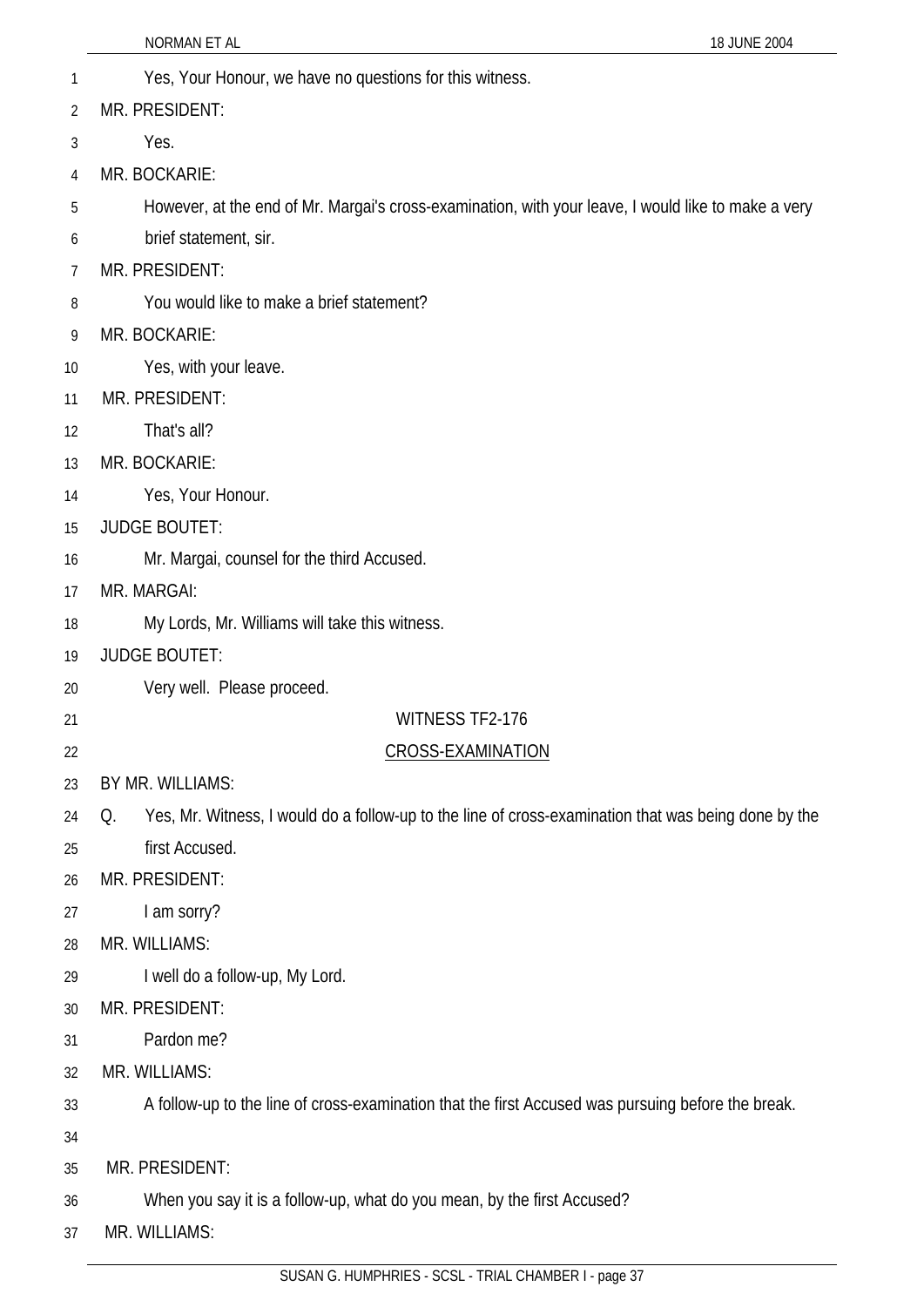Yes, Your Honour, we have no questions for this witness.

MR. PRESIDENT:

Yes.

MR. BOCKARIE:

However, at the end of Mr. Margai's cross-examination, with your leave, I would like to make a very brief statement, sir.

MR. PRESIDENT:

You would like to make a brief statement?

MR. BOCKARIE:

Yes, with your leave.

MR. PRESIDENT:

That's all?

MR. BOCKARIE:

Yes, Your Honour.

JUDGE BOUTET:

Mr. Margai, counsel for the third Accused.

MR. MARGAI:

My Lords, Mr. Williams will take this witness.

JUDGE BOUTET:

Very well. Please proceed.

WITNESS TF2-176

CROSS-EXAMINATION

BY MR. WILLIAMS:

Q. Yes, Mr. Witness, I would do a follow-up to the line of cross-examination that was being done by the first Accused.

MR. PRESIDENT:

I am sorry?

MR. WILLIAMS:

I well do a follow-up, My Lord.

MR. PRESIDENT:

Pardon me?

MR. WILLIAMS:

A follow-up to the line of cross-examination that the first Accused was pursuing before the break.

MR. PRESIDENT:

When you say it is a follow-up, what do you mean, by the first Accused?

MR. WILLIAMS: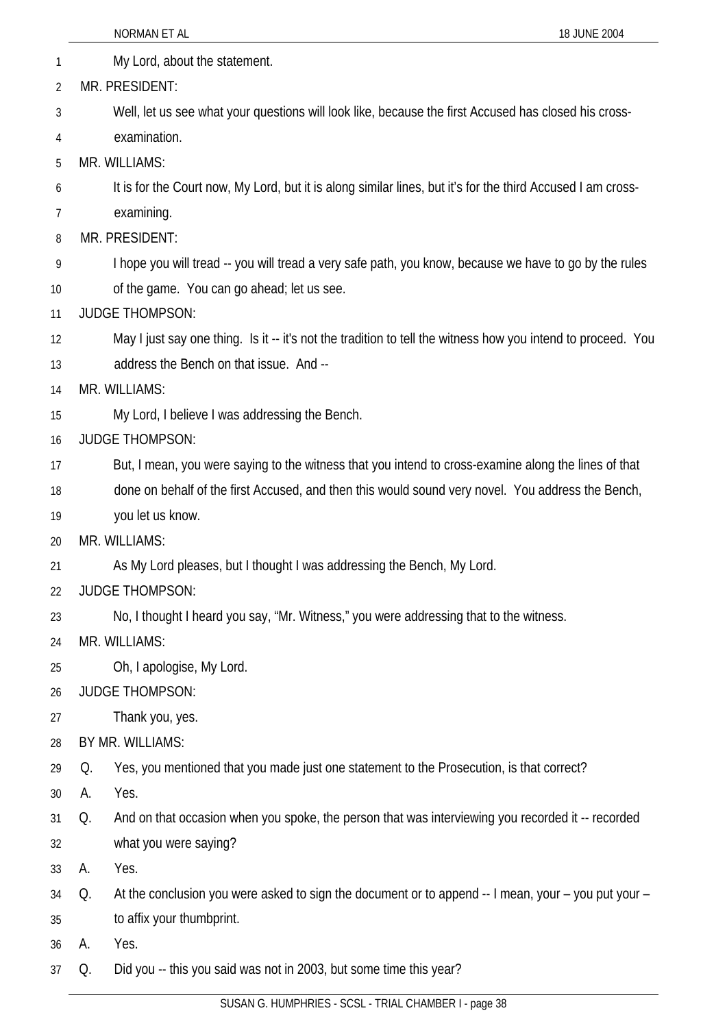My Lord, about the statement.

MR. PRESIDENT:

Well, let us see what your questions will look like, because the first Accused has closed his cross-examination.

MR. WILLIAMS:

It is for the Court now, My Lord, but it is along similar lines, but it's for the third Accused I am cross-examining.

MR. PRESIDENT:

I hope you will tread -- you will tread a very safe path, you know, because we have to go by the rules of the game. You can go ahead; let us see.

JUDGE THOMPSON:

May I just say one thing. Is it -- it's not the tradition to tell the witness how you intend to proceed. You address the Bench on that issue. And --

MR. WILLIAMS:

My Lord, I believe I was addressing the Bench.

JUDGE THOMPSON:

But, I mean, you were saying to the witness that you intend to cross-examine along the lines of that done on behalf of the first Accused, and then this would sound very novel. You address the Bench, you let us know.

MR. WILLIAMS:

As My Lord pleases, but I thought I was addressing the Bench, My Lord.

JUDGE THOMPSON:

No, I thought I heard you say, "Mr. Witness," you were addressing that to the witness.

MR. WILLIAMS:

Oh, I apologise, My Lord.

JUDGE THOMPSON:

Thank you, yes.

BY MR. WILLIAMS:

Q. Yes, you mentioned that you made just one statement to the Prosecution, is that correct?

A. Yes.

Q. And on that occasion when you spoke, the person that was interviewing you recorded it -- recorded what you were saying?

A. Yes.

Q. At the conclusion you were asked to sign the document or to append -- I mean, your – you put your – to affix your thumbprint.

A. Yes.

Q. Did you -- this you said was not in 2003, but some time this year?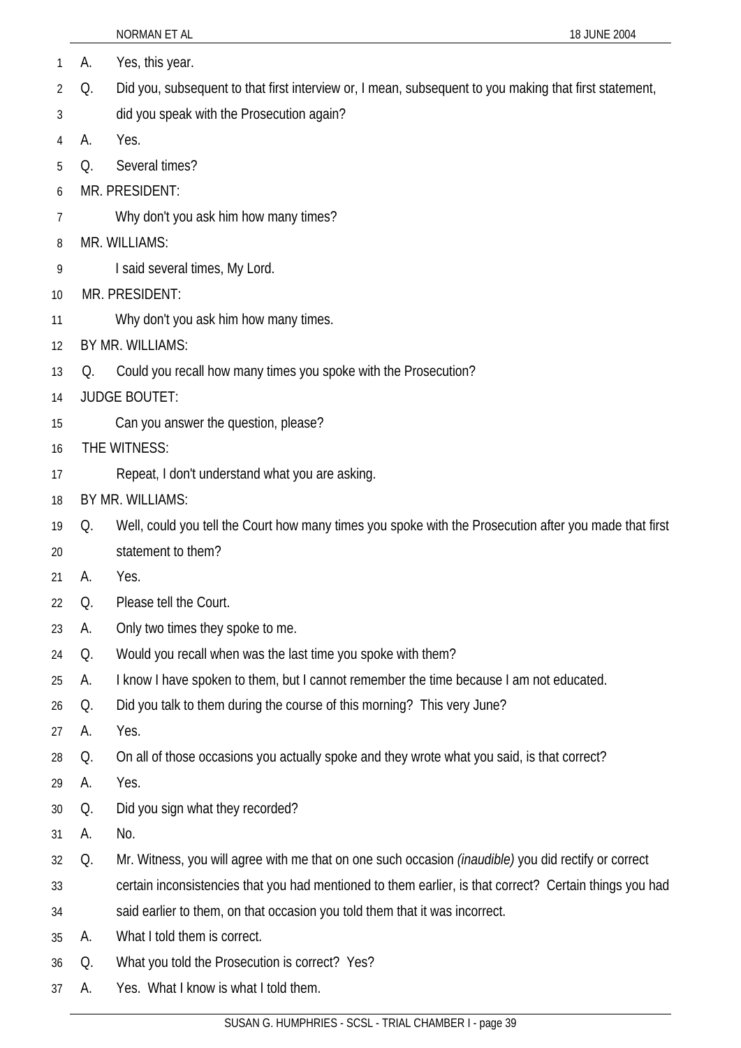A. Yes, this year.

Q. Did you, subsequent to that first interview or, I mean, subsequent to you making that first statement, did you speak with the Prosecution again?

A. Yes.

Q. Several times?

MR. PRESIDENT:

Why don't you ask him how many times?

MR. WILLIAMS:

I said several times, My Lord.

MR. PRESIDENT:

Why don't you ask him how many times.

BY MR. WILLIAMS:

Q. Could you recall how many times you spoke with the Prosecution?

JUDGE BOUTET:

Can you answer the question, please?

THE WITNESS:

Repeat, I don't understand what you are asking.

BY MR. WILLIAMS:

Q. Well, could you tell the Court how many times you spoke with the Prosecution after you made that first statement to them?

A. Yes.

Q. Please tell the Court.

A. Only two times they spoke to me.

Q. Would you recall when was the last time you spoke with them?

A. I know I have spoken to them, but I cannot remember the time because I am not educated.

Q. Did you talk to them during the course of this morning? This very June?

A. Yes.

Q. On all of those occasions you actually spoke and they wrote what you said, is that correct?

A. Yes.

Q. Did you sign what they recorded?

A. No.

Q. Mr. Witness, you will agree with me that on one such occasion *(inaudible)* you did rectify or correct certain inconsistencies that you had mentioned to them earlier, is that correct? Certain things you had said earlier to them, on that occasion you told them that it was incorrect.

A. What I told them is correct.

Q. What you told the Prosecution is correct? Yes?

A. Yes. What I know is what I told them.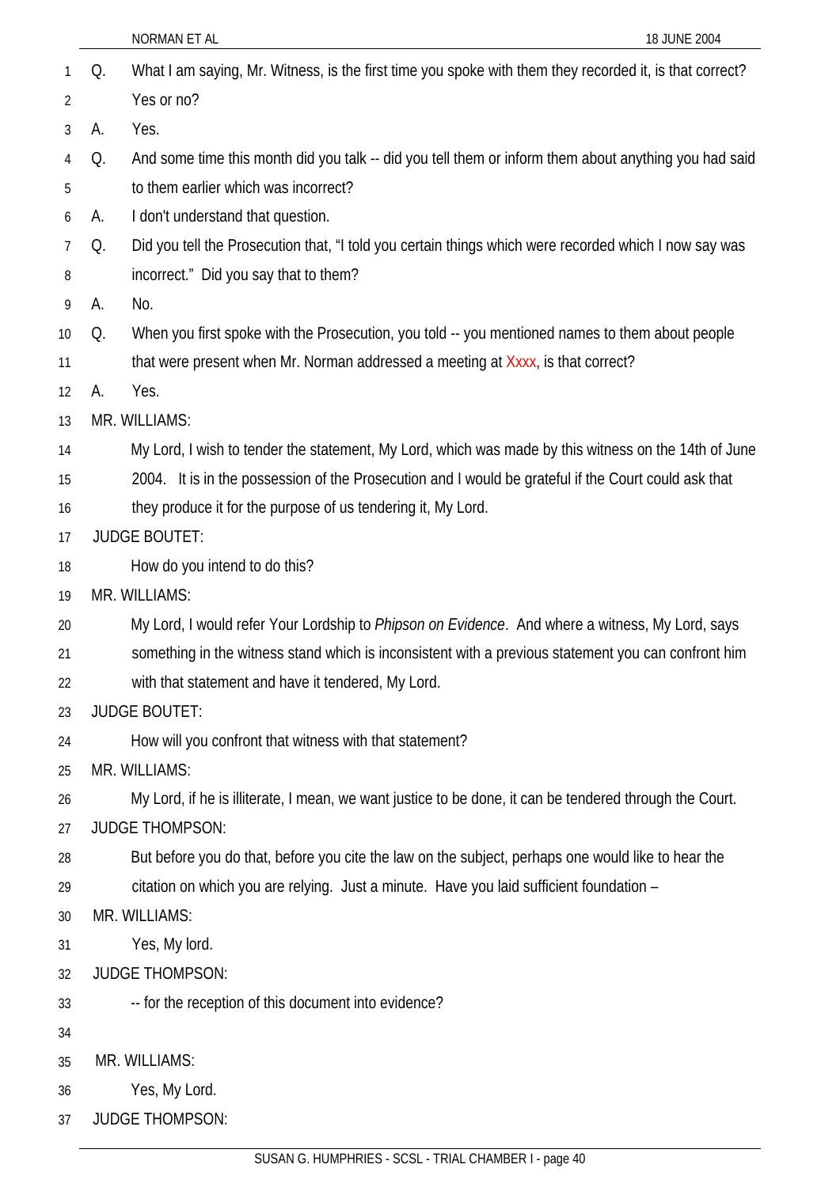Q. What I am saying, Mr. Witness, is the first time you spoke with them they recorded it, is that correct? Yes or no?

A. Yes.

Q. And some time this month did you talk -- did you tell them or inform them about anything you had said to them earlier which was incorrect?

A. I don't understand that question.

Q. Did you tell the Prosecution that, "I told you certain things which were recorded which I now say was incorrect." Did you say that to them?

A. No.

Q. When you first spoke with the Prosecution, you told -- you mentioned names to them about people that were present when Mr. Norman addressed a meeting at Xxxx, is that correct?

A. Yes.

MR. WILLIAMS:

My Lord, I wish to tender the statement, My Lord, which was made by this witness on the 14th of June 2004. It is in the possession of the Prosecution and I would be grateful if the Court could ask that they produce it for the purpose of us tendering it, My Lord.

JUDGE BOUTET:

How do you intend to do this?

MR. WILLIAMS:

My Lord, I would refer Your Lordship to *Phipson on Evidence*. And where a witness, My Lord, says something in the witness stand which is inconsistent with a previous statement you can confront him with that statement and have it tendered, My Lord.

JUDGE BOUTET:

How will you confront that witness with that statement?

MR. WILLIAMS:

My Lord, if he is illiterate, I mean, we want justice to be done, it can be tendered through the Court.

JUDGE THOMPSON:

But before you do that, before you cite the law on the subject, perhaps one would like to hear the citation on which you are relying. Just a minute. Have you laid sufficient foundation –

MR. WILLIAMS:

Yes, My lord.

JUDGE THOMPSON:

-- for the reception of this document into evidence?

MR. WILLIAMS:

Yes, My Lord.

JUDGE THOMPSON: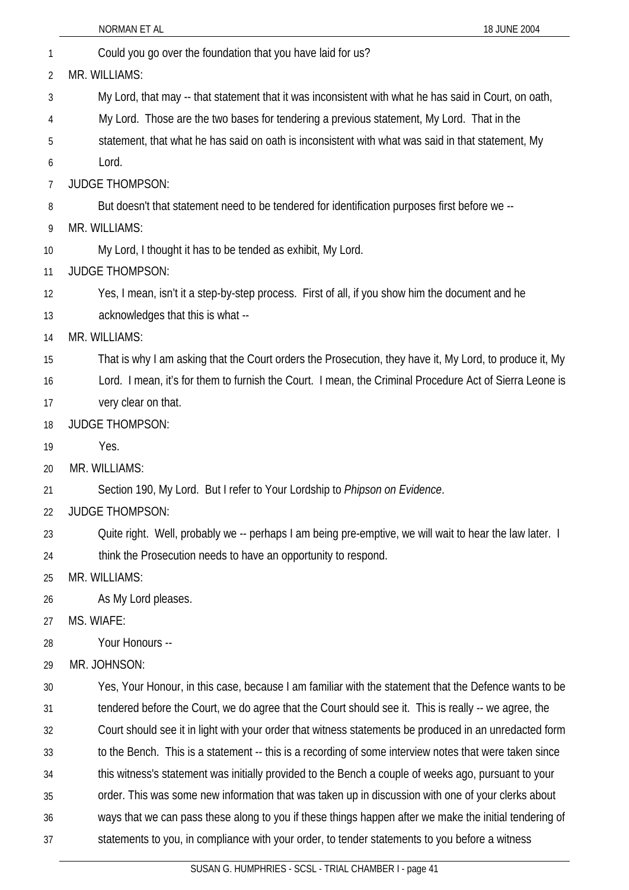Could you go over the foundation that you have laid for us?

MR. WILLIAMS:

My Lord, that may -- that statement that it was inconsistent with what he has said in Court, on oath, My Lord. Those are the two bases for tendering a previous statement, My Lord. That in the statement, that what he has said on oath is inconsistent with what was said in that statement, My Lord.

JUDGE THOMPSON:

But doesn't that statement need to be tendered for identification purposes first before we --

MR. WILLIAMS:

My Lord, I thought it has to be tended as exhibit, My Lord.

JUDGE THOMPSON:

Yes, I mean, isn't it a step-by-step process. First of all, if you show him the document and he acknowledges that this is what --

MR. WILLIAMS:

That is why I am asking that the Court orders the Prosecution, they have it, My Lord, to produce it, My Lord. I mean, it's for them to furnish the Court. I mean, the Criminal Procedure Act of Sierra Leone is very clear on that.

JUDGE THOMPSON:

Yes.

MR. WILLIAMS:

Section 190, My Lord. But I refer to Your Lordship to *Phipson on Evidence*.

JUDGE THOMPSON:

Quite right. Well, probably we -- perhaps I am being pre-emptive, we will wait to hear the law later. I think the Prosecution needs to have an opportunity to respond.

MR. WILLIAMS:

As My Lord pleases.

MS. WIAFE:

Your Honours --

MR. JOHNSON:

Yes, Your Honour, in this case, because I am familiar with the statement that the Defence wants to be tendered before the Court, we do agree that the Court should see it. This is really -- we agree, the Court should see it in light with your order that witness statements be produced in an unredacted form to the Bench. This is a statement -- this is a recording of some interview notes that were taken since this witness's statement was initially provided to the Bench a couple of weeks ago, pursuant to your order. This was some new information that was taken up in discussion with one of your clerks about ways that we can pass these along to you if these things happen after we make the initial tendering of statements to you, in compliance with your order, to tender statements to you before a witness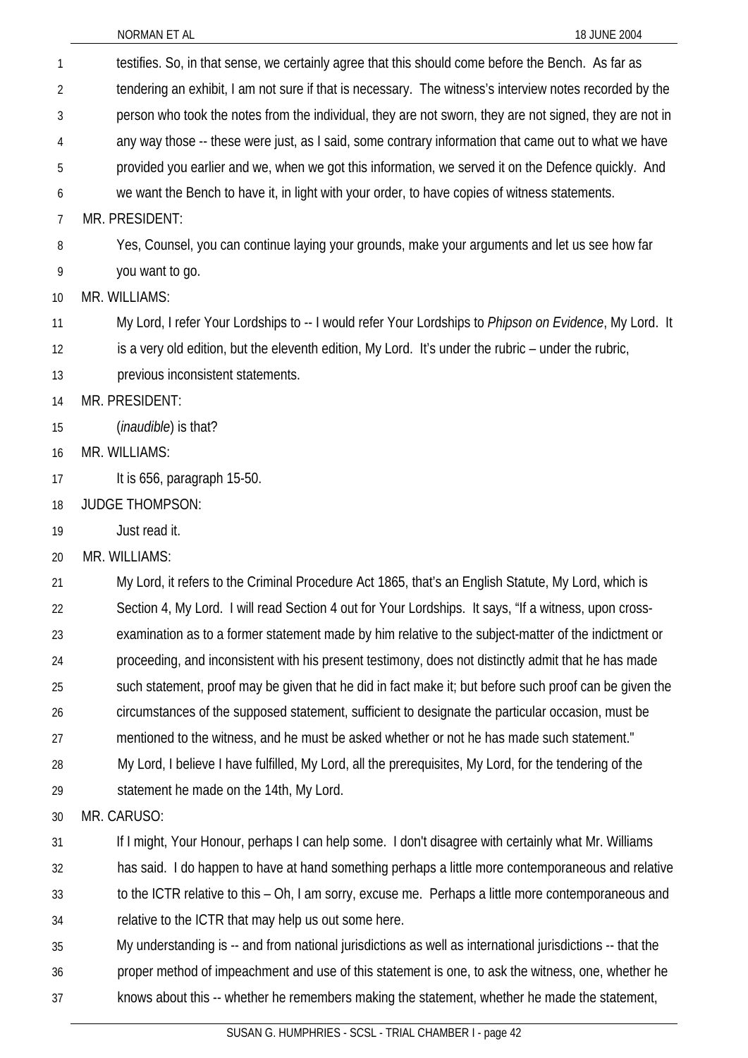testifies. So, in that sense, we certainly agree that this should come before the Bench. As far as tendering an exhibit, I am not sure if that is necessary. The witness's interview notes recorded by the person who took the notes from the individual, they are not sworn, they are not signed, they are not in any way those -- these were just, as I said, some contrary information that came out to what we have provided you earlier and we, when we got this information, we served it on the Defence quickly. And we want the Bench to have it, in light with your order, to have copies of witness statements.

MR. PRESIDENT:

Yes, Counsel, you can continue laying your grounds, make your arguments and let us see how far you want to go.

MR. WILLIAMS:

My Lord, I refer Your Lordships to -- I would refer Your Lordships to *Phipson on Evidence*, My Lord. It is a very old edition, but the eleventh edition, My Lord. It's under the rubric – under the rubric, previous inconsistent statements.

MR. PRESIDENT:

(*inaudible*) is that?

MR. WILLIAMS:

It is 656, paragraph 15-50.

JUDGE THOMPSON:

Just read it.

MR. WILLIAMS:

My Lord, it refers to the Criminal Procedure Act 1865, that's an English Statute, My Lord, which is Section 4, My Lord. I will read Section 4 out for Your Lordships. It says, "If a witness, upon cross-examination as to a former statement made by him relative to the subject-matter of the indictment or proceeding, and inconsistent with his present testimony, does not distinctly admit that he has made such statement, proof may be given that he did in fact make it; but before such proof can be given the circumstances of the supposed statement, sufficient to designate the particular occasion, must be mentioned to the witness, and he must be asked whether or not he has made such statement."

My Lord, I believe I have fulfilled, My Lord, all the prerequisites, My Lord, for the tendering of the statement he made on the 14th, My Lord.

MR. CARUSO:

If I might, Your Honour, perhaps I can help some. I don't disagree with certainly what Mr. Williams has said. I do happen to have at hand something perhaps a little more contemporaneous and relative to the ICTR relative to this – Oh, I am sorry, excuse me. Perhaps a little more contemporaneous and relative to the ICTR that may help us out some here.

My understanding is -- and from national jurisdictions as well as international jurisdictions -- that the proper method of impeachment and use of this statement is one, to ask the witness, one, whether he knows about this -- whether he remembers making the statement, whether he made the statement,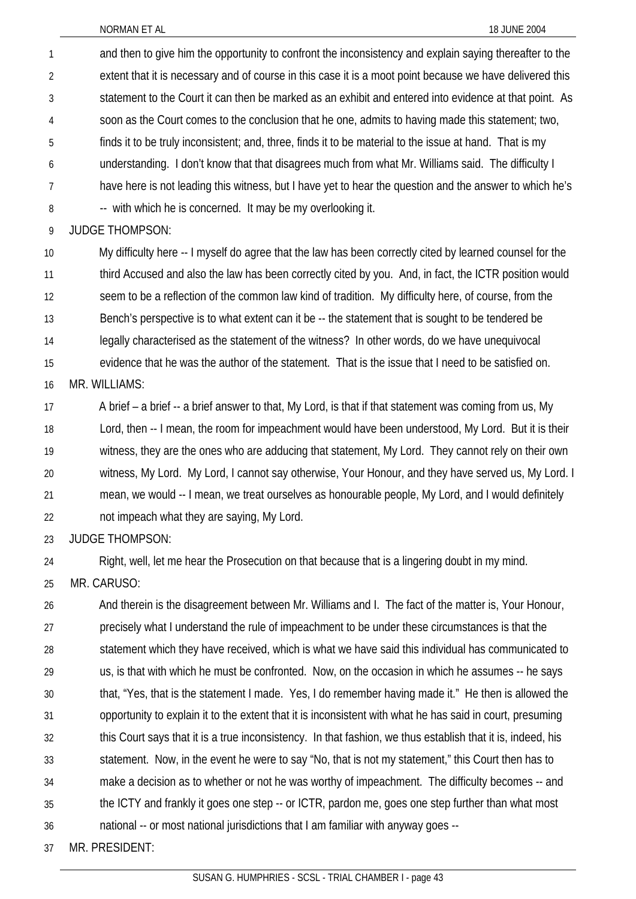and then to give him the opportunity to confront the inconsistency and explain saying thereafter to the extent that it is necessary and of course in this case it is a moot point because we have delivered this statement to the Court it can then be marked as an exhibit and entered into evidence at that point. As soon as the Court comes to the conclusion that he one, admits to having made this statement; two, finds it to be truly inconsistent; and, three, finds it to be material to the issue at hand. That is my understanding. I don't know that that disagrees much from what Mr. Williams said. The difficulty I have here is not leading this witness, but I have yet to hear the question and the answer to which he's -- with which he is concerned. It may be my overlooking it.

JUDGE THOMPSON:

My difficulty here -- I myself do agree that the law has been correctly cited by learned counsel for the third Accused and also the law has been correctly cited by you. And, in fact, the ICTR position would seem to be a reflection of the common law kind of tradition. My difficulty here, of course, from the Bench's perspective is to what extent can it be -- the statement that is sought to be tendered be legally characterised as the statement of the witness? In other words, do we have unequivocal evidence that he was the author of the statement. That is the issue that I need to be satisfied on.

MR. WILLIAMS:

A brief – a brief -- a brief answer to that, My Lord, is that if that statement was coming from us, My Lord, then -- I mean, the room for impeachment would have been understood, My Lord. But it is their witness, they are the ones who are adducing that statement, My Lord. They cannot rely on their own witness, My Lord. My Lord, I cannot say otherwise, Your Honour, and they have served us, My Lord. I mean, we would -- I mean, we treat ourselves as honourable people, My Lord, and I would definitely not impeach what they are saying, My Lord.

JUDGE THOMPSON:

Right, well, let me hear the Prosecution on that because that is a lingering doubt in my mind.

MR. CARUSO:

And therein is the disagreement between Mr. Williams and I. The fact of the matter is, Your Honour, precisely what I understand the rule of impeachment to be under these circumstances is that the statement which they have received, which is what we have said this individual has communicated to us, is that with which he must be confronted. Now, on the occasion in which he assumes -- he says that, "Yes, that is the statement I made. Yes, I do remember having made it." He then is allowed the opportunity to explain it to the extent that it is inconsistent with what he has said in court, presuming this Court says that it is a true inconsistency. In that fashion, we thus establish that it is, indeed, his statement. Now, in the event he were to say "No, that is not my statement," this Court then has to make a decision as to whether or not he was worthy of impeachment. The difficulty becomes -- and the ICTY and frankly it goes one step -- or ICTR, pardon me, goes one step further than what most national -- or most national jurisdictions that I am familiar with anyway goes --

MR. PRESIDENT: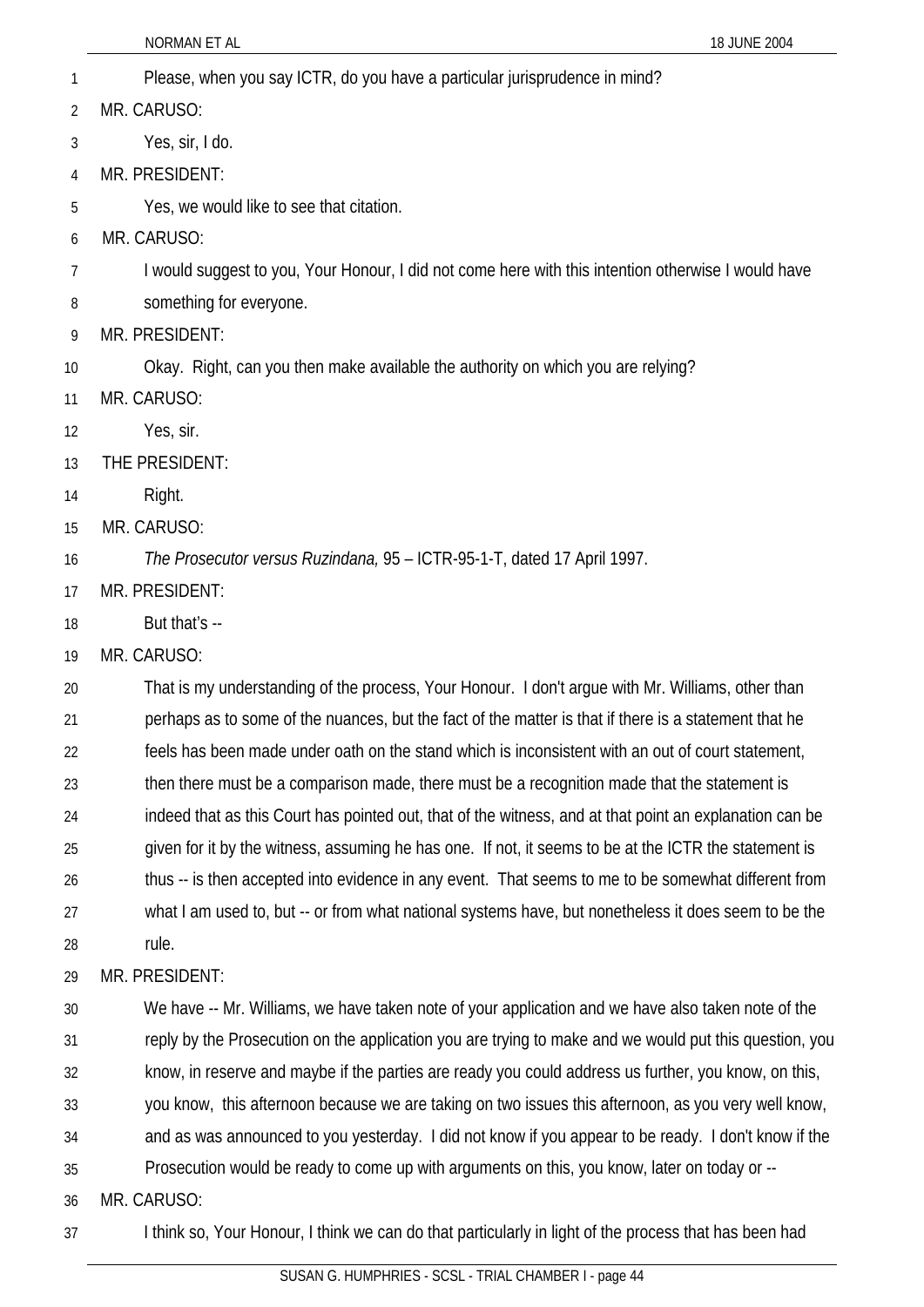Please, when you say ICTR, do you have a particular jurisprudence in mind?

MR. CARUSO:

Yes, sir, I do.

MR. PRESIDENT:

Yes, we would like to see that citation.

MR. CARUSO:

I would suggest to you, Your Honour, I did not come here with this intention otherwise I would have something for everyone.

MR. PRESIDENT:

Okay. Right, can you then make available the authority on which you are relying?

MR. CARUSO:

Yes, sir.

THE PRESIDENT:

Right.

MR. CARUSO:

*The Prosecutor versus Ruzindana,* 95 – ICTR-95-1-T, dated 17 April 1997.

MR. PRESIDENT:

But that's --

MR. CARUSO:

That is my understanding of the process, Your Honour. I don't argue with Mr. Williams, other than perhaps as to some of the nuances, but the fact of the matter is that if there is a statement that he feels has been made under oath on the stand which is inconsistent with an out of court statement, then there must be a comparison made, there must be a recognition made that the statement is indeed that as this Court has pointed out, that of the witness, and at that point an explanation can be given for it by the witness, assuming he has one. If not, it seems to be at the ICTR the statement is thus -- is then accepted into evidence in any event. That seems to me to be somewhat different from what I am used to, but -- or from what national systems have, but nonetheless it does seem to be the rule.

MR. PRESIDENT:

We have -- Mr. Williams, we have taken note of your application and we have also taken note of the reply by the Prosecution on the application you are trying to make and we would put this question, you know, in reserve and maybe if the parties are ready you could address us further, you know, on this, you know, this afternoon because we are taking on two issues this afternoon, as you very well know, and as was announced to you yesterday. I did not know if you appear to be ready. I don't know if the Prosecution would be ready to come up with arguments on this, you know, later on today or --

MR. CARUSO:

I think so, Your Honour, I think we can do that particularly in light of the process that has been had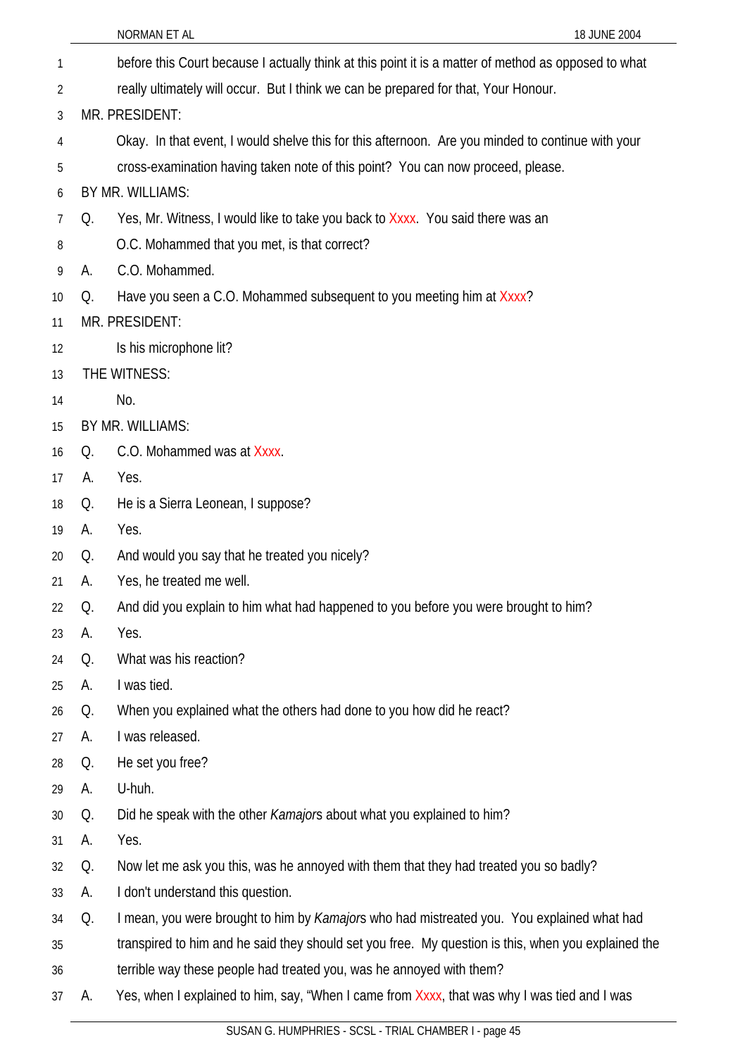before this Court because I actually think at this point it is a matter of method as opposed to what really ultimately will occur. But I think we can be prepared for that, Your Honour.

MR. PRESIDENT:

Okay. In that event, I would shelve this for this afternoon. Are you minded to continue with your cross-examination having taken note of this point? You can now proceed, please.

BY MR. WILLIAMS:

Q. Yes, Mr. Witness, I would like to take you back to Xxxx. You said there was an O.C. Mohammed that you met, is that correct?

A. C.O. Mohammed.

Q. Have you seen a C.O. Mohammed subsequent to you meeting him at Xxxx?

MR. PRESIDENT:

Is his microphone lit?

THE WITNESS:

No.

BY MR. WILLIAMS:

Q. C.O. Mohammed was at Xxxx.

A. Yes.

Q. He is a Sierra Leonean, I suppose?

A. Yes.

Q. And would you say that he treated you nicely?

A. Yes, he treated me well.

Q. And did you explain to him what had happened to you before you were brought to him?

A. Yes.

Q. What was his reaction?

A. I was tied.

Q. When you explained what the others had done to you how did he react?

A. I was released.

Q. He set you free?

A. U-huh.

Q. Did he speak with the other *Kamajor*s about what you explained to him?

A. Yes.

Q. Now let me ask you this, was he annoyed with them that they had treated you so badly?

A. I don't understand this question.

Q. I mean, you were brought to him by *Kamajor*s who had mistreated you. You explained what had transpired to him and he said they should set you free. My question is this, when you explained the terrible way these people had treated you, was he annoyed with them?

A. Yes, when I explained to him, say, "When I came from Xxxx, that was why I was tied and I was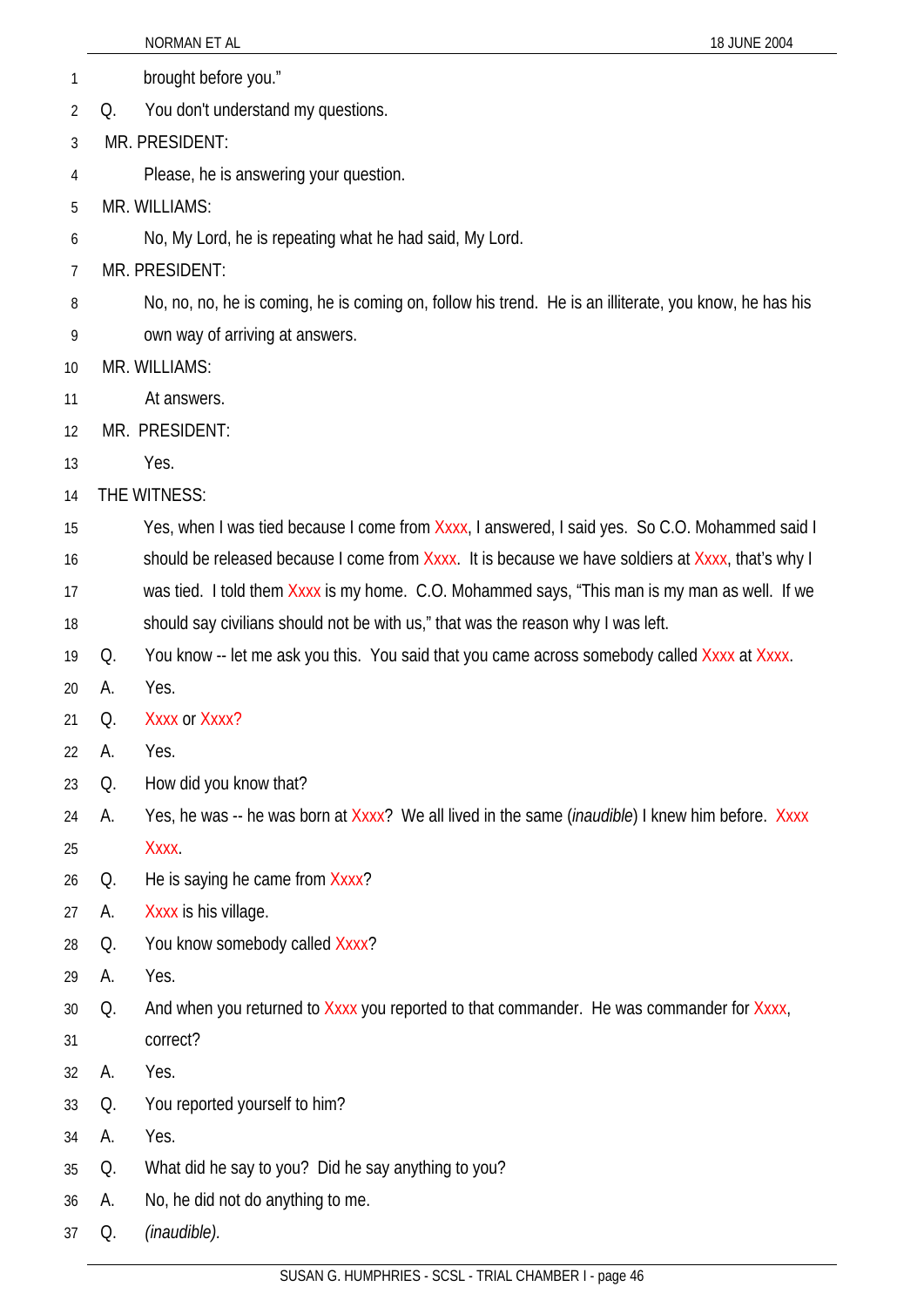brought before you."

Q. You don't understand my questions.

MR. PRESIDENT:

Please, he is answering your question.

MR. WILLIAMS:

No, My Lord, he is repeating what he had said, My Lord.

MR. PRESIDENT:

No, no, no, he is coming, he is coming on, follow his trend. He is an illiterate, you know, he has his own way of arriving at answers.

MR. WILLIAMS:

At answers.

MR. PRESIDENT:

Yes.

THE WITNESS:

Yes, when I was tied because I come from Xxxx, I answered, I said yes. So C.O. Mohammed said I should be released because I come from Xxxx. It is because we have soldiers at Xxxx, that's why I was tied. I told them Xxxx is my home. C.O. Mohammed says, "This man is my man as well. If we should say civilians should not be with us," that was the reason why I was left.

Q. You know -- let me ask you this. You said that you came across somebody called Xxxx at Xxxx.

A. Yes.

Q. Xxxx or Xxxx?

A. Yes.

Q. How did you know that?

A. Yes, he was -- he was born at Xxxx? We all lived in the same (*inaudible*) I knew him before. Xxxx Xxxx.

Q. He is saying he came from Xxxx?

A. Xxxx is his village.

Q. You know somebody called Xxxx?

A. Yes.

Q. And when you returned to Xxxx you reported to that commander. He was commander for Xxxx, correct?

A. Yes.

Q. You reported yourself to him?

A. Yes.

Q. What did he say to you? Did he say anything to you?

A. No, he did not do anything to me.

Q. *(inaudible).*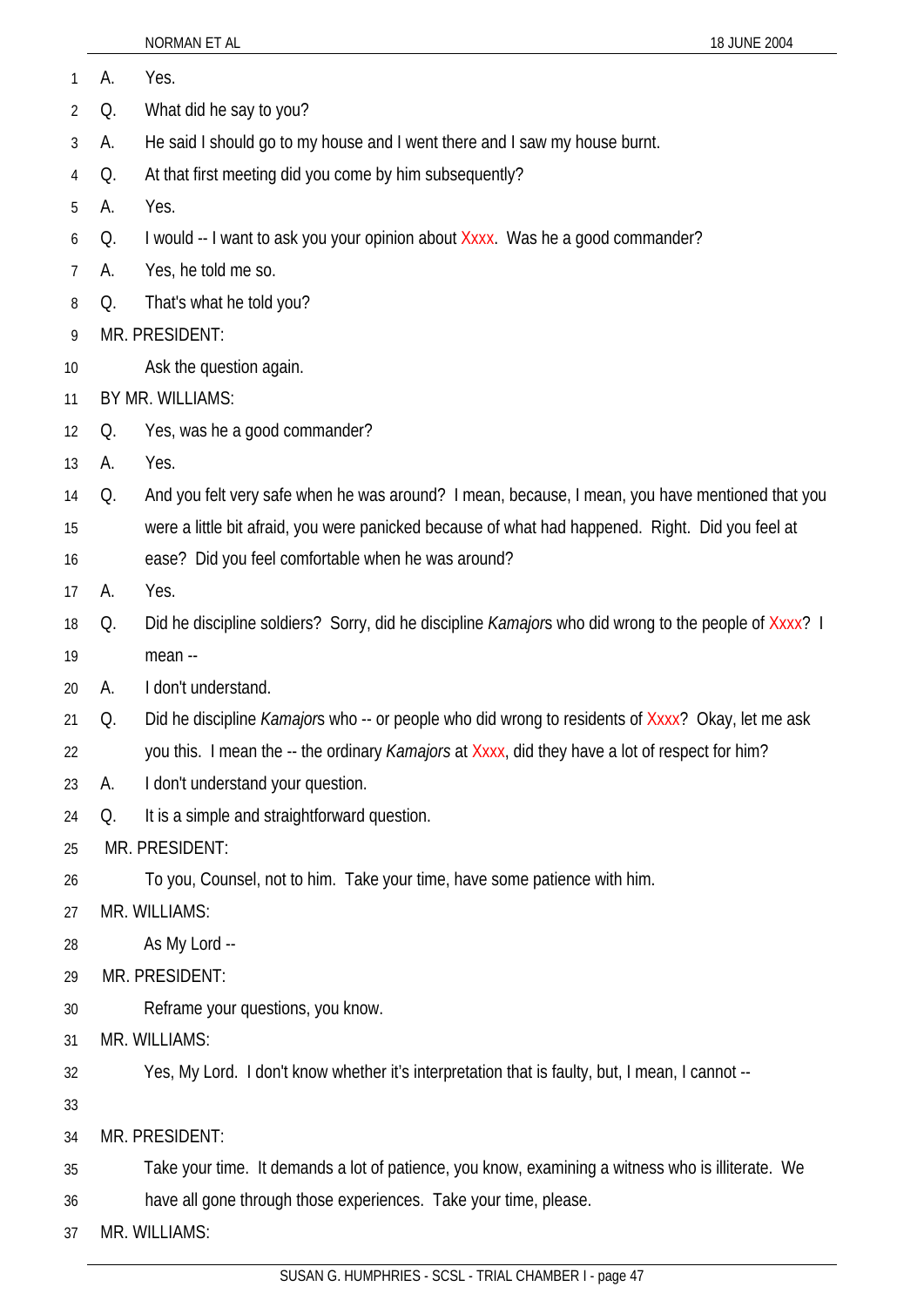A. Yes.

Q. What did he say to you?

A. He said I should go to my house and I went there and I saw my house burnt.

Q. At that first meeting did you come by him subsequently?

A. Yes.

Q. I would -- I want to ask you your opinion about Xxxx. Was he a good commander?

A. Yes, he told me so.

Q. That's what he told you?

MR. PRESIDENT:

Ask the question again.

BY MR. WILLIAMS:

Q. Yes, was he a good commander?

A. Yes.

Q. And you felt very safe when he was around? I mean, because, I mean, you have mentioned that you were a little bit afraid, you were panicked because of what had happened. Right. Did you feel at ease? Did you feel comfortable when he was around?

A. Yes.

Q. Did he discipline soldiers? Sorry, did he discipline *Kamajor*s who did wrong to the people of Xxxx? I mean --

A. I don't understand.

Q. Did he discipline *Kamajor*s who -- or people who did wrong to residents of Xxxx? Okay, let me ask you this. I mean the -- the ordinary *Kamajors* at Xxxx, did they have a lot of respect for him?

A. I don't understand your question.

Q. It is a simple and straightforward question.

MR. PRESIDENT:

To you, Counsel, not to him. Take your time, have some patience with him.

MR. WILLIAMS:

As My Lord --

MR. PRESIDENT:

Reframe your questions, you know.

MR. WILLIAMS:

Yes, My Lord. I don't know whether it's interpretation that is faulty, but, I mean, I cannot --

MR. PRESIDENT:

Take your time. It demands a lot of patience, you know, examining a witness who is illiterate. We have all gone through those experiences. Take your time, please.

MR. WILLIAMS: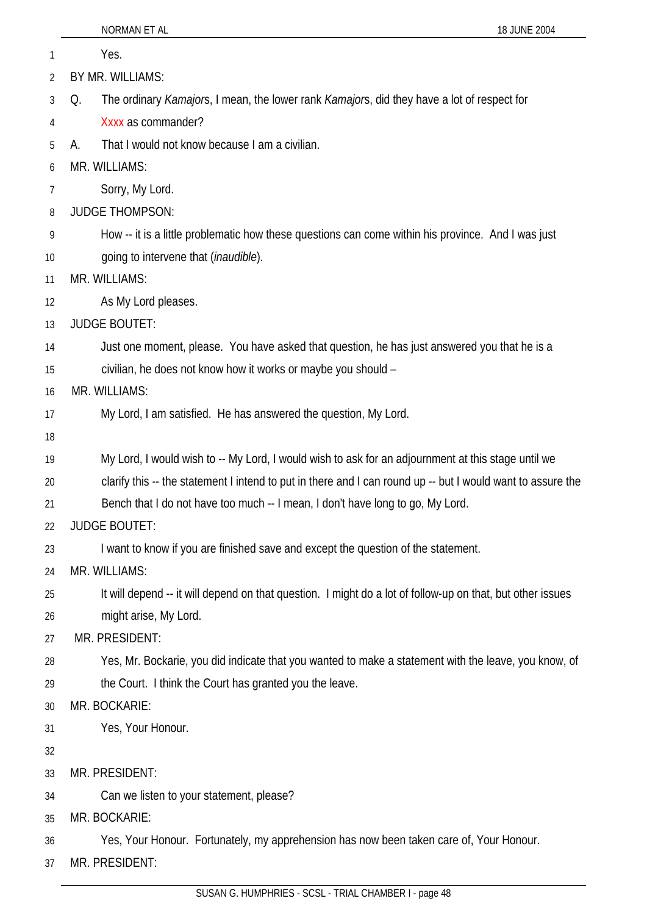Yes.

BY MR. WILLIAMS:

Q. The ordinary *Kamajor*s, I mean, the lower rank *Kamajor*s, did they have a lot of respect for Xxxx as commander?

A. That I would not know because I am a civilian.

MR. WILLIAMS:

Sorry, My Lord.

JUDGE THOMPSON:

How -- it is a little problematic how these questions can come within his province. And I was just going to intervene that (*inaudible*).

MR. WILLIAMS:

As My Lord pleases.

JUDGE BOUTET:

Just one moment, please. You have asked that question, he has just answered you that he is a civilian, he does not know how it works or maybe you should –

MR. WILLIAMS:

My Lord, I am satisfied. He has answered the question, My Lord.

My Lord, I would wish to -- My Lord, I would wish to ask for an adjournment at this stage until we clarify this -- the statement I intend to put in there and I can round up -- but I would want to assure the Bench that I do not have too much -- I mean, I don't have long to go, My Lord.

JUDGE BOUTET:

I want to know if you are finished save and except the question of the statement.

MR. WILLIAMS:

It will depend -- it will depend on that question. I might do a lot of follow-up on that, but other issues might arise, My Lord.

MR. PRESIDENT:

Yes, Mr. Bockarie, you did indicate that you wanted to make a statement with the leave, you know, of the Court. I think the Court has granted you the leave.

MR. BOCKARIE:

Yes, Your Honour.

MR. PRESIDENT:

Can we listen to your statement, please?

MR. BOCKARIE:

Yes, Your Honour. Fortunately, my apprehension has now been taken care of, Your Honour.

MR. PRESIDENT: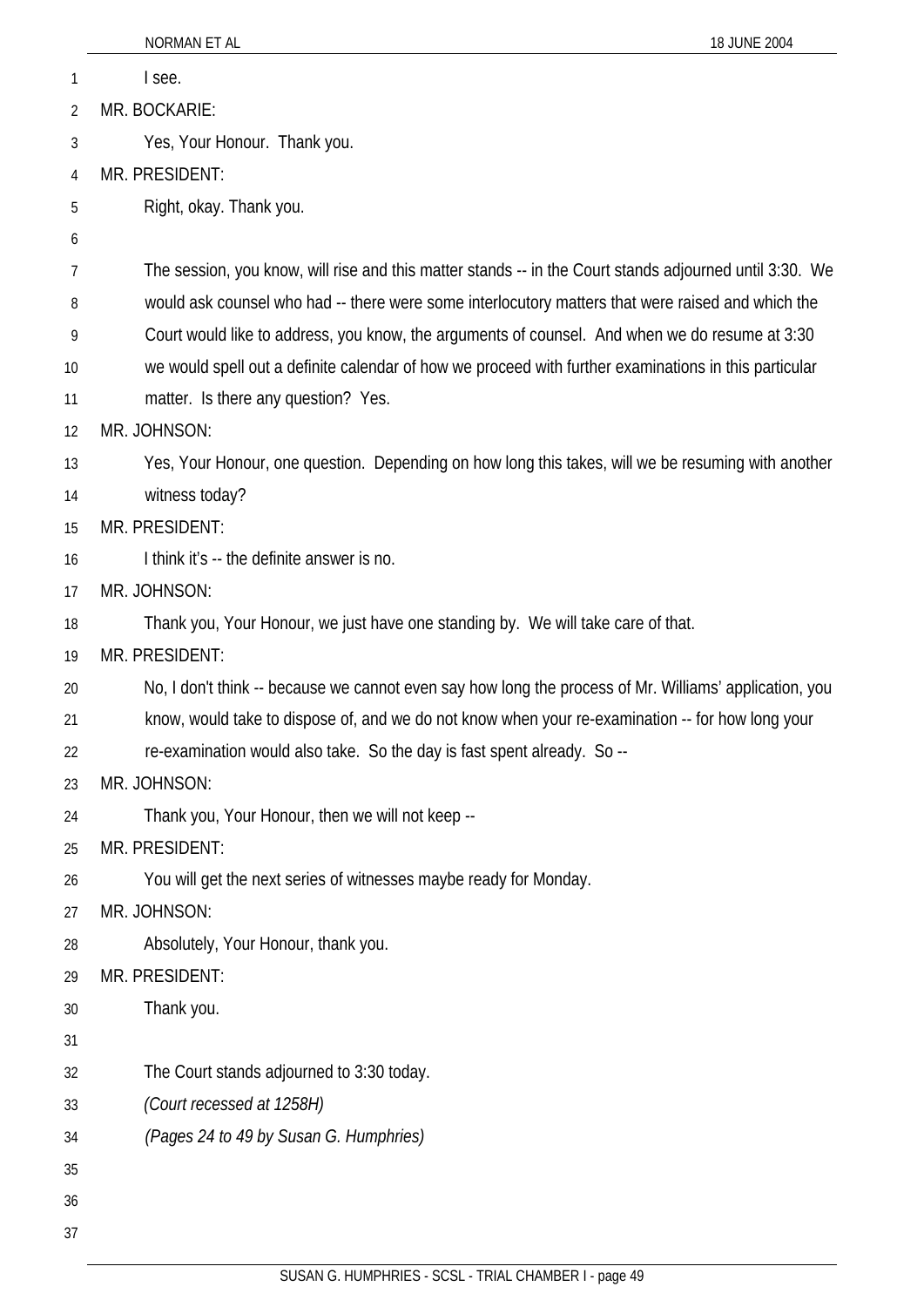I see.

MR. BOCKARIE:

Yes, Your Honour. Thank you.

MR. PRESIDENT:

Right, okay. Thank you.

The session, you know, will rise and this matter stands -- in the Court stands adjourned until 3:30. We would ask counsel who had -- there were some interlocutory matters that were raised and which the Court would like to address, you know, the arguments of counsel. And when we do resume at 3:30 we would spell out a definite calendar of how we proceed with further examinations in this particular matter. Is there any question? Yes.

MR. JOHNSON:

Yes, Your Honour, one question. Depending on how long this takes, will we be resuming with another witness today?

MR. PRESIDENT:

I think it's -- the definite answer is no.

MR. JOHNSON:

Thank you, Your Honour, we just have one standing by. We will take care of that.

MR. PRESIDENT:

No, I don't think -- because we cannot even say how long the process of Mr. Williams' application, you know, would take to dispose of, and we do not know when your re-examination -- for how long your re-examination would also take. So the day is fast spent already. So --

MR. JOHNSON:

Thank you, Your Honour, then we will not keep --

MR. PRESIDENT:

You will get the next series of witnesses maybe ready for Monday.

MR. JOHNSON:

Absolutely, Your Honour, thank you.

MR. PRESIDENT:

Thank you.

The Court stands adjourned to 3:30 today.

*(Court recessed at 1258H)*

*(Pages 24 to 49 by Susan G. Humphries)*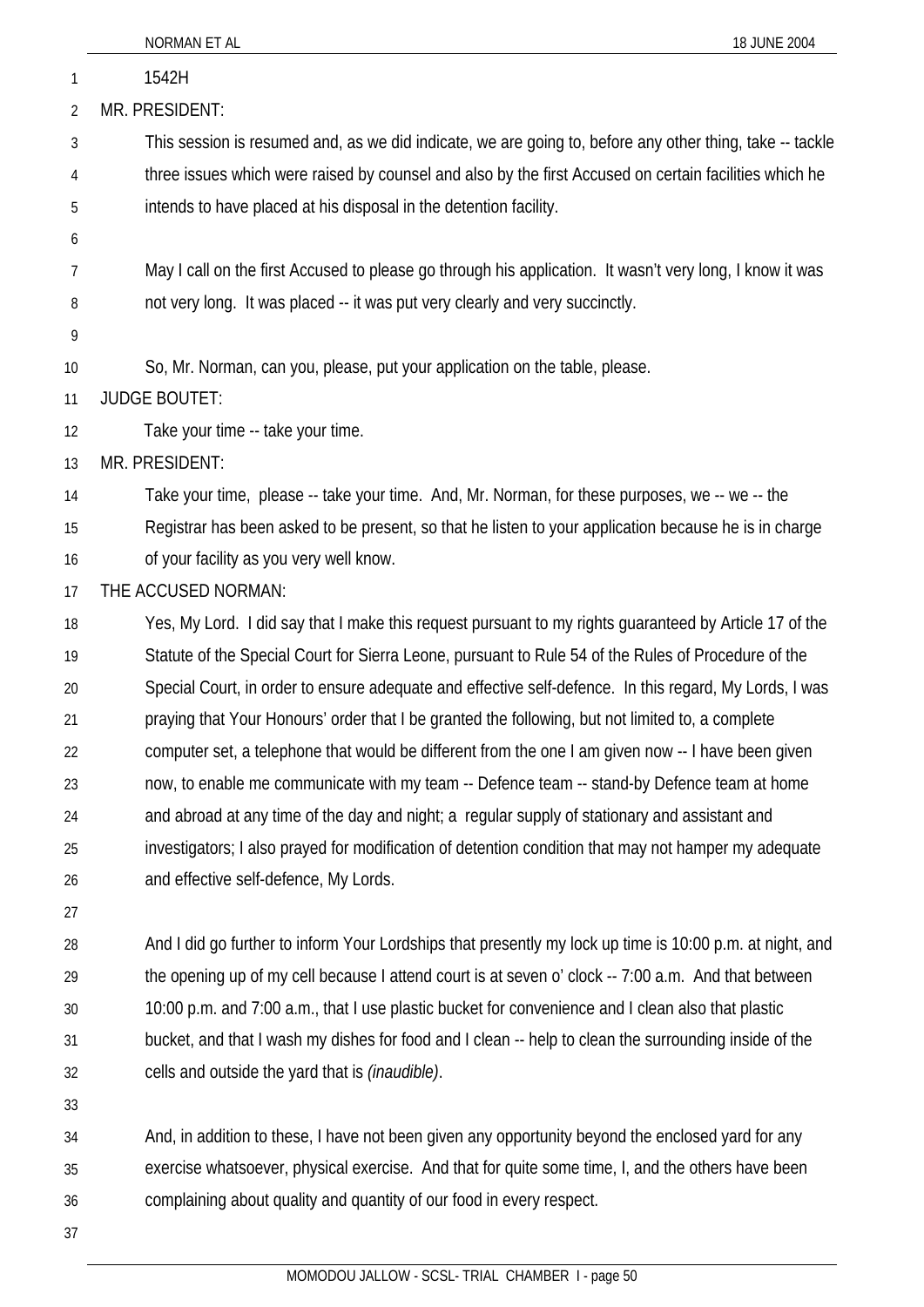1542H

MR. PRESIDENT:

This session is resumed and, as we did indicate, we are going to, before any other thing, take -- tackle three issues which were raised by counsel and also by the first Accused on certain facilities which he intends to have placed at his disposal in the detention facility.

May I call on the first Accused to please go through his application. It wasn't very long, I know it was not very long. It was placed -- it was put very clearly and very succinctly.

So, Mr. Norman, can you, please, put your application on the table, please.

JUDGE BOUTET:

Take your time -- take your time.

MR. PRESIDENT:

Take your time, please -- take your time. And, Mr. Norman, for these purposes, we -- we -- the Registrar has been asked to be present, so that he listen to your application because he is in charge of your facility as you very well know.

THE ACCUSED NORMAN:

Yes, My Lord. I did say that I make this request pursuant to my rights guaranteed by Article 17 of the Statute of the Special Court for Sierra Leone, pursuant to Rule 54 of the Rules of Procedure of the Special Court, in order to ensure adequate and effective self-defence. In this regard, My Lords, I was praying that Your Honours' order that I be granted the following, but not limited to, a complete computer set, a telephone that would be different from the one I am given now -- I have been given now, to enable me communicate with my team -- Defence team -- stand-by Defence team at home and abroad at any time of the day and night; a regular supply of stationary and assistant and investigators; I also prayed for modification of detention condition that may not hamper my adequate and effective self-defence, My Lords.

And I did go further to inform Your Lordships that presently my lock up time is 10:00 p.m. at night, and the opening up of my cell because I attend court is at seven o' clock -- 7:00 a.m. And that between 10:00 p.m. and 7:00 a.m., that I use plastic bucket for convenience and I clean also that plastic bucket, and that I wash my dishes for food and I clean -- help to clean the surrounding inside of the cells and outside the yard that is *(inaudible)*.

And, in addition to these, I have not been given any opportunity beyond the enclosed yard for any exercise whatsoever, physical exercise. And that for quite some time, I, and the others have been complaining about quality and quantity of our food in every respect.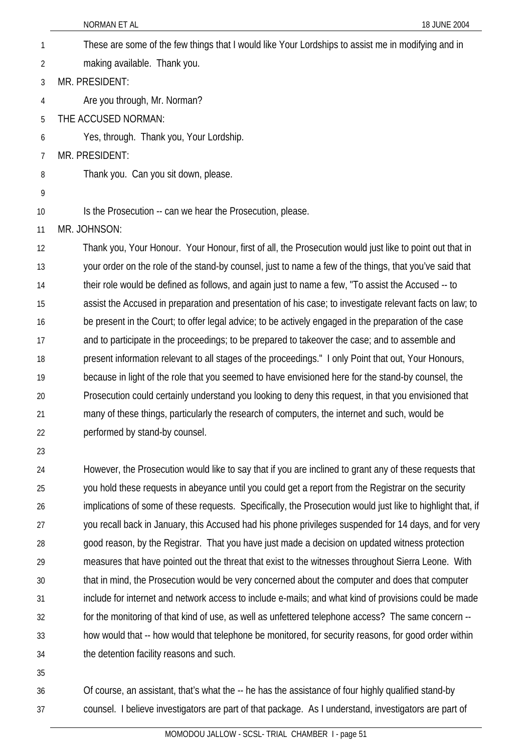These are some of the few things that I would like Your Lordships to assist me in modifying and in making available. Thank you.

MR. PRESIDENT:

Are you through, Mr. Norman?

THE ACCUSED NORMAN:

Yes, through. Thank you, Your Lordship.

MR. PRESIDENT:

Thank you. Can you sit down, please.

Is the Prosecution -- can we hear the Prosecution, please.

MR. JOHNSON:

Thank you, Your Honour. Your Honour, first of all, the Prosecution would just like to point out that in your order on the role of the stand-by counsel, just to name a few of the things, that you've said that their role would be defined as follows, and again just to name a few, "To assist the Accused -- to assist the Accused in preparation and presentation of his case; to investigate relevant facts on law; to be present in the Court; to offer legal advice; to be actively engaged in the preparation of the case and to participate in the proceedings; to be prepared to takeover the case; and to assemble and present information relevant to all stages of the proceedings." I only Point that out, Your Honours, because in light of the role that you seemed to have envisioned here for the stand-by counsel, the Prosecution could certainly understand you looking to deny this request, in that you envisioned that many of these things, particularly the research of computers, the internet and such, would be performed by stand-by counsel.

However, the Prosecution would like to say that if you are inclined to grant any of these requests that you hold these requests in abeyance until you could get a report from the Registrar on the security implications of some of these requests. Specifically, the Prosecution would just like to highlight that, if you recall back in January, this Accused had his phone privileges suspended for 14 days, and for very good reason, by the Registrar. That you have just made a decision on updated witness protection measures that have pointed out the threat that exist to the witnesses throughout Sierra Leone. With that in mind, the Prosecution would be very concerned about the computer and does that computer include for internet and network access to include e-mails; and what kind of provisions could be made for the monitoring of that kind of use, as well as unfettered telephone access? The same concern -- how would that -- how would that telephone be monitored, for security reasons, for good order within the detention facility reasons and such.

Of course, an assistant, that's what the -- he has the assistance of four highly qualified stand-by counsel. I believe investigators are part of that package. As I understand, investigators are part of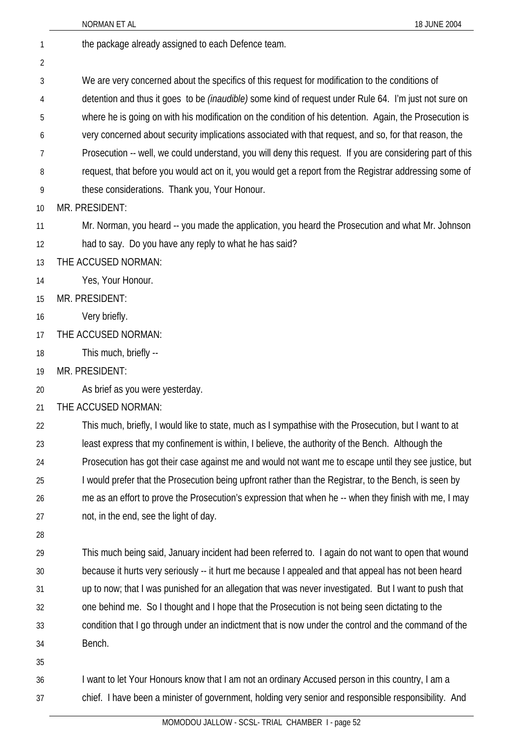the package already assigned to each Defence team.

We are very concerned about the specifics of this request for modification to the conditions of detention and thus it goes to be *(inaudible)* some kind of request under Rule 64. I'm just not sure on where he is going on with his modification on the condition of his detention. Again, the Prosecution is very concerned about security implications associated with that request, and so, for that reason, the Prosecution -- well, we could understand, you will deny this request. If you are considering part of this request, that before you would act on it, you would get a report from the Registrar addressing some of these considerations. Thank you, Your Honour.

MR. PRESIDENT:

Mr. Norman, you heard -- you made the application, you heard the Prosecution and what Mr. Johnson had to say. Do you have any reply to what he has said?

THE ACCUSED NORMAN:

Yes, Your Honour.

MR. PRESIDENT:

Very briefly.

THE ACCUSED NORMAN:

This much, briefly --

MR. PRESIDENT:

As brief as you were yesterday.

THE ACCUSED NORMAN:

This much, briefly, I would like to state, much as I sympathise with the Prosecution, but I want to at least express that my confinement is within, I believe, the authority of the Bench. Although the Prosecution has got their case against me and would not want me to escape until they see justice, but I would prefer that the Prosecution being upfront rather than the Registrar, to the Bench, is seen by me as an effort to prove the Prosecution's expression that when he -- when they finish with me, I may not, in the end, see the light of day.

This much being said, January incident had been referred to. I again do not want to open that wound because it hurts very seriously -- it hurt me because I appealed and that appeal has not been heard up to now; that I was punished for an allegation that was never investigated. But I want to push that one behind me. So I thought and I hope that the Prosecution is not being seen dictating to the condition that I go through under an indictment that is now under the control and the command of the Bench.

I want to let Your Honours know that I am not an ordinary Accused person in this country, I am a chief. I have been a minister of government, holding very senior and responsible responsibility. And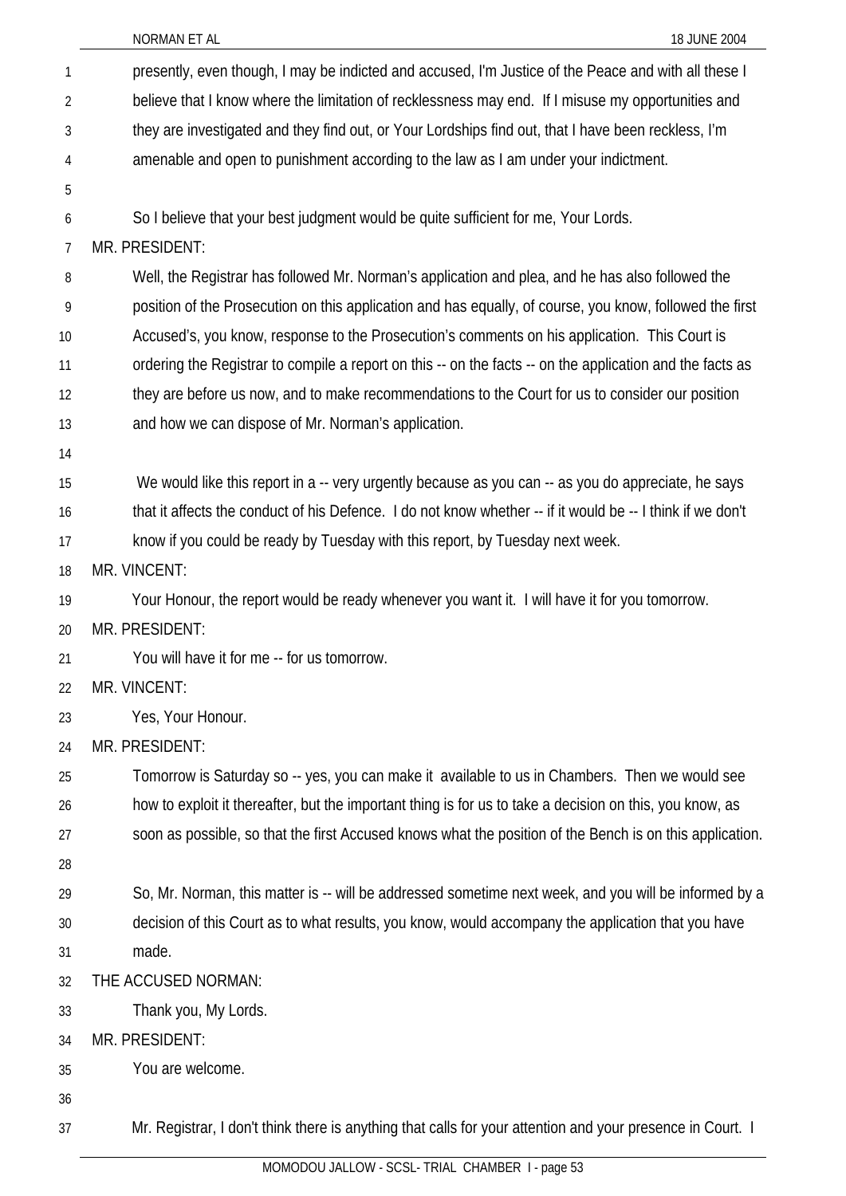presently, even though, I may be indicted and accused, I'm Justice of the Peace and with all these I believe that I know where the limitation of recklessness may end. If I misuse my opportunities and they are investigated and they find out, or Your Lordships find out, that I have been reckless, I'm amenable and open to punishment according to the law as I am under your indictment.

So I believe that your best judgment would be quite sufficient for me, Your Lords.

MR. PRESIDENT:

Well, the Registrar has followed Mr. Norman's application and plea, and he has also followed the position of the Prosecution on this application and has equally, of course, you know, followed the first Accused's, you know, response to the Prosecution's comments on his application. This Court is ordering the Registrar to compile a report on this -- on the facts -- on the application and the facts as they are before us now, and to make recommendations to the Court for us to consider our position and how we can dispose of Mr. Norman's application.

We would like this report in a -- very urgently because as you can -- as you do appreciate, he says that it affects the conduct of his Defence. I do not know whether -- if it would be -- I think if we don't know if you could be ready by Tuesday with this report, by Tuesday next week.

MR. VINCENT:

Your Honour, the report would be ready whenever you want it. I will have it for you tomorrow.

MR. PRESIDENT:

You will have it for me -- for us tomorrow.

MR. VINCENT:

Yes, Your Honour.

MR. PRESIDENT:

Tomorrow is Saturday so -- yes, you can make it available to us in Chambers. Then we would see how to exploit it thereafter, but the important thing is for us to take a decision on this, you know, as soon as possible, so that the first Accused knows what the position of the Bench is on this application.

So, Mr. Norman, this matter is -- will be addressed sometime next week, and you will be informed by a decision of this Court as to what results, you know, would accompany the application that you have made.

THE ACCUSED NORMAN:

Thank you, My Lords.

MR. PRESIDENT:

You are welcome.

Mr. Registrar, I don't think there is anything that calls for your attention and your presence in Court. I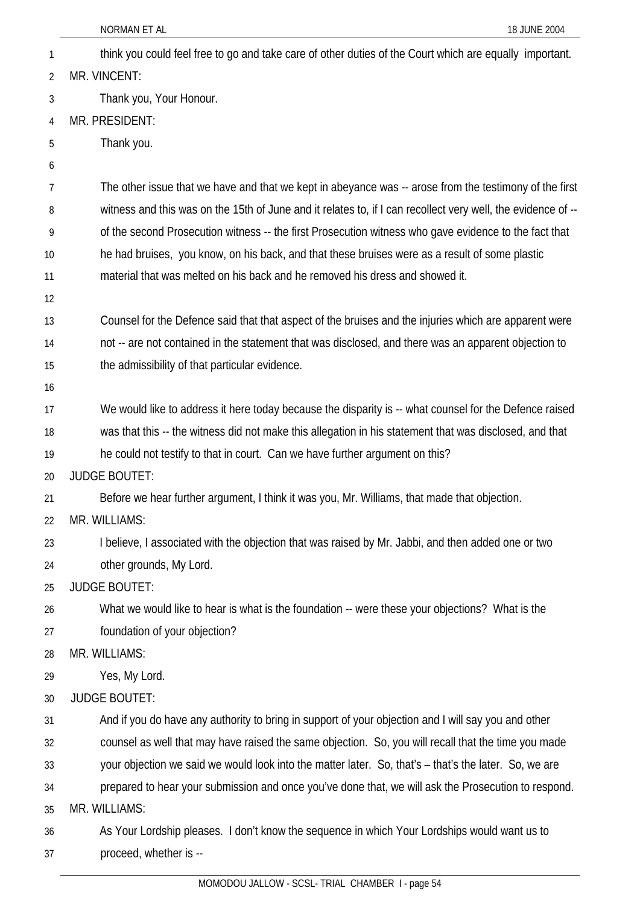think you could feel free to go and take care of other duties of the Court which are equally important.

MR. VINCENT:

Thank you, Your Honour.

MR. PRESIDENT:

Thank you.

The other issue that we have and that we kept in abeyance was -- arose from the testimony of the first witness and this was on the 15th of June and it relates to, if I can recollect very well, the evidence of -- of the second Prosecution witness -- the first Prosecution witness who gave evidence to the fact that he had bruises, you know, on his back, and that these bruises were as a result of some plastic material that was melted on his back and he removed his dress and showed it.

Counsel for the Defence said that that aspect of the bruises and the injuries which are apparent were not -- are not contained in the statement that was disclosed, and there was an apparent objection to the admissibility of that particular evidence.

We would like to address it here today because the disparity is -- what counsel for the Defence raised was that this -- the witness did not make this allegation in his statement that was disclosed, and that he could not testify to that in court. Can we have further argument on this?

JUDGE BOUTET:

Before we hear further argument, I think it was you, Mr. Williams, that made that objection.

MR. WILLIAMS:

I believe, I associated with the objection that was raised by Mr. Jabbi, and then added one or two other grounds, My Lord.

JUDGE BOUTET:

What we would like to hear is what is the foundation -- were these your objections? What is the foundation of your objection?

MR. WILLIAMS:

Yes, My Lord.

JUDGE BOUTET:

And if you do have any authority to bring in support of your objection and I will say you and other counsel as well that may have raised the same objection. So, you will recall that the time you made your objection we said we would look into the matter later. So, that's – that's the later. So, we are prepared to hear your submission and once you've done that, we will ask the Prosecution to respond.

MR. WILLIAMS:

As Your Lordship pleases. I don't know the sequence in which Your Lordships would want us to proceed, whether is --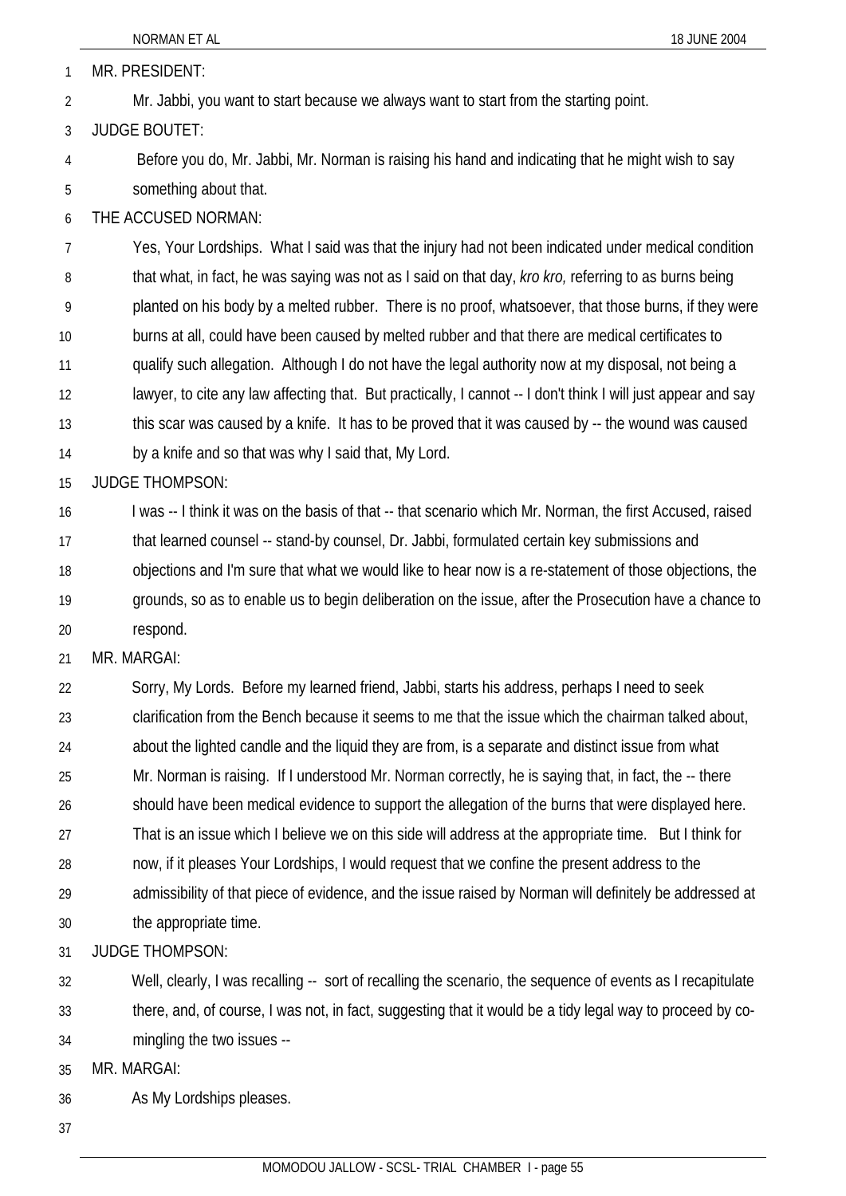MR. PRESIDENT:

Mr. Jabbi, you want to start because we always want to start from the starting point.

JUDGE BOUTET:

Before you do, Mr. Jabbi, Mr. Norman is raising his hand and indicating that he might wish to say something about that.

THE ACCUSED NORMAN:

Yes, Your Lordships. What I said was that the injury had not been indicated under medical condition that what, in fact, he was saying was not as I said on that day, *kro kro,* referring to as burns being planted on his body by a melted rubber. There is no proof, whatsoever, that those burns, if they were burns at all, could have been caused by melted rubber and that there are medical certificates to qualify such allegation. Although I do not have the legal authority now at my disposal, not being a lawyer, to cite any law affecting that. But practically, I cannot -- I don't think I will just appear and say this scar was caused by a knife. It has to be proved that it was caused by -- the wound was caused by a knife and so that was why I said that, My Lord.

JUDGE THOMPSON:

I was -- I think it was on the basis of that -- that scenario which Mr. Norman, the first Accused, raised that learned counsel -- stand-by counsel, Dr. Jabbi, formulated certain key submissions and objections and I'm sure that what we would like to hear now is a re-statement of those objections, the grounds, so as to enable us to begin deliberation on the issue, after the Prosecution have a chance to respond.

MR. MARGAI:

Sorry, My Lords. Before my learned friend, Jabbi, starts his address, perhaps I need to seek clarification from the Bench because it seems to me that the issue which the chairman talked about, about the lighted candle and the liquid they are from, is a separate and distinct issue from what Mr. Norman is raising. If I understood Mr. Norman correctly, he is saying that, in fact, the -- there should have been medical evidence to support the allegation of the burns that were displayed here. That is an issue which I believe we on this side will address at the appropriate time. But I think for now, if it pleases Your Lordships, I would request that we confine the present address to the admissibility of that piece of evidence, and the issue raised by Norman will definitely be addressed at the appropriate time.

JUDGE THOMPSON:

Well, clearly, I was recalling -- sort of recalling the scenario, the sequence of events as I recapitulate there, and, of course, I was not, in fact, suggesting that it would be a tidy legal way to proceed by co-mingling the two issues --

MR. MARGAI:

As My Lordships pleases.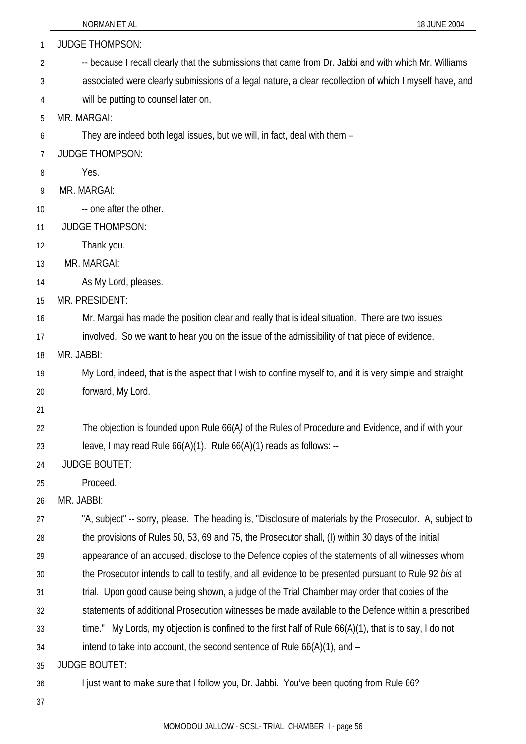JUDGE THOMPSON:

-- because I recall clearly that the submissions that came from Dr. Jabbi and with which Mr. Williams associated were clearly submissions of a legal nature, a clear recollection of which I myself have, and will be putting to counsel later on.

MR. MARGAI:

They are indeed both legal issues, but we will, in fact, deal with them –

JUDGE THOMPSON:

Yes.

MR. MARGAI:

-- one after the other.

JUDGE THOMPSON:

Thank you.

MR. MARGAI:

As My Lord, pleases.

MR. PRESIDENT:

Mr. Margai has made the position clear and really that is ideal situation. There are two issues involved. So we want to hear you on the issue of the admissibility of that piece of evidence.

MR. JABBI:

My Lord, indeed, that is the aspect that I wish to confine myself to, and it is very simple and straight forward, My Lord.

The objection is founded upon Rule 66(A) of the Rules of Procedure and Evidence, and if with your leave, I may read Rule 66(A)(1). Rule 66(A)(1) reads as follows: --

JUDGE BOUTET:

Proceed.

MR. JABBI:

"A, subject" -- sorry, please. The heading is, "Disclosure of materials by the Prosecutor. A, subject to the provisions of Rules 50, 53, 69 and 75, the Prosecutor shall, (I) within 30 days of the initial appearance of an accused, disclose to the Defence copies of the statements of all witnesses whom the Prosecutor intends to call to testify, and all evidence to be presented pursuant to Rule 92 *bis* at trial. Upon good cause being shown, a judge of the Trial Chamber may order that copies of the statements of additional Prosecution witnesses be made available to the Defence within a prescribed time." My Lords, my objection is confined to the first half of Rule 66(A)(1), that is to say, I do not intend to take into account, the second sentence of Rule 66(A)(1), and –

JUDGE BOUTET:

I just want to make sure that I follow you, Dr. Jabbi. You've been quoting from Rule 66?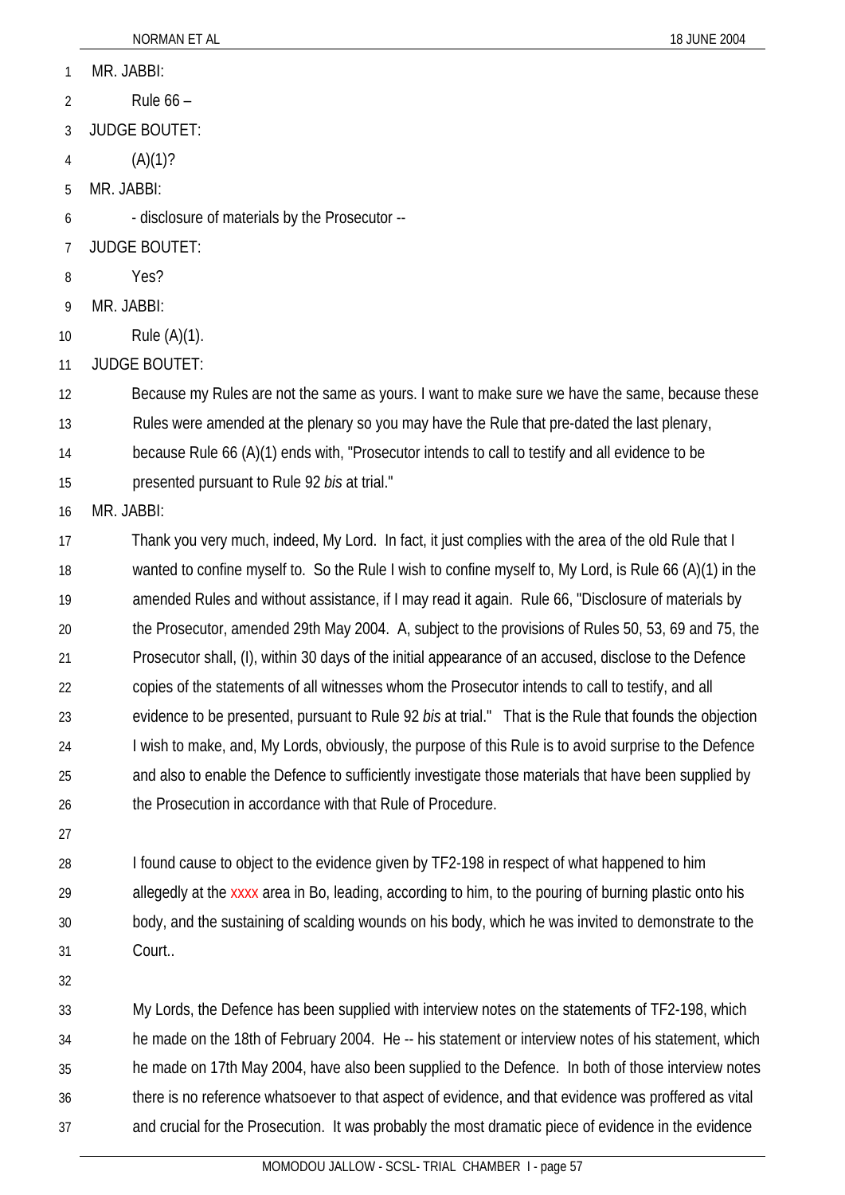MR. JABBI:

Rule 66 –

JUDGE BOUTET:

(A)(1)?

MR. JABBI:

- disclosure of materials by the Prosecutor --

JUDGE BOUTET:

Yes?

MR. JABBI:

Rule (A)(1).

JUDGE BOUTET:

Because my Rules are not the same as yours. I want to make sure we have the same, because these Rules were amended at the plenary so you may have the Rule that pre-dated the last plenary, because Rule 66 (A)(1) ends with, "Prosecutor intends to call to testify and all evidence to be presented pursuant to Rule 92 *bis* at trial."

MR. JABBI:

Thank you very much, indeed, My Lord. In fact, it just complies with the area of the old Rule that I wanted to confine myself to. So the Rule I wish to confine myself to, My Lord, is Rule 66 (A)(1) in the amended Rules and without assistance, if I may read it again. Rule 66, "Disclosure of materials by the Prosecutor, amended 29th May 2004. A, subject to the provisions of Rules 50, 53, 69 and 75, the Prosecutor shall, (I), within 30 days of the initial appearance of an accused, disclose to the Defence copies of the statements of all witnesses whom the Prosecutor intends to call to testify, and all evidence to be presented, pursuant to Rule 92 *bis* at trial." That is the Rule that founds the objection I wish to make, and, My Lords, obviously, the purpose of this Rule is to avoid surprise to the Defence and also to enable the Defence to sufficiently investigate those materials that have been supplied by the Prosecution in accordance with that Rule of Procedure.

I found cause to object to the evidence given by TF2-198 in respect of what happened to him allegedly at the xxxx area in Bo, leading, according to him, to the pouring of burning plastic onto his body, and the sustaining of scalding wounds on his body, which he was invited to demonstrate to the Court..

My Lords, the Defence has been supplied with interview notes on the statements of TF2-198, which he made on the 18th of February 2004. He -- his statement or interview notes of his statement, which he made on 17th May 2004, have also been supplied to the Defence. In both of those interview notes there is no reference whatsoever to that aspect of evidence, and that evidence was proffered as vital and crucial for the Prosecution. It was probably the most dramatic piece of evidence in the evidence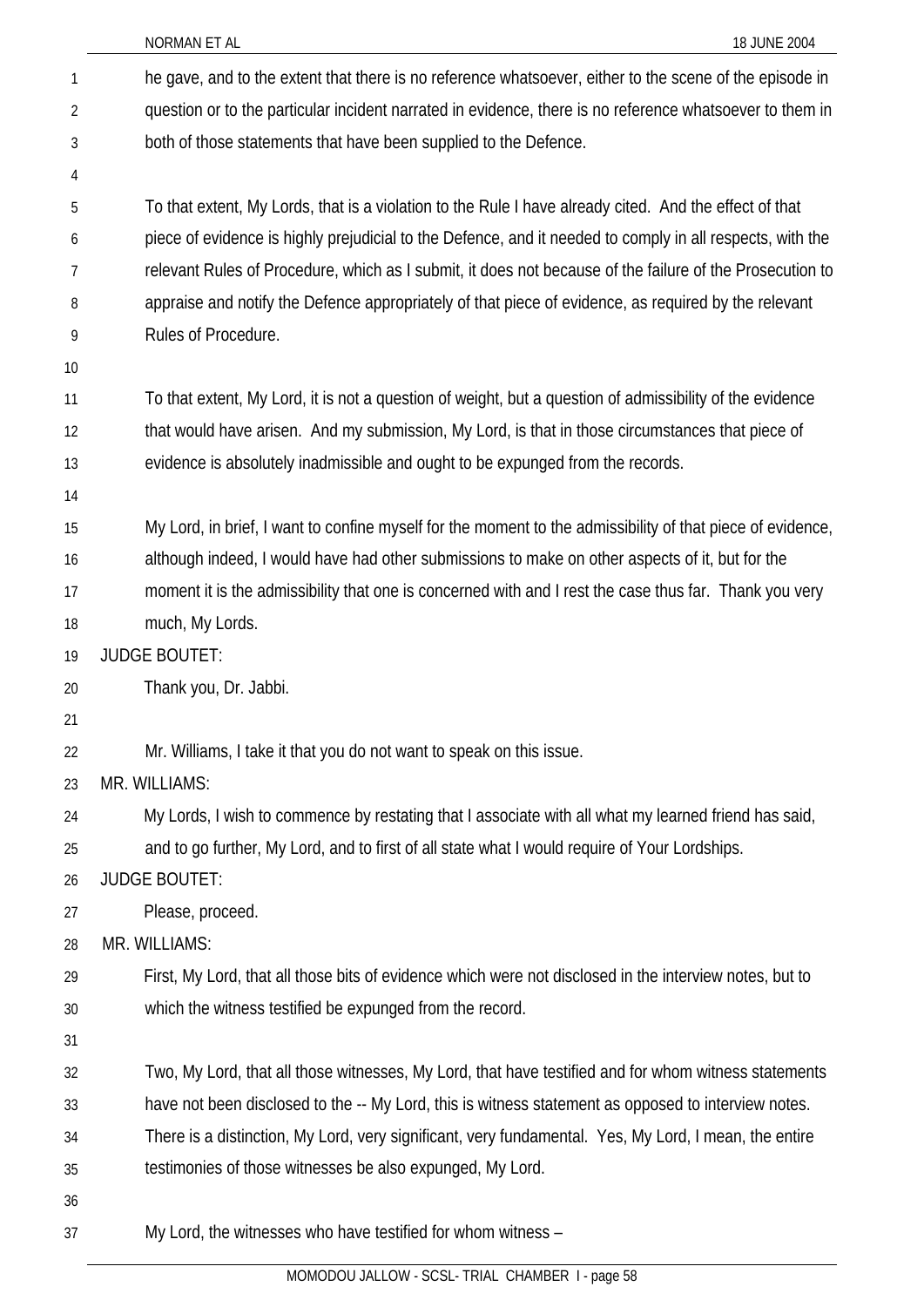he gave, and to the extent that there is no reference whatsoever, either to the scene of the episode in question or to the particular incident narrated in evidence, there is no reference whatsoever to them in both of those statements that have been supplied to the Defence.

To that extent, My Lords, that is a violation to the Rule I have already cited. And the effect of that piece of evidence is highly prejudicial to the Defence, and it needed to comply in all respects, with the relevant Rules of Procedure, which as I submit, it does not because of the failure of the Prosecution to appraise and notify the Defence appropriately of that piece of evidence, as required by the relevant Rules of Procedure.

To that extent, My Lord, it is not a question of weight, but a question of admissibility of the evidence that would have arisen. And my submission, My Lord, is that in those circumstances that piece of evidence is absolutely inadmissible and ought to be expunged from the records.

My Lord, in brief, I want to confine myself for the moment to the admissibility of that piece of evidence, although indeed, I would have had other submissions to make on other aspects of it, but for the moment it is the admissibility that one is concerned with and I rest the case thus far. Thank you very much, My Lords.

JUDGE BOUTET:

Thank you, Dr. Jabbi.

Mr. Williams, I take it that you do not want to speak on this issue.

MR. WILLIAMS:

My Lords, I wish to commence by restating that I associate with all what my learned friend has said, and to go further, My Lord, and to first of all state what I would require of Your Lordships.

JUDGE BOUTET:

Please, proceed.

MR. WILLIAMS:

First, My Lord, that all those bits of evidence which were not disclosed in the interview notes, but to which the witness testified be expunged from the record.

Two, My Lord, that all those witnesses, My Lord, that have testified and for whom witness statements have not been disclosed to the -- My Lord, this is witness statement as opposed to interview notes. There is a distinction, My Lord, very significant, very fundamental. Yes, My Lord, I mean, the entire testimonies of those witnesses be also expunged, My Lord.

My Lord, the witnesses who have testified for whom witness –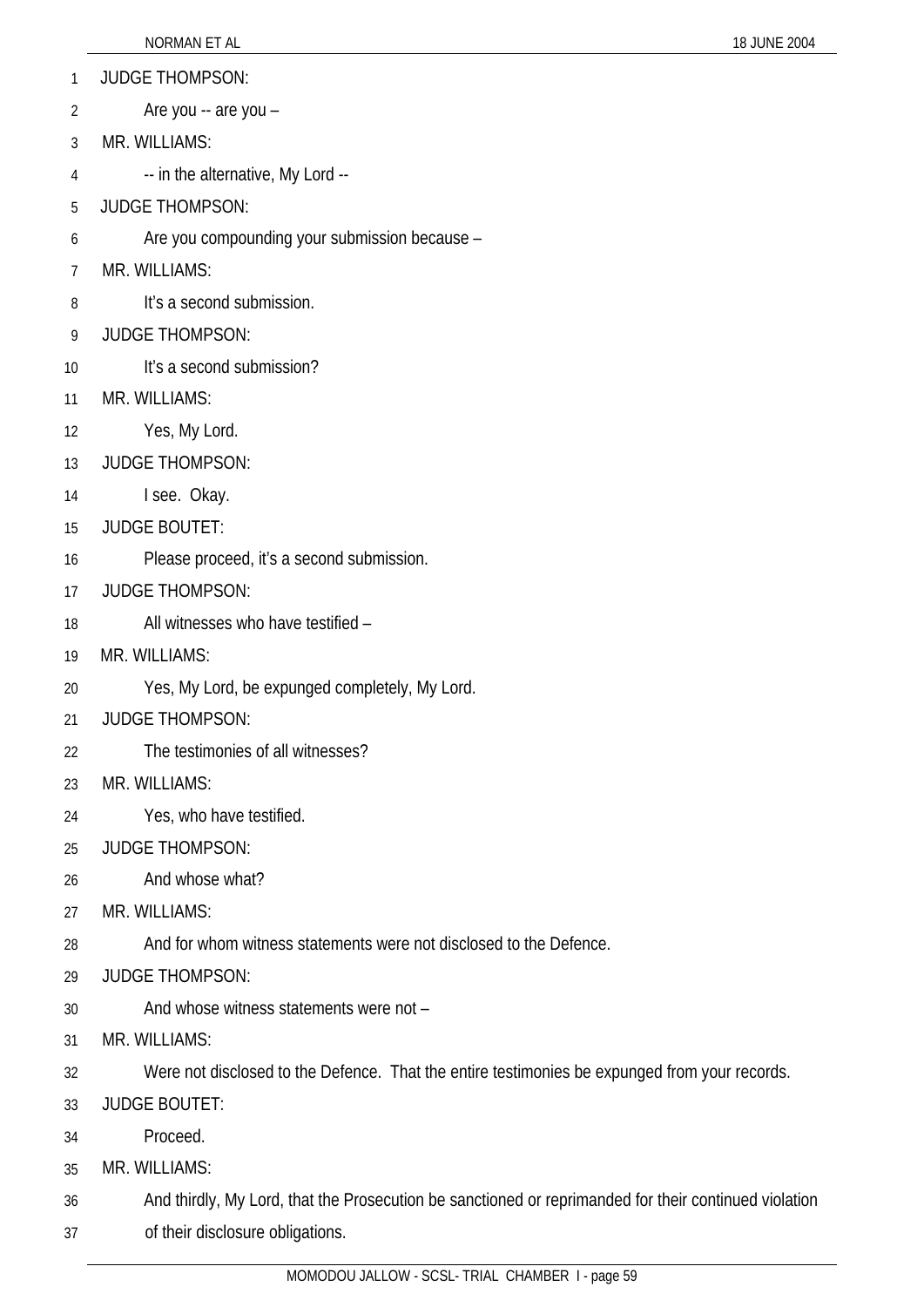JUDGE THOMPSON:

Are you -- are you –

MR. WILLIAMS:

-- in the alternative, My Lord --

JUDGE THOMPSON:

Are you compounding your submission because –

MR. WILLIAMS:

It's a second submission.

JUDGE THOMPSON:

It's a second submission?

MR. WILLIAMS:

Yes, My Lord.

JUDGE THOMPSON:

I see. Okay.

JUDGE BOUTET:

Please proceed, it's a second submission.

JUDGE THOMPSON:

All witnesses who have testified –

MR. WILLIAMS:

Yes, My Lord, be expunged completely, My Lord.

JUDGE THOMPSON:

The testimonies of all witnesses?

MR. WILLIAMS:

Yes, who have testified.

JUDGE THOMPSON:

And whose what?

MR. WILLIAMS:

And for whom witness statements were not disclosed to the Defence.

JUDGE THOMPSON:

And whose witness statements were not –

MR. WILLIAMS:

Were not disclosed to the Defence. That the entire testimonies be expunged from your records.

JUDGE BOUTET:

Proceed.

MR. WILLIAMS:

And thirdly, My Lord, that the Prosecution be sanctioned or reprimanded for their continued violation of their disclosure obligations.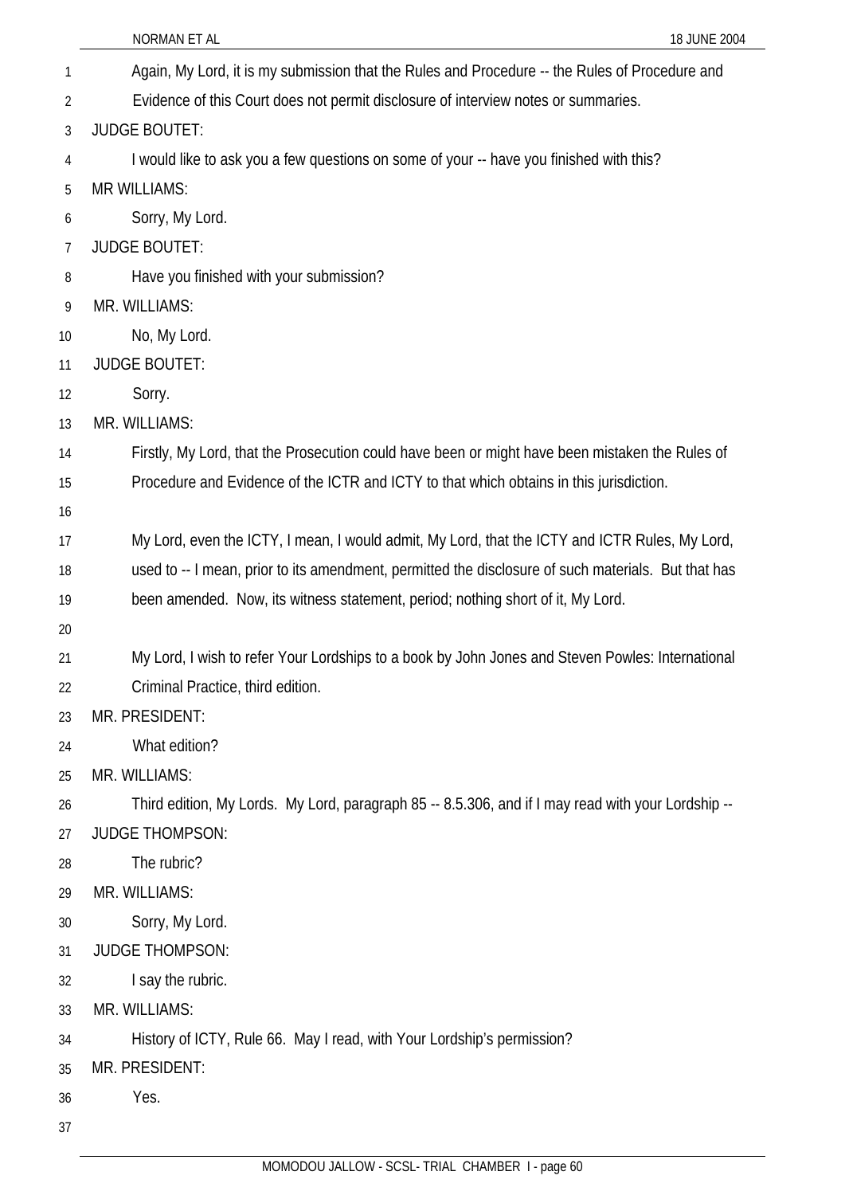Again, My Lord, it is my submission that the Rules and Procedure -- the Rules of Procedure and Evidence of this Court does not permit disclosure of interview notes or summaries.

JUDGE BOUTET:

I would like to ask you a few questions on some of your -- have you finished with this?

MR WILLIAMS:

Sorry, My Lord.

JUDGE BOUTET:

Have you finished with your submission?

MR. WILLIAMS:

No, My Lord.

JUDGE BOUTET:

Sorry.

MR. WILLIAMS:

Firstly, My Lord, that the Prosecution could have been or might have been mistaken the Rules of Procedure and Evidence of the ICTR and ICTY to that which obtains in this jurisdiction.

My Lord, even the ICTY, I mean, I would admit, My Lord, that the ICTY and ICTR Rules, My Lord, used to -- I mean, prior to its amendment, permitted the disclosure of such materials. But that has been amended. Now, its witness statement, period; nothing short of it, My Lord.

My Lord, I wish to refer Your Lordships to a book by John Jones and Steven Powles: International Criminal Practice, third edition.

MR. PRESIDENT:

What edition?

MR. WILLIAMS:

Third edition, My Lords. My Lord, paragraph 85 -- 8.5.306, and if I may read with your Lordship --

JUDGE THOMPSON:

The rubric?

MR. WILLIAMS:

Sorry, My Lord.

JUDGE THOMPSON:

I say the rubric.

MR. WILLIAMS:

History of ICTY, Rule 66. May I read, with Your Lordship's permission?

MR. PRESIDENT:

Yes.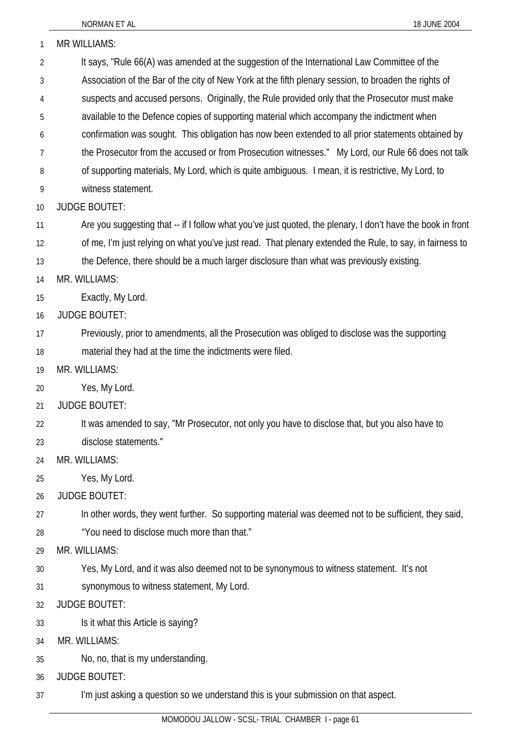MR WILLIAMS:

It says, "Rule 66(A) was amended at the suggestion of the International Law Committee of the Association of the Bar of the city of New York at the fifth plenary session, to broaden the rights of suspects and accused persons. Originally, the Rule provided only that the Prosecutor must make available to the Defence copies of supporting material which accompany the indictment when confirmation was sought. This obligation has now been extended to all prior statements obtained by the Prosecutor from the accused or from Prosecution witnesses." My Lord, our Rule 66 does not talk of supporting materials, My Lord, which is quite ambiguous. I mean, it is restrictive, My Lord, to witness statement.

JUDGE BOUTET:

Are you suggesting that -- if I follow what you've just quoted, the plenary, I don't have the book in front of me, I'm just relying on what you've just read. That plenary extended the Rule, to say, in fairness to the Defence, there should be a much larger disclosure than what was previously existing.

MR. WILLIAMS:

Exactly, My Lord.

JUDGE BOUTET:

Previously, prior to amendments, all the Prosecution was obliged to disclose was the supporting material they had at the time the indictments were filed.

MR. WILLIAMS:

Yes, My Lord.

JUDGE BOUTET:

It was amended to say, "Mr Prosecutor, not only you have to disclose that, but you also have to disclose statements."

MR. WILLIAMS:

Yes, My Lord.

JUDGE BOUTET:

In other words, they went further. So supporting material was deemed not to be sufficient, they said, "You need to disclose much more than that."

MR. WILLIAMS:

Yes, My Lord, and it was also deemed not to be synonymous to witness statement. It's not synonymous to witness statement, My Lord.

JUDGE BOUTET:

Is it what this Article is saying?

MR. WILLIAMS:

No, no, that is my understanding.

JUDGE BOUTET:

I'm just asking a question so we understand this is your submission on that aspect.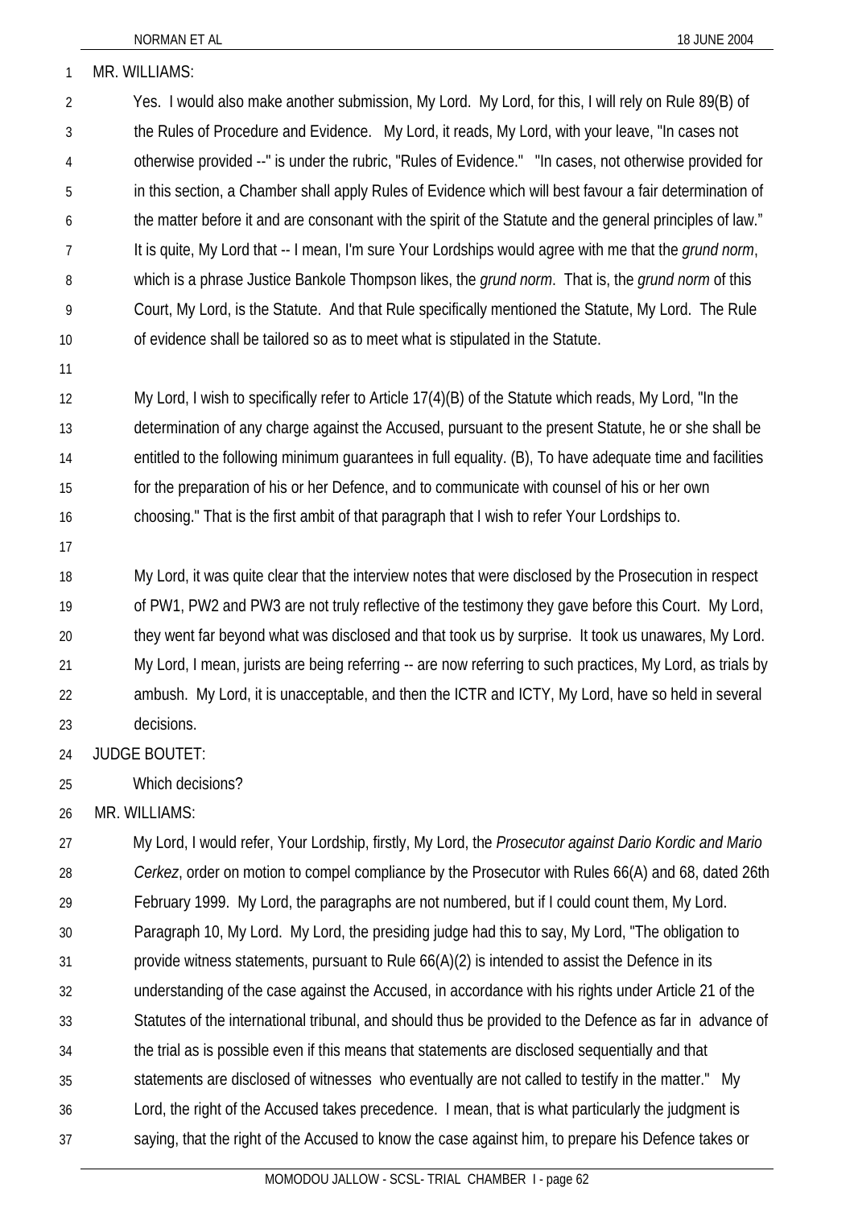MR. WILLIAMS:

Yes. I would also make another submission, My Lord. My Lord, for this, I will rely on Rule 89(B) of the Rules of Procedure and Evidence. My Lord, it reads, My Lord, with your leave, "In cases not otherwise provided --" is under the rubric, "Rules of Evidence." "In cases, not otherwise provided for in this section, a Chamber shall apply Rules of Evidence which will best favour a fair determination of the matter before it and are consonant with the spirit of the Statute and the general principles of law." It is quite, My Lord that -- I mean, I'm sure Your Lordships would agree with me that the *grund norm*, which is a phrase Justice Bankole Thompson likes, the *grund norm*. That is, the *grund norm* of this Court, My Lord, is the Statute. And that Rule specifically mentioned the Statute, My Lord. The Rule of evidence shall be tailored so as to meet what is stipulated in the Statute.

My Lord, I wish to specifically refer to Article 17(4)(B) of the Statute which reads, My Lord, "In the determination of any charge against the Accused, pursuant to the present Statute, he or she shall be entitled to the following minimum guarantees in full equality. (B), To have adequate time and facilities for the preparation of his or her Defence, and to communicate with counsel of his or her own choosing." That is the first ambit of that paragraph that I wish to refer Your Lordships to.

My Lord, it was quite clear that the interview notes that were disclosed by the Prosecution in respect of PW1, PW2 and PW3 are not truly reflective of the testimony they gave before this Court. My Lord, they went far beyond what was disclosed and that took us by surprise. It took us unawares, My Lord. My Lord, I mean, jurists are being referring -- are now referring to such practices, My Lord, as trials by ambush. My Lord, it is unacceptable, and then the ICTR and ICTY, My Lord, have so held in several decisions.

JUDGE BOUTET:

Which decisions?

MR. WILLIAMS:

My Lord, I would refer, Your Lordship, firstly, My Lord, the *Prosecutor against Dario Kordic and Mario Cerkez*, order on motion to compel compliance by the Prosecutor with Rules 66(A) and 68, dated 26th February 1999. My Lord, the paragraphs are not numbered, but if I could count them, My Lord. Paragraph 10, My Lord. My Lord, the presiding judge had this to say, My Lord, "The obligation to provide witness statements, pursuant to Rule 66(A)(2) is intended to assist the Defence in its understanding of the case against the Accused, in accordance with his rights under Article 21 of the Statutes of the international tribunal, and should thus be provided to the Defence as far in advance of the trial as is possible even if this means that statements are disclosed sequentially and that statements are disclosed of witnesses who eventually are not called to testify in the matter." My Lord, the right of the Accused takes precedence. I mean, that is what particularly the judgment is saying, that the right of the Accused to know the case against him, to prepare his Defence takes or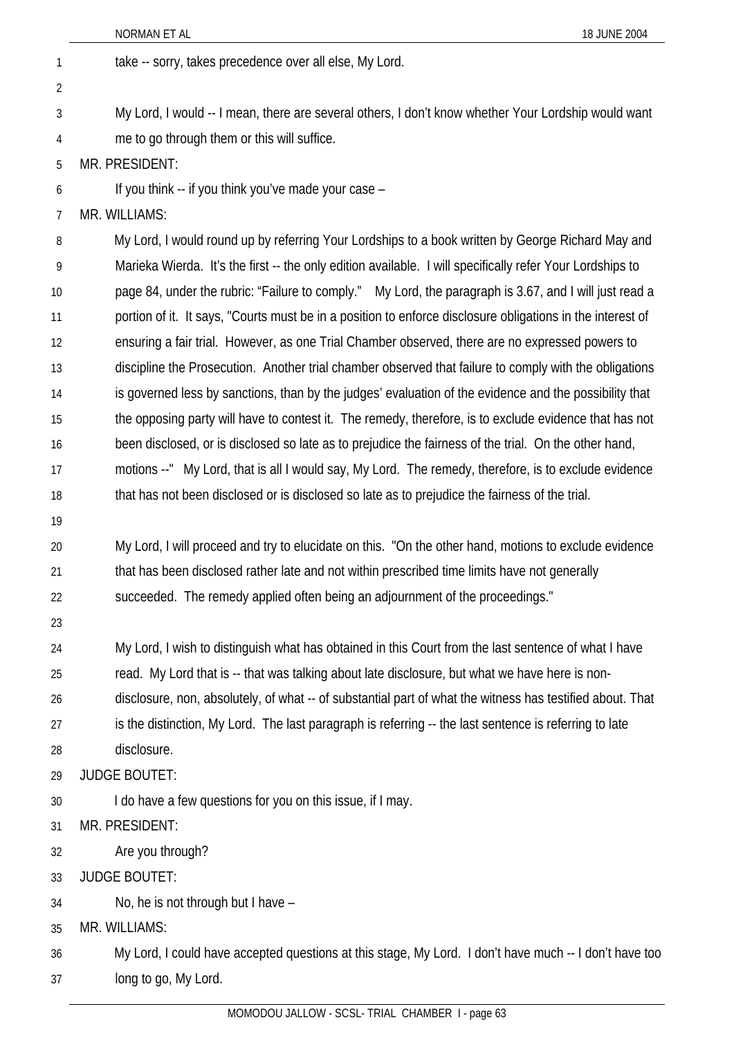take -- sorry, takes precedence over all else, My Lord.

My Lord, I would -- I mean, there are several others, I don't know whether Your Lordship would want me to go through them or this will suffice.

MR. PRESIDENT:

If you think -- if you think you've made your case –

MR. WILLIAMS:

My Lord, I would round up by referring Your Lordships to a book written by George Richard May and Marieka Wierda. It's the first -- the only edition available. I will specifically refer Your Lordships to page 84, under the rubric: "Failure to comply." My Lord, the paragraph is 3.67, and I will just read a portion of it. It says, "Courts must be in a position to enforce disclosure obligations in the interest of ensuring a fair trial. However, as one Trial Chamber observed, there are no expressed powers to discipline the Prosecution. Another trial chamber observed that failure to comply with the obligations is governed less by sanctions, than by the judges' evaluation of the evidence and the possibility that the opposing party will have to contest it. The remedy, therefore, is to exclude evidence that has not been disclosed, or is disclosed so late as to prejudice the fairness of the trial. On the other hand, motions --" My Lord, that is all I would say, My Lord. The remedy, therefore, is to exclude evidence that has not been disclosed or is disclosed so late as to prejudice the fairness of the trial.

My Lord, I will proceed and try to elucidate on this. "On the other hand, motions to exclude evidence that has been disclosed rather late and not within prescribed time limits have not generally succeeded. The remedy applied often being an adjournment of the proceedings."

My Lord, I wish to distinguish what has obtained in this Court from the last sentence of what I have read. My Lord that is -- that was talking about late disclosure, but what we have here is non-disclosure, non, absolutely, of what -- of substantial part of what the witness has testified about. That is the distinction, My Lord. The last paragraph is referring -- the last sentence is referring to late disclosure.

JUDGE BOUTET:

I do have a few questions for you on this issue, if I may.

MR. PRESIDENT:

Are you through?

JUDGE BOUTET:

No, he is not through but I have –

MR. WILLIAMS:

My Lord, I could have accepted questions at this stage, My Lord. I don't have much -- I don't have too long to go, My Lord.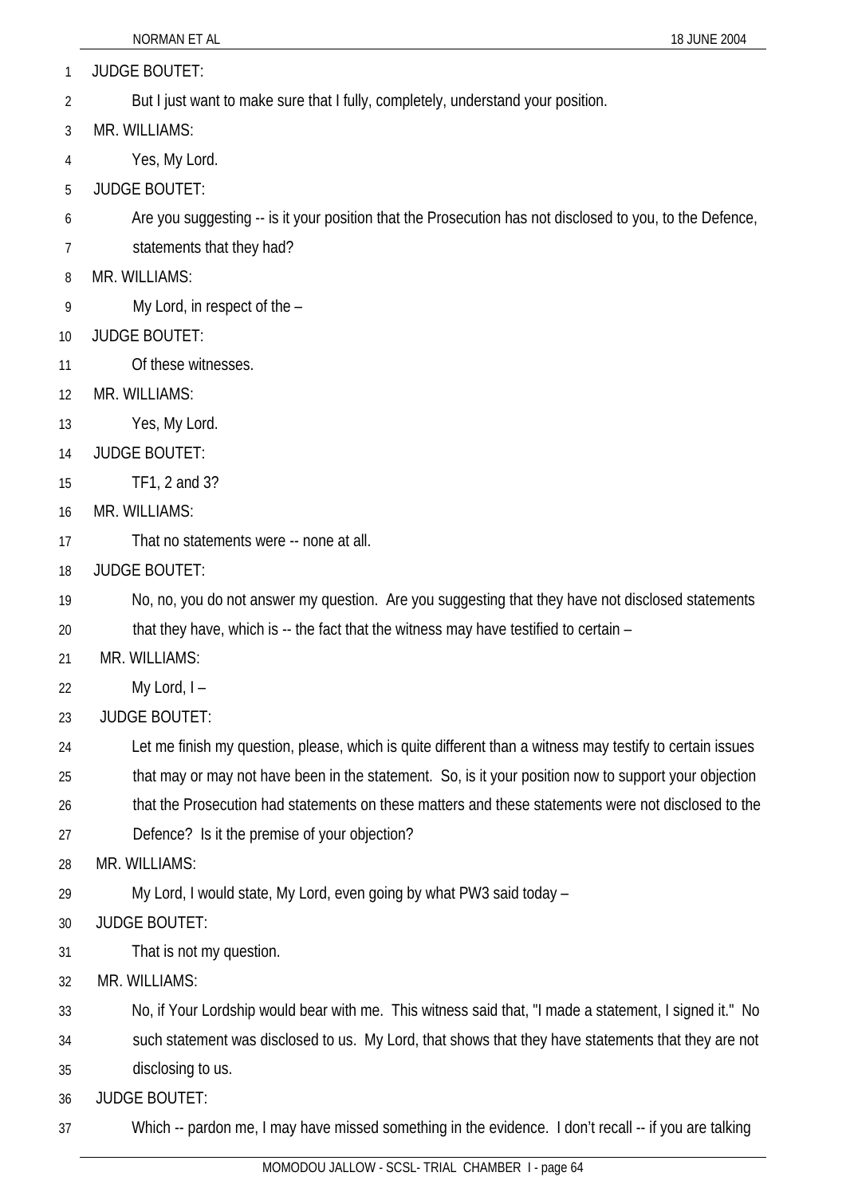JUDGE BOUTET:

But I just want to make sure that I fully, completely, understand your position.

MR. WILLIAMS:

Yes, My Lord.

JUDGE BOUTET:

Are you suggesting -- is it your position that the Prosecution has not disclosed to you, to the Defence, statements that they had?

MR. WILLIAMS:

My Lord, in respect of the –

JUDGE BOUTET:

Of these witnesses.

MR. WILLIAMS:

Yes, My Lord.

JUDGE BOUTET:

TF1, 2 and 3?

MR. WILLIAMS:

That no statements were -- none at all.

JUDGE BOUTET:

No, no, you do not answer my question. Are you suggesting that they have not disclosed statements that they have, which is -- the fact that the witness may have testified to certain –

MR. WILLIAMS:

My Lord, I –

JUDGE BOUTET:

Let me finish my question, please, which is quite different than a witness may testify to certain issues that may or may not have been in the statement. So, is it your position now to support your objection that the Prosecution had statements on these matters and these statements were not disclosed to the Defence? Is it the premise of your objection?

MR. WILLIAMS:

My Lord, I would state, My Lord, even going by what PW3 said today –

JUDGE BOUTET:

That is not my question.

MR. WILLIAMS:

No, if Your Lordship would bear with me. This witness said that, "I made a statement, I signed it." No such statement was disclosed to us. My Lord, that shows that they have statements that they are not disclosing to us.

JUDGE BOUTET:

Which -- pardon me, I may have missed something in the evidence. I don't recall -- if you are talking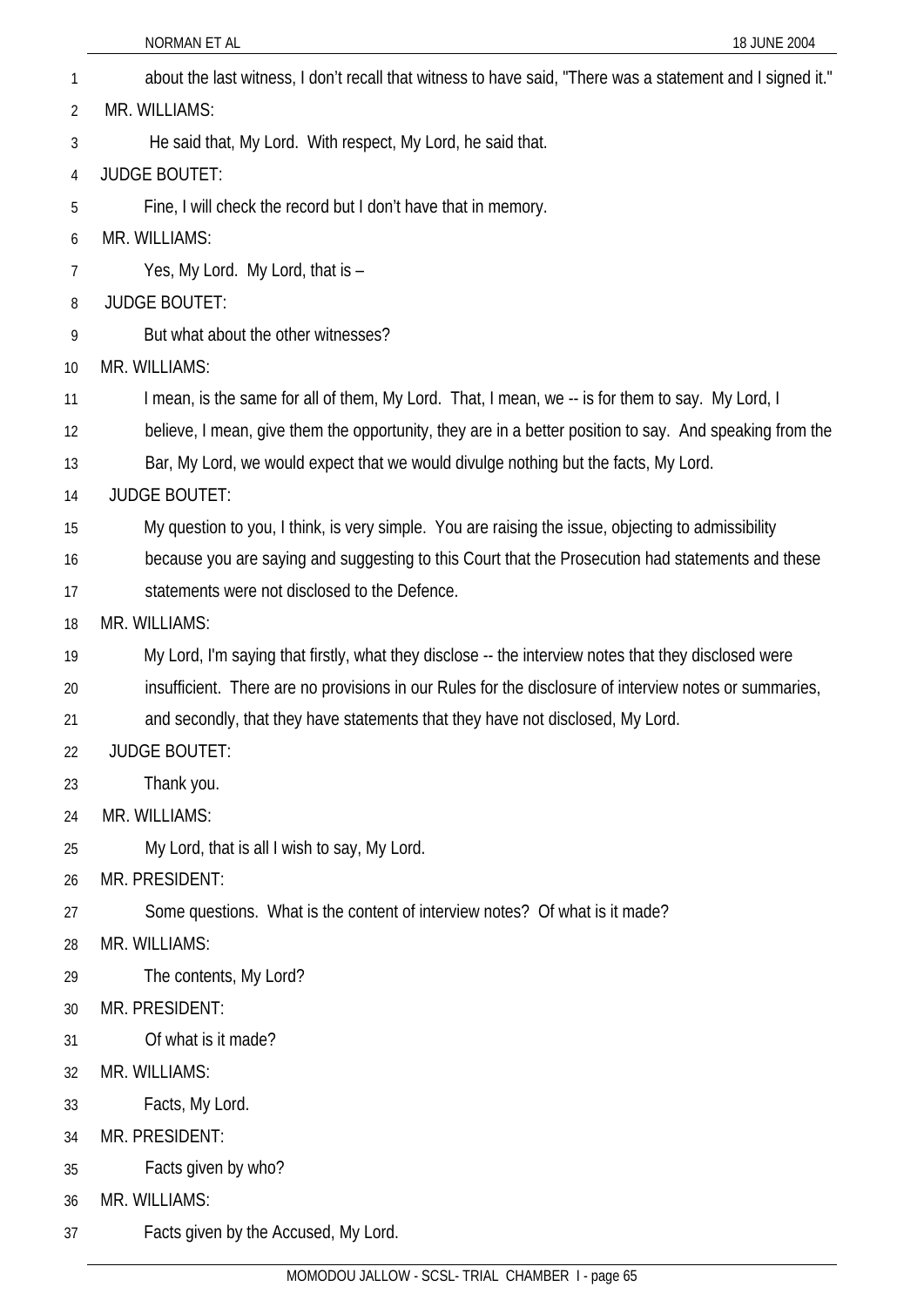about the last witness, I don't recall that witness to have said, "There was a statement and I signed it."

MR. WILLIAMS:

He said that, My Lord. With respect, My Lord, he said that.

JUDGE BOUTET:

Fine, I will check the record but I don't have that in memory.

MR. WILLIAMS:

Yes, My Lord. My Lord, that is –

JUDGE BOUTET:

But what about the other witnesses?

MR. WILLIAMS:

I mean, is the same for all of them, My Lord. That, I mean, we -- is for them to say. My Lord, I believe, I mean, give them the opportunity, they are in a better position to say. And speaking from the Bar, My Lord, we would expect that we would divulge nothing but the facts, My Lord.

JUDGE BOUTET:

My question to you, I think, is very simple. You are raising the issue, objecting to admissibility because you are saying and suggesting to this Court that the Prosecution had statements and these statements were not disclosed to the Defence.

MR. WILLIAMS:

My Lord, I'm saying that firstly, what they disclose -- the interview notes that they disclosed were insufficient. There are no provisions in our Rules for the disclosure of interview notes or summaries, and secondly, that they have statements that they have not disclosed, My Lord.

JUDGE BOUTET:

Thank you.

MR. WILLIAMS:

My Lord, that is all I wish to say, My Lord.

MR. PRESIDENT:

Some questions. What is the content of interview notes? Of what is it made?

MR. WILLIAMS:

The contents, My Lord?

MR. PRESIDENT:

Of what is it made?

MR. WILLIAMS:

Facts, My Lord.

MR. PRESIDENT:

Facts given by who?

MR. WILLIAMS:

Facts given by the Accused, My Lord.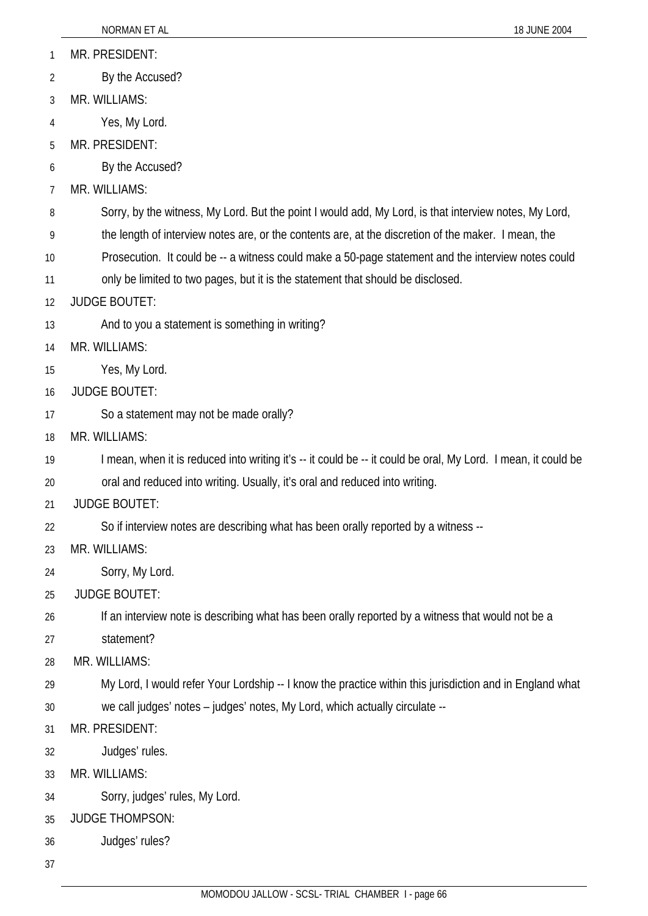MR. PRESIDENT:

By the Accused?

MR. WILLIAMS:

Yes, My Lord.

MR. PRESIDENT:

By the Accused?

MR. WILLIAMS:

Sorry, by the witness, My Lord. But the point I would add, My Lord, is that interview notes, My Lord, the length of interview notes are, or the contents are, at the discretion of the maker. I mean, the Prosecution. It could be -- a witness could make a 50-page statement and the interview notes could only be limited to two pages, but it is the statement that should be disclosed.

JUDGE BOUTET:

And to you a statement is something in writing?

MR. WILLIAMS:

Yes, My Lord.

JUDGE BOUTET:

So a statement may not be made orally?

MR. WILLIAMS:

I mean, when it is reduced into writing it's -- it could be -- it could be oral, My Lord. I mean, it could be oral and reduced into writing. Usually, it's oral and reduced into writing.

JUDGE BOUTET:

So if interview notes are describing what has been orally reported by a witness --

MR. WILLIAMS:

Sorry, My Lord.

JUDGE BOUTET:

If an interview note is describing what has been orally reported by a witness that would not be a statement?

MR. WILLIAMS:

My Lord, I would refer Your Lordship -- I know the practice within this jurisdiction and in England what we call judges' notes – judges' notes, My Lord, which actually circulate --

MR. PRESIDENT:

Judges' rules.

MR. WILLIAMS:

Sorry, judges' rules, My Lord.

JUDGE THOMPSON:

Judges' rules?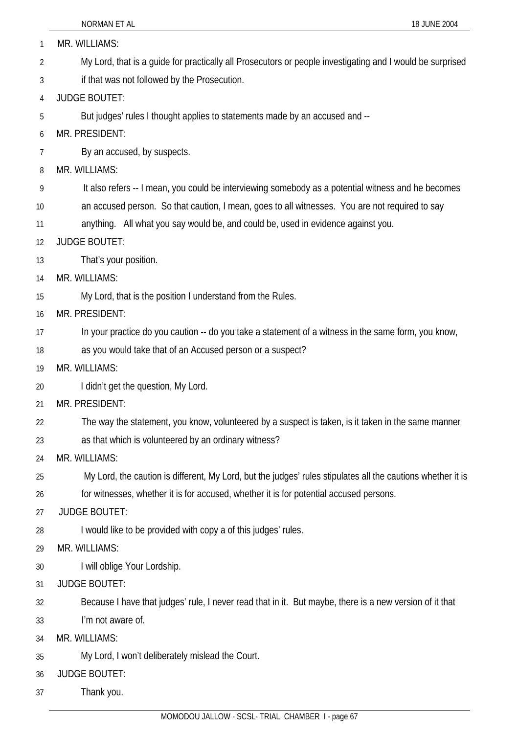MR. WILLIAMS:

My Lord, that is a guide for practically all Prosecutors or people investigating and I would be surprised if that was not followed by the Prosecution.

JUDGE BOUTET:

But judges' rules I thought applies to statements made by an accused and --

MR. PRESIDENT:

By an accused, by suspects.

MR. WILLIAMS:

It also refers -- I mean, you could be interviewing somebody as a potential witness and he becomes an accused person. So that caution, I mean, goes to all witnesses. You are not required to say anything. All what you say would be, and could be, used in evidence against you.

JUDGE BOUTET:

That's your position.

MR. WILLIAMS:

My Lord, that is the position I understand from the Rules.

MR. PRESIDENT:

In your practice do you caution -- do you take a statement of a witness in the same form, you know, as you would take that of an Accused person or a suspect?

MR. WILLIAMS:

I didn't get the question, My Lord.

MR. PRESIDENT:

The way the statement, you know, volunteered by a suspect is taken, is it taken in the same manner as that which is volunteered by an ordinary witness?

MR. WILLIAMS:

My Lord, the caution is different, My Lord, but the judges' rules stipulates all the cautions whether it is for witnesses, whether it is for accused, whether it is for potential accused persons.

JUDGE BOUTET:

I would like to be provided with copy a of this judges' rules.

MR. WILLIAMS:

I will oblige Your Lordship.

JUDGE BOUTET:

Because I have that judges' rule, I never read that in it. But maybe, there is a new version of it that I'm not aware of.

MR. WILLIAMS:

My Lord, I won't deliberately mislead the Court.

JUDGE BOUTET:

Thank you.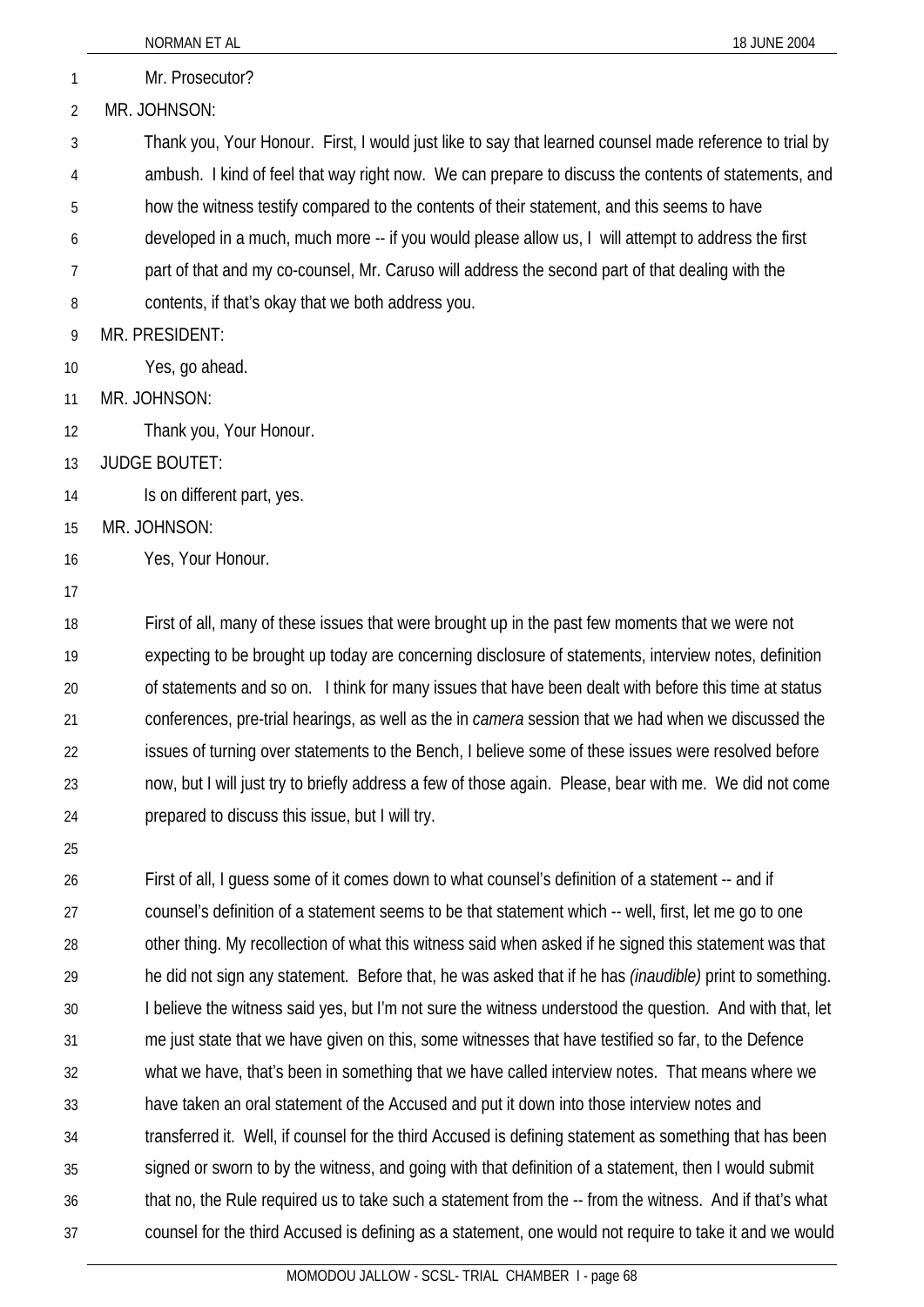Mr. Prosecutor?

MR. JOHNSON:

Thank you, Your Honour. First, I would just like to say that learned counsel made reference to trial by ambush. I kind of feel that way right now. We can prepare to discuss the contents of statements, and how the witness testify compared to the contents of their statement, and this seems to have developed in a much, much more -- if you would please allow us, I will attempt to address the first part of that and my co-counsel, Mr. Caruso will address the second part of that dealing with the contents, if that's okay that we both address you.

MR. PRESIDENT:

Yes, go ahead.

MR. JOHNSON:

Thank you, Your Honour.

JUDGE BOUTET:

Is on different part, yes.

MR. JOHNSON:

Yes, Your Honour.

First of all, many of these issues that were brought up in the past few moments that we were not expecting to be brought up today are concerning disclosure of statements, interview notes, definition of statements and so on. I think for many issues that have been dealt with before this time at status conferences, pre-trial hearings, as well as the in *camera* session that we had when we discussed the issues of turning over statements to the Bench, I believe some of these issues were resolved before now, but I will just try to briefly address a few of those again. Please, bear with me. We did not come prepared to discuss this issue, but I will try.

First of all, I guess some of it comes down to what counsel's definition of a statement -- and if counsel's definition of a statement seems to be that statement which -- well, first, let me go to one other thing. My recollection of what this witness said when asked if he signed this statement was that he did not sign any statement. Before that, he was asked that if he has *(inaudible)* print to something. I believe the witness said yes, but I'm not sure the witness understood the question. And with that, let me just state that we have given on this, some witnesses that have testified so far, to the Defence what we have, that's been in something that we have called interview notes. That means where we have taken an oral statement of the Accused and put it down into those interview notes and transferred it. Well, if counsel for the third Accused is defining statement as something that has been signed or sworn to by the witness, and going with that definition of a statement, then I would submit that no, the Rule required us to take such a statement from the -- from the witness. And if that's what counsel for the third Accused is defining as a statement, one would not require to take it and we would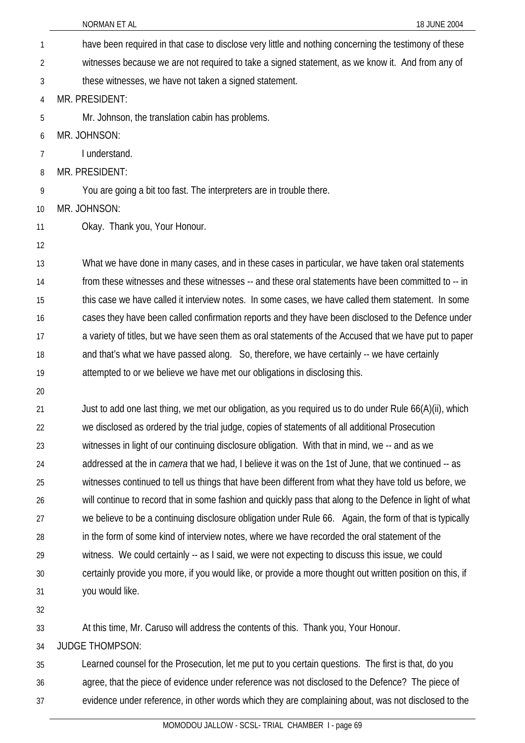have been required in that case to disclose very little and nothing concerning the testimony of these witnesses because we are not required to take a signed statement, as we know it. And from any of these witnesses, we have not taken a signed statement.

MR. PRESIDENT:

Mr. Johnson, the translation cabin has problems.

MR. JOHNSON:

I understand.

MR. PRESIDENT:

You are going a bit too fast. The interpreters are in trouble there.

MR. JOHNSON:

Okay. Thank you, Your Honour.

What we have done in many cases, and in these cases in particular, we have taken oral statements from these witnesses and these witnesses -- and these oral statements have been committed to -- in this case we have called it interview notes. In some cases, we have called them statement. In some cases they have been called confirmation reports and they have been disclosed to the Defence under a variety of titles, but we have seen them as oral statements of the Accused that we have put to paper and that's what we have passed along. So, therefore, we have certainly -- we have certainly attempted to or we believe we have met our obligations in disclosing this.

Just to add one last thing, we met our obligation, as you required us to do under Rule 66(A)(ii), which we disclosed as ordered by the trial judge, copies of statements of all additional Prosecution witnesses in light of our continuing disclosure obligation. With that in mind, we -- and as we addressed at the in *camera* that we had, I believe it was on the 1st of June, that we continued -- as witnesses continued to tell us things that have been different from what they have told us before, we will continue to record that in some fashion and quickly pass that along to the Defence in light of what we believe to be a continuing disclosure obligation under Rule 66. Again, the form of that is typically in the form of some kind of interview notes, where we have recorded the oral statement of the witness. We could certainly -- as I said, we were not expecting to discuss this issue, we could certainly provide you more, if you would like, or provide a more thought out written position on this, if you would like.

At this time, Mr. Caruso will address the contents of this. Thank you, Your Honour.

JUDGE THOMPSON:

Learned counsel for the Prosecution, let me put to you certain questions. The first is that, do you agree, that the piece of evidence under reference was not disclosed to the Defence? The piece of evidence under reference, in other words which they are complaining about, was not disclosed to the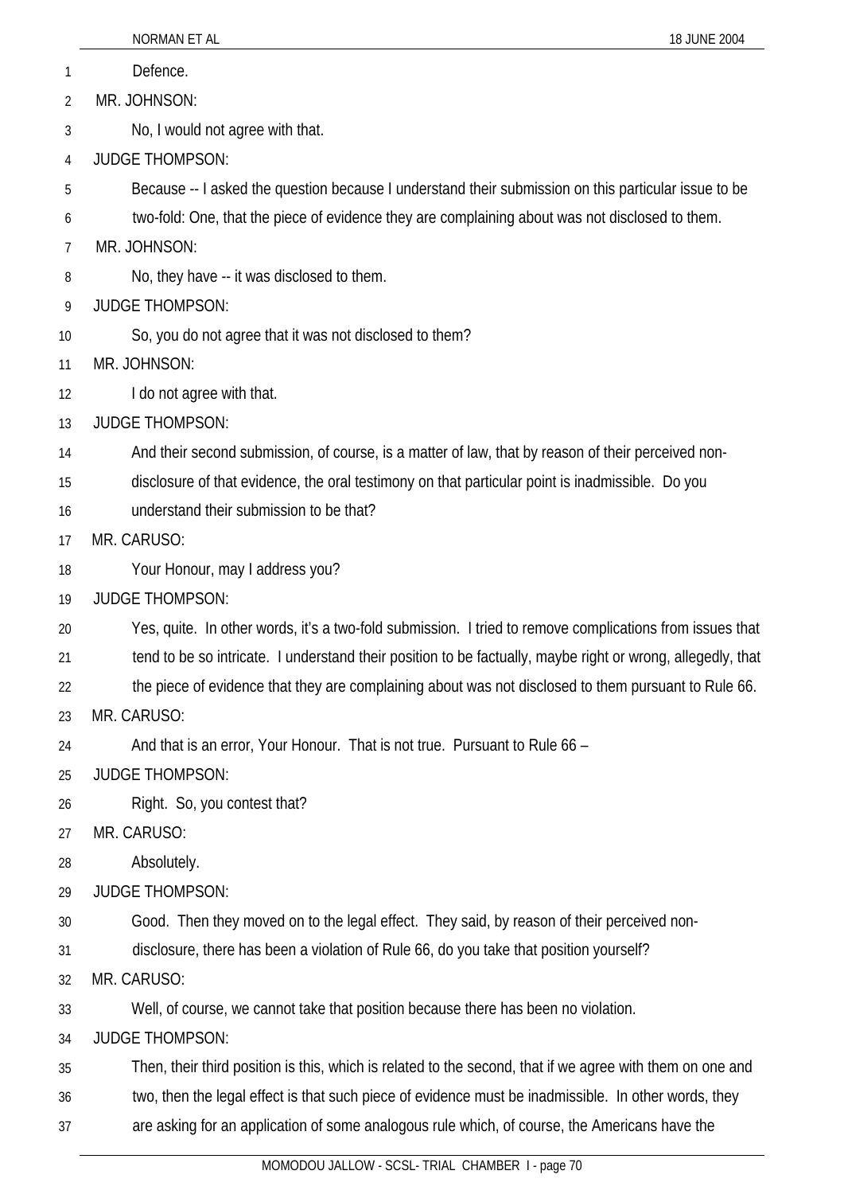Defence.

MR. JOHNSON:

No, I would not agree with that.

JUDGE THOMPSON:

Because -- I asked the question because I understand their submission on this particular issue to be two-fold: One, that the piece of evidence they are complaining about was not disclosed to them.

MR. JOHNSON:

No, they have -- it was disclosed to them.

JUDGE THOMPSON:

So, you do not agree that it was not disclosed to them?

MR. JOHNSON:

I do not agree with that.

JUDGE THOMPSON:

And their second submission, of course, is a matter of law, that by reason of their perceived non-disclosure of that evidence, the oral testimony on that particular point is inadmissible. Do you understand their submission to be that?

MR. CARUSO:

Your Honour, may I address you?

JUDGE THOMPSON:

Yes, quite. In other words, it's a two-fold submission. I tried to remove complications from issues that tend to be so intricate. I understand their position to be factually, maybe right or wrong, allegedly, that the piece of evidence that they are complaining about was not disclosed to them pursuant to Rule 66.

MR. CARUSO:

And that is an error, Your Honour. That is not true. Pursuant to Rule 66 –

JUDGE THOMPSON:

Right. So, you contest that?

MR. CARUSO:

Absolutely.

JUDGE THOMPSON:

Good. Then they moved on to the legal effect. They said, by reason of their perceived non-disclosure, there has been a violation of Rule 66, do you take that position yourself?

MR. CARUSO:

Well, of course, we cannot take that position because there has been no violation.

JUDGE THOMPSON:

Then, their third position is this, which is related to the second, that if we agree with them on one and two, then the legal effect is that such piece of evidence must be inadmissible. In other words, they are asking for an application of some analogous rule which, of course, the Americans have the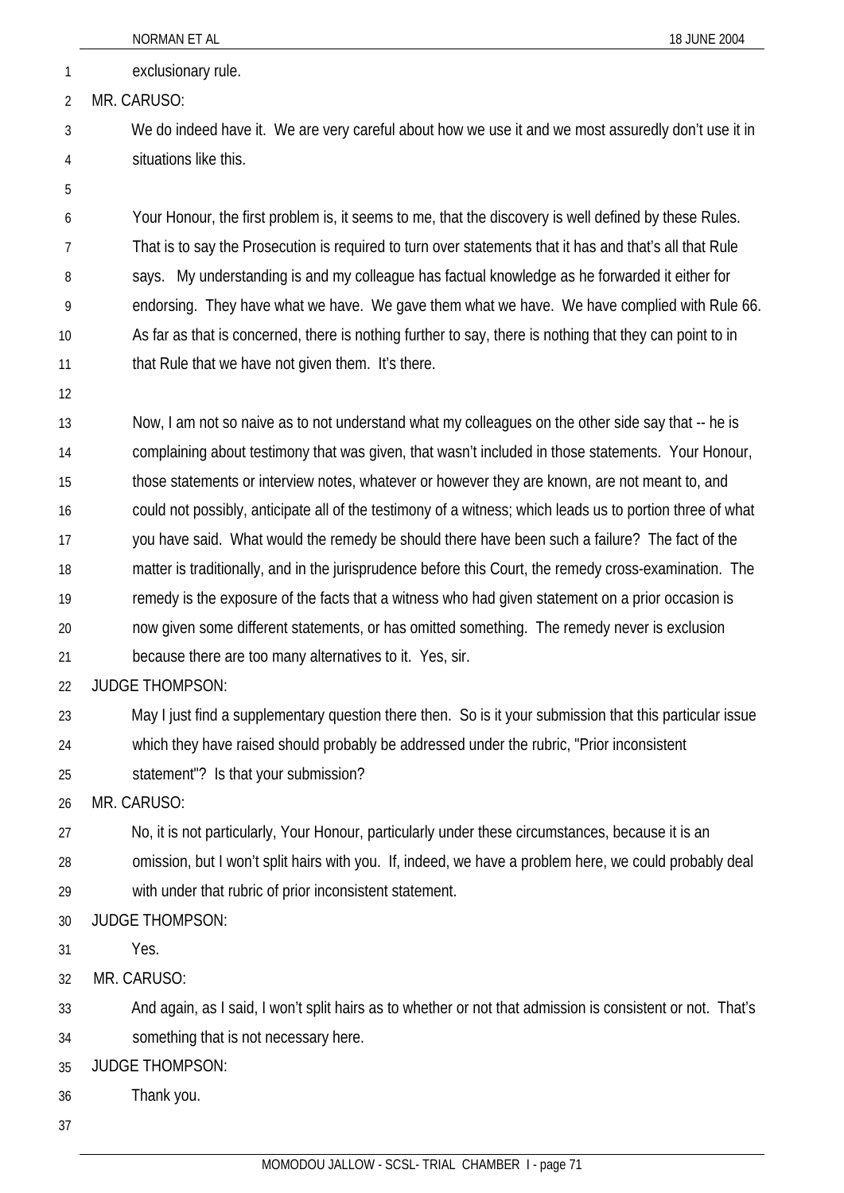exclusionary rule.

MR. CARUSO:

We do indeed have it. We are very careful about how we use it and we most assuredly don't use it in situations like this.

Your Honour, the first problem is, it seems to me, that the discovery is well defined by these Rules. That is to say the Prosecution is required to turn over statements that it has and that's all that Rule says. My understanding is and my colleague has factual knowledge as he forwarded it either for endorsing. They have what we have. We gave them what we have. We have complied with Rule 66. As far as that is concerned, there is nothing further to say, there is nothing that they can point to in that Rule that we have not given them. It's there.

Now, I am not so naive as to not understand what my colleagues on the other side say that -- he is complaining about testimony that was given, that wasn't included in those statements. Your Honour, those statements or interview notes, whatever or however they are known, are not meant to, and could not possibly, anticipate all of the testimony of a witness; which leads us to portion three of what you have said. What would the remedy be should there have been such a failure? The fact of the matter is traditionally, and in the jurisprudence before this Court, the remedy cross-examination. The remedy is the exposure of the facts that a witness who had given statement on a prior occasion is now given some different statements, or has omitted something. The remedy never is exclusion because there are too many alternatives to it. Yes, sir.

JUDGE THOMPSON:

May I just find a supplementary question there then. So is it your submission that this particular issue which they have raised should probably be addressed under the rubric, "Prior inconsistent statement"? Is that your submission?

MR. CARUSO:

No, it is not particularly, Your Honour, particularly under these circumstances, because it is an omission, but I won't split hairs with you. If, indeed, we have a problem here, we could probably deal with under that rubric of prior inconsistent statement.

JUDGE THOMPSON:

Yes.

MR. CARUSO:

And again, as I said, I won't split hairs as to whether or not that admission is consistent or not. That's something that is not necessary here.

JUDGE THOMPSON:

Thank you.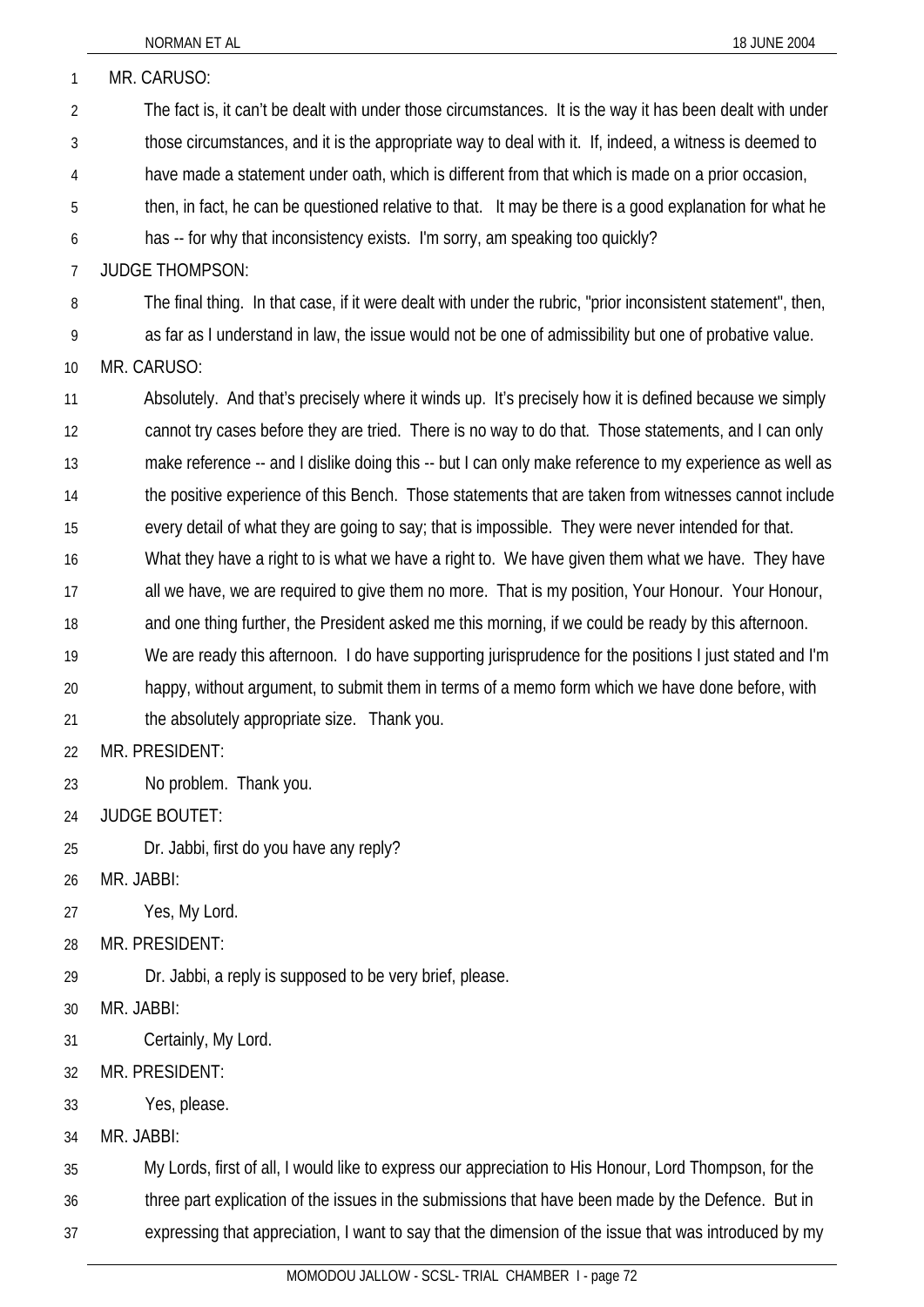MR. CARUSO:

The fact is, it can't be dealt with under those circumstances. It is the way it has been dealt with under those circumstances, and it is the appropriate way to deal with it. If, indeed, a witness is deemed to have made a statement under oath, which is different from that which is made on a prior occasion, then, in fact, he can be questioned relative to that. It may be there is a good explanation for what he has -- for why that inconsistency exists. I'm sorry, am speaking too quickly?

JUDGE THOMPSON:

The final thing. In that case, if it were dealt with under the rubric, "prior inconsistent statement", then, as far as I understand in law, the issue would not be one of admissibility but one of probative value.

MR. CARUSO:

Absolutely. And that's precisely where it winds up. It's precisely how it is defined because we simply cannot try cases before they are tried. There is no way to do that. Those statements, and I can only make reference -- and I dislike doing this -- but I can only make reference to my experience as well as the positive experience of this Bench. Those statements that are taken from witnesses cannot include every detail of what they are going to say; that is impossible. They were never intended for that. What they have a right to is what we have a right to. We have given them what we have. They have all we have, we are required to give them no more. That is my position, Your Honour. Your Honour, and one thing further, the President asked me this morning, if we could be ready by this afternoon. We are ready this afternoon. I do have supporting jurisprudence for the positions I just stated and I'm happy, without argument, to submit them in terms of a memo form which we have done before, with the absolutely appropriate size. Thank you.

MR. PRESIDENT:

No problem. Thank you.

JUDGE BOUTET:

Dr. Jabbi, first do you have any reply?

MR. JABBI:

Yes, My Lord.

MR. PRESIDENT:

Dr. Jabbi, a reply is supposed to be very brief, please.

MR. JABBI:

Certainly, My Lord.

MR. PRESIDENT:

Yes, please.

MR. JABBI:

My Lords, first of all, I would like to express our appreciation to His Honour, Lord Thompson, for the three part explication of the issues in the submissions that have been made by the Defence. But in expressing that appreciation, I want to say that the dimension of the issue that was introduced by my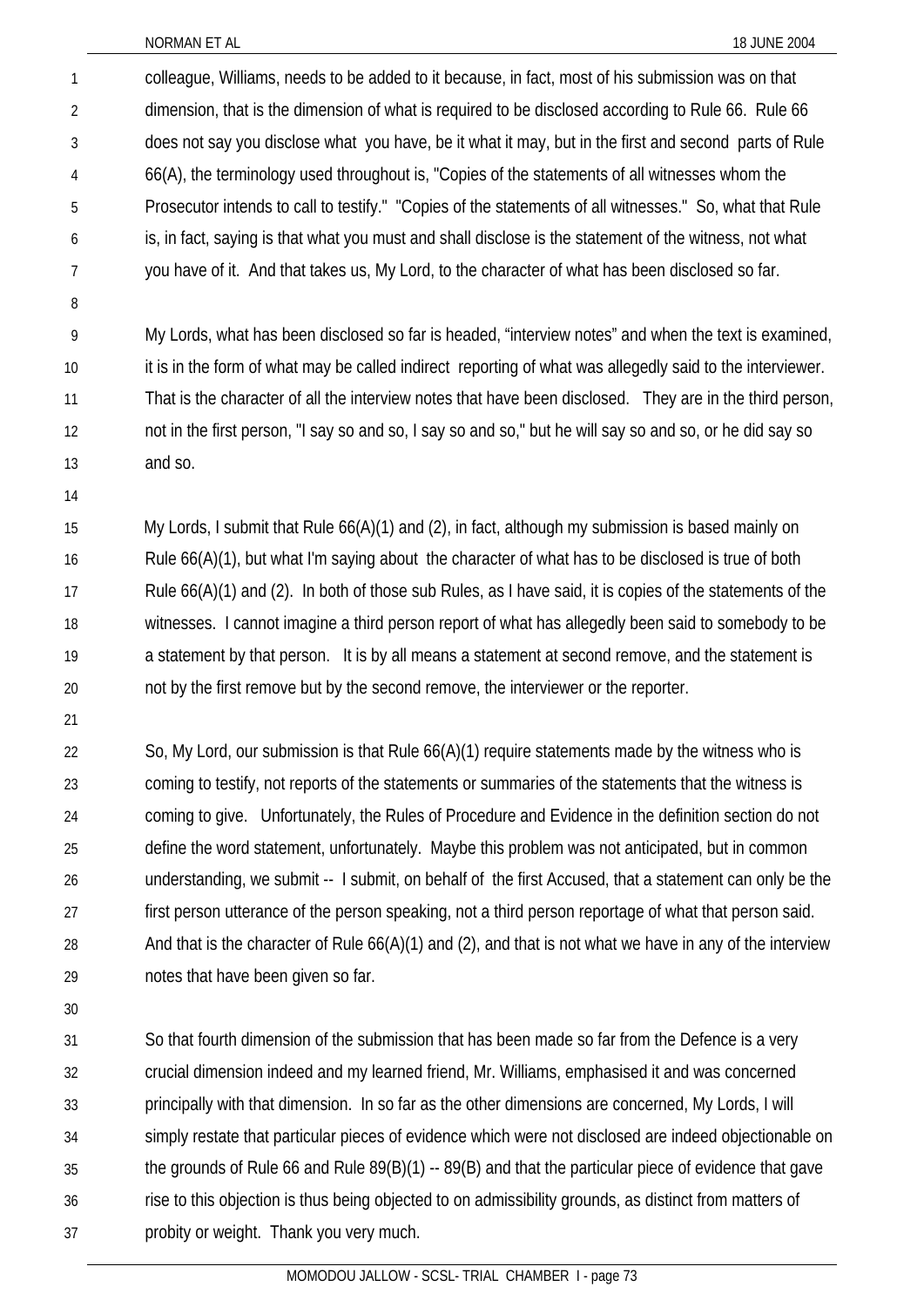colleague, Williams, needs to be added to it because, in fact, most of his submission was on that dimension, that is the dimension of what is required to be disclosed according to Rule 66. Rule 66 does not say you disclose what you have, be it what it may, but in the first and second parts of Rule 66(A), the terminology used throughout is, "Copies of the statements of all witnesses whom the Prosecutor intends to call to testify." "Copies of the statements of all witnesses." So, what that Rule is, in fact, saying is that what you must and shall disclose is the statement of the witness, not what you have of it. And that takes us, My Lord, to the character of what has been disclosed so far.

My Lords, what has been disclosed so far is headed, "interview notes" and when the text is examined, it is in the form of what may be called indirect reporting of what was allegedly said to the interviewer. That is the character of all the interview notes that have been disclosed. They are in the third person, not in the first person, "I say so and so, I say so and so," but he will say so and so, or he did say so and so.

My Lords, I submit that Rule 66(A)(1) and (2), in fact, although my submission is based mainly on Rule 66(A)(1), but what I'm saying about the character of what has to be disclosed is true of both Rule 66(A)(1) and (2). In both of those sub Rules, as I have said, it is copies of the statements of the witnesses. I cannot imagine a third person report of what has allegedly been said to somebody to be a statement by that person. It is by all means a statement at second remove, and the statement is not by the first remove but by the second remove, the interviewer or the reporter.

So, My Lord, our submission is that Rule 66(A)(1) require statements made by the witness who is coming to testify, not reports of the statements or summaries of the statements that the witness is coming to give. Unfortunately, the Rules of Procedure and Evidence in the definition section do not define the word statement, unfortunately. Maybe this problem was not anticipated, but in common understanding, we submit -- I submit, on behalf of the first Accused, that a statement can only be the first person utterance of the person speaking, not a third person reportage of what that person said. And that is the character of Rule 66(A)(1) and (2), and that is not what we have in any of the interview notes that have been given so far.

So that fourth dimension of the submission that has been made so far from the Defence is a very crucial dimension indeed and my learned friend, Mr. Williams, emphasised it and was concerned principally with that dimension. In so far as the other dimensions are concerned, My Lords, I will simply restate that particular pieces of evidence which were not disclosed are indeed objectionable on the grounds of Rule 66 and Rule 89(B)(1) -- 89(B) and that the particular piece of evidence that gave rise to this objection is thus being objected to on admissibility grounds, as distinct from matters of probity or weight. Thank you very much.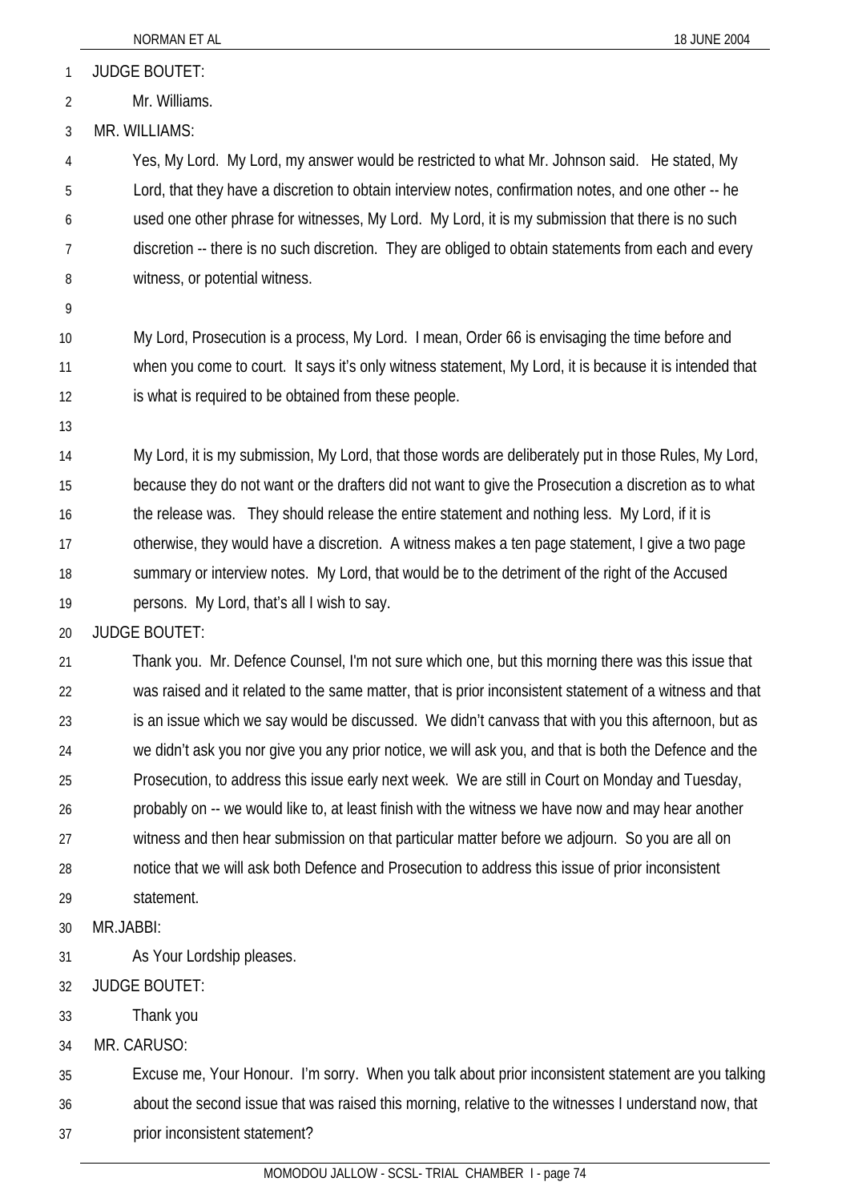JUDGE BOUTET:

Mr. Williams.

MR. WILLIAMS:

Yes, My Lord. My Lord, my answer would be restricted to what Mr. Johnson said. He stated, My Lord, that they have a discretion to obtain interview notes, confirmation notes, and one other -- he used one other phrase for witnesses, My Lord. My Lord, it is my submission that there is no such discretion -- there is no such discretion. They are obliged to obtain statements from each and every witness, or potential witness.

My Lord, Prosecution is a process, My Lord. I mean, Order 66 is envisaging the time before and when you come to court. It says it's only witness statement, My Lord, it is because it is intended that is what is required to be obtained from these people.

My Lord, it is my submission, My Lord, that those words are deliberately put in those Rules, My Lord, because they do not want or the drafters did not want to give the Prosecution a discretion as to what the release was. They should release the entire statement and nothing less. My Lord, if it is otherwise, they would have a discretion. A witness makes a ten page statement, I give a two page summary or interview notes. My Lord, that would be to the detriment of the right of the Accused persons. My Lord, that's all I wish to say.

JUDGE BOUTET:

Thank you. Mr. Defence Counsel, I'm not sure which one, but this morning there was this issue that was raised and it related to the same matter, that is prior inconsistent statement of a witness and that is an issue which we say would be discussed. We didn't canvass that with you this afternoon, but as we didn't ask you nor give you any prior notice, we will ask you, and that is both the Defence and the Prosecution, to address this issue early next week. We are still in Court on Monday and Tuesday, probably on -- we would like to, at least finish with the witness we have now and may hear another witness and then hear submission on that particular matter before we adjourn. So you are all on notice that we will ask both Defence and Prosecution to address this issue of prior inconsistent statement.

MR.JABBI:

As Your Lordship pleases.

JUDGE BOUTET:

Thank you

MR. CARUSO:

Excuse me, Your Honour. I'm sorry. When you talk about prior inconsistent statement are you talking about the second issue that was raised this morning, relative to the witnesses I understand now, that prior inconsistent statement?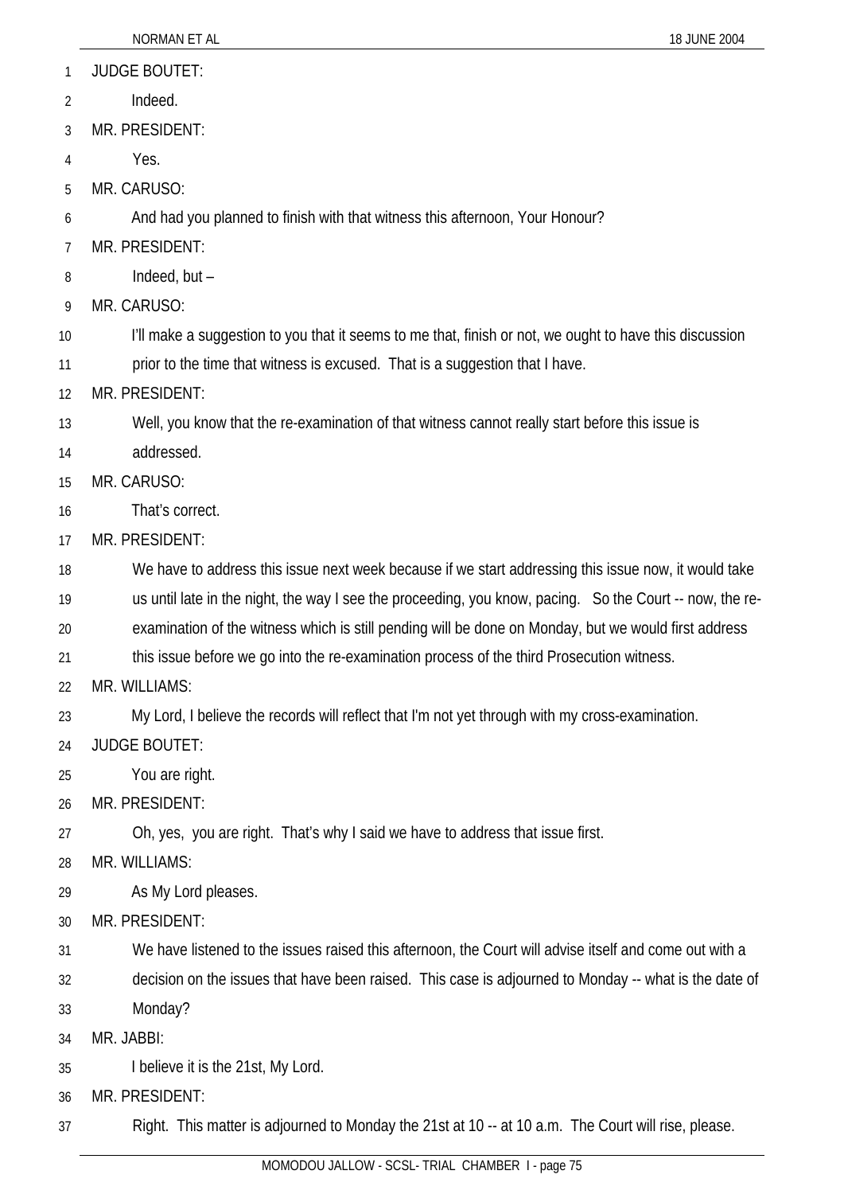JUDGE BOUTET:

Indeed.

MR. PRESIDENT:

Yes.

MR. CARUSO:

And had you planned to finish with that witness this afternoon, Your Honour?

MR. PRESIDENT:

Indeed, but –

MR. CARUSO:

I'll make a suggestion to you that it seems to me that, finish or not, we ought to have this discussion prior to the time that witness is excused. That is a suggestion that I have.

MR. PRESIDENT:

Well, you know that the re-examination of that witness cannot really start before this issue is addressed.

MR. CARUSO:

That's correct.

MR. PRESIDENT:

We have to address this issue next week because if we start addressing this issue now, it would take us until late in the night, the way I see the proceeding, you know, pacing. So the Court -- now, the re-examination of the witness which is still pending will be done on Monday, but we would first address this issue before we go into the re-examination process of the third Prosecution witness.

MR. WILLIAMS:

My Lord, I believe the records will reflect that I'm not yet through with my cross-examination.

JUDGE BOUTET:

You are right.

MR. PRESIDENT:

Oh, yes, you are right. That's why I said we have to address that issue first.

MR. WILLIAMS:

As My Lord pleases.

MR. PRESIDENT:

We have listened to the issues raised this afternoon, the Court will advise itself and come out with a decision on the issues that have been raised. This case is adjourned to Monday -- what is the date of Monday?

MR. JABBI:

I believe it is the 21st, My Lord.

MR. PRESIDENT:

Right. This matter is adjourned to Monday the 21st at 10 -- at 10 a.m. The Court will rise, please.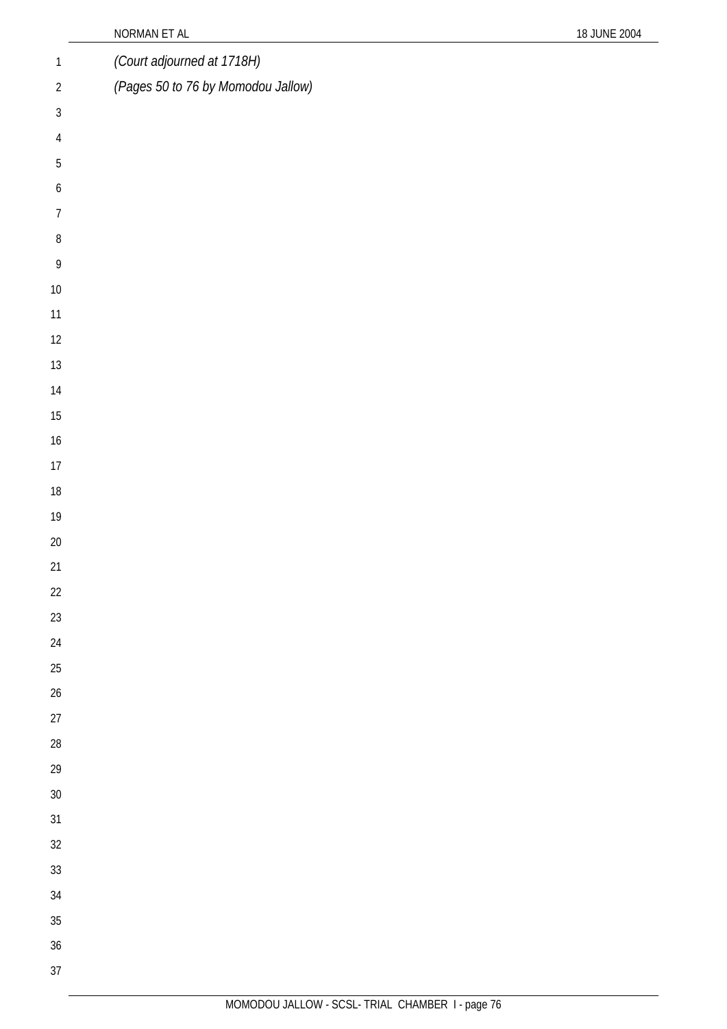*(Court adjourned at 1718H)*

*(Pages 50 to 76 by Momodou Jallow)*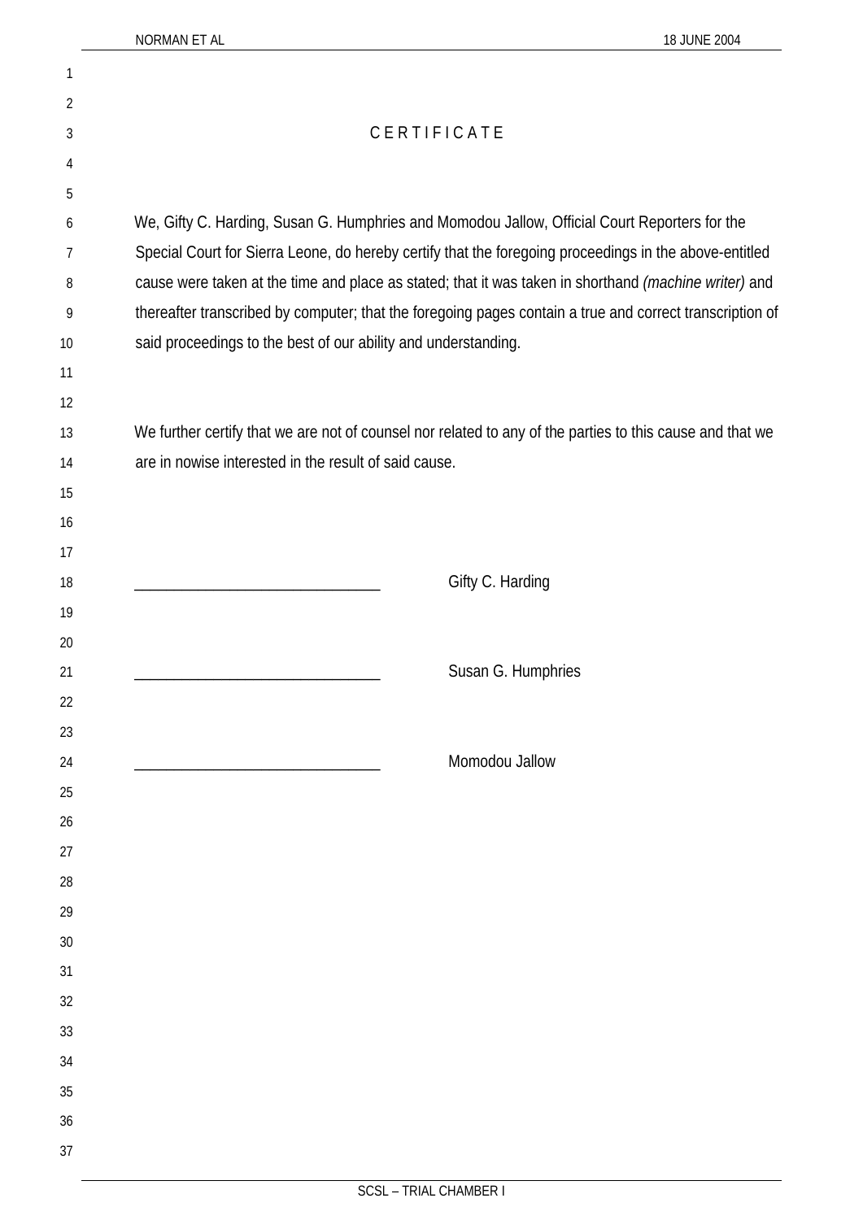# C E R T I F I C A T E

We, Gifty C. Harding, Susan G. Humphries and Momodou Jallow, Official Court Reporters for the Special Court for Sierra Leone, do hereby certify that the foregoing proceedings in the above-entitled cause were taken at the time and place as stated; that it was taken in shorthand *(machine writer)* and thereafter transcribed by computer; that the foregoing pages contain a true and correct transcription of said proceedings to the best of our ability and understanding.

We further certify that we are not of counsel nor related to any of the parties to this cause and that we are in nowise interested in the result of said cause.

_______________________________ Gifty C. Harding

_______________________________ Susan G. Humphries

_______________________________ Momodou Jallow